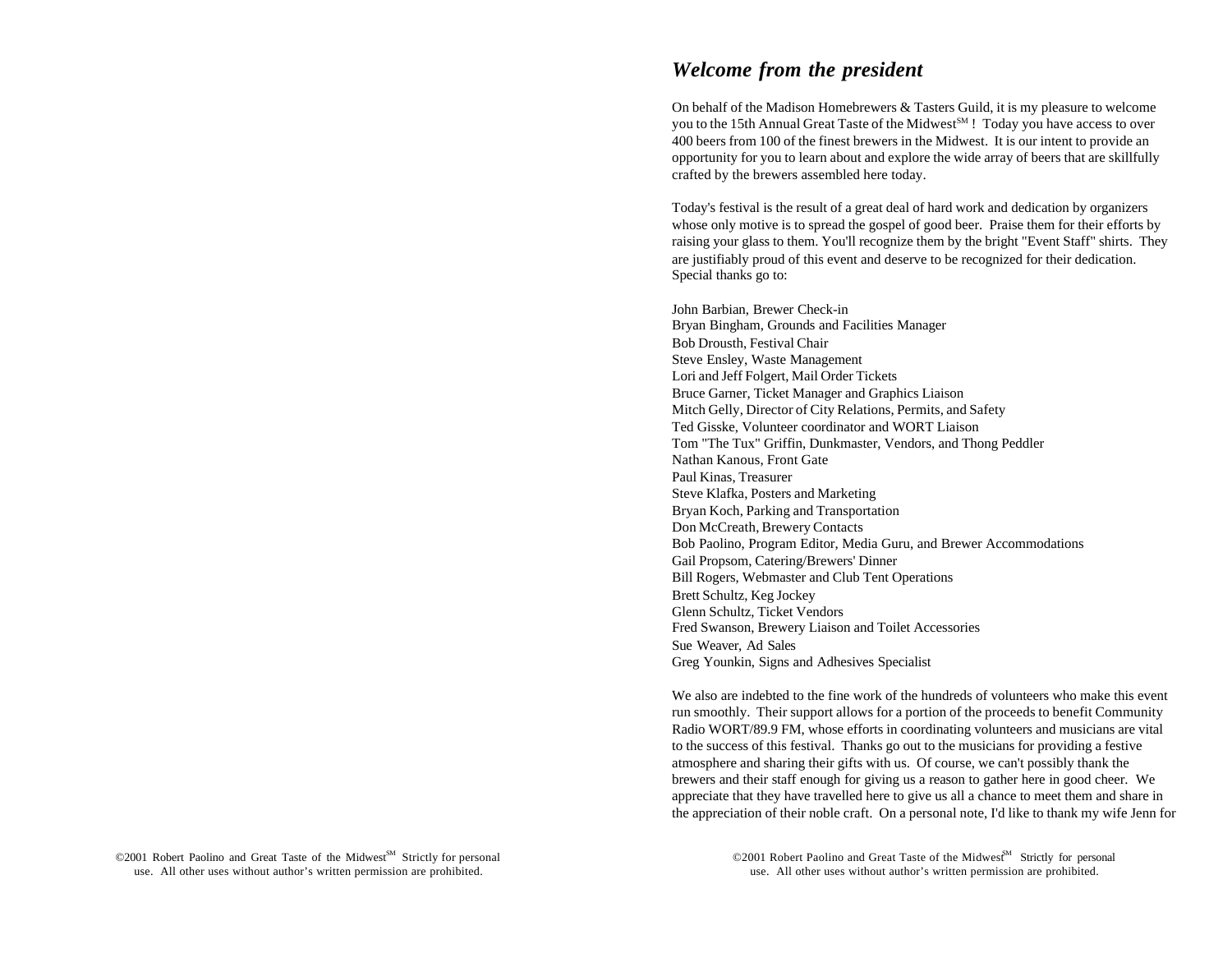## *Welcome from the president*

On behalf of the Madison Homebrewers & Tasters Guild, it is my pleasure to welcome you to the 15th Annual Great Taste of the Midwest℠ ! Today you have access to over 400 beers from 100 of the finest brewers in the Midwest. It is our intent to provide an opportunity for you to learn about and explore the wide array of beers that are skillfully crafted by the brewers assembled here today.

Today's festival is the result of a great deal of hard work and dedication by organizers whose only motive is to spread the gospel of good beer. Praise them for their efforts by raising your glass to them. You'll recognize them by the bright "Event Staff" shirts. They are justifiably proud of this event and deserve to be recognized for their dedication. Special thanks go to:

John Barbian, Brewer Check-in
Bryan Bingham, Grounds and Facilities Manager
Bob Drousth, Festival Chair
Steve Ensley, Waste Management
Lori and Jeff Folgert, Mail Order Tickets
Bruce Garner, Ticket Manager and Graphics Liaison
Mitch Gelly, Director of City Relations, Permits, and Safety
Ted Gisske, Volunteer coordinator and WORT Liaison
Tom "The Tux" Griffin, Dunkmaster, Vendors, and Thong Peddler
Nathan Kanous, Front Gate
Paul Kinas, Treasurer
Steve Klafka, Posters and Marketing
Bryan Koch, Parking and Transportation
Don McCreath, Brewery Contacts
Bob Paolino, Program Editor, Media Guru, and Brewer Accommodations
Gail Propsom, Catering/Brewers' Dinner
Bill Rogers, Webmaster and Club Tent Operations
Brett Schultz, Keg Jockey
Glenn Schultz, Ticket Vendors
Fred Swanson, Brewery Liaison and Toilet Accessories
Sue Weaver, Ad Sales
Greg Younkin, Signs and Adhesives Specialist

We also are indebted to the fine work of the hundreds of volunteers who make this event run smoothly. Their support allows for a portion of the proceeds to benefit Community Radio WORT/89.9 FM, whose efforts in coordinating volunteers and musicians are vital to the success of this festival. Thanks go out to the musicians for providing a festive atmosphere and sharing their gifts with us. Of course, we can't possibly thank the brewers and their staff enough for giving us a reason to gather here in good cheer. We appreciate that they have travelled here to give us all a chance to meet them and share in the appreciation of their noble craft. On a personal note, I'd like to thank my wife Jenn for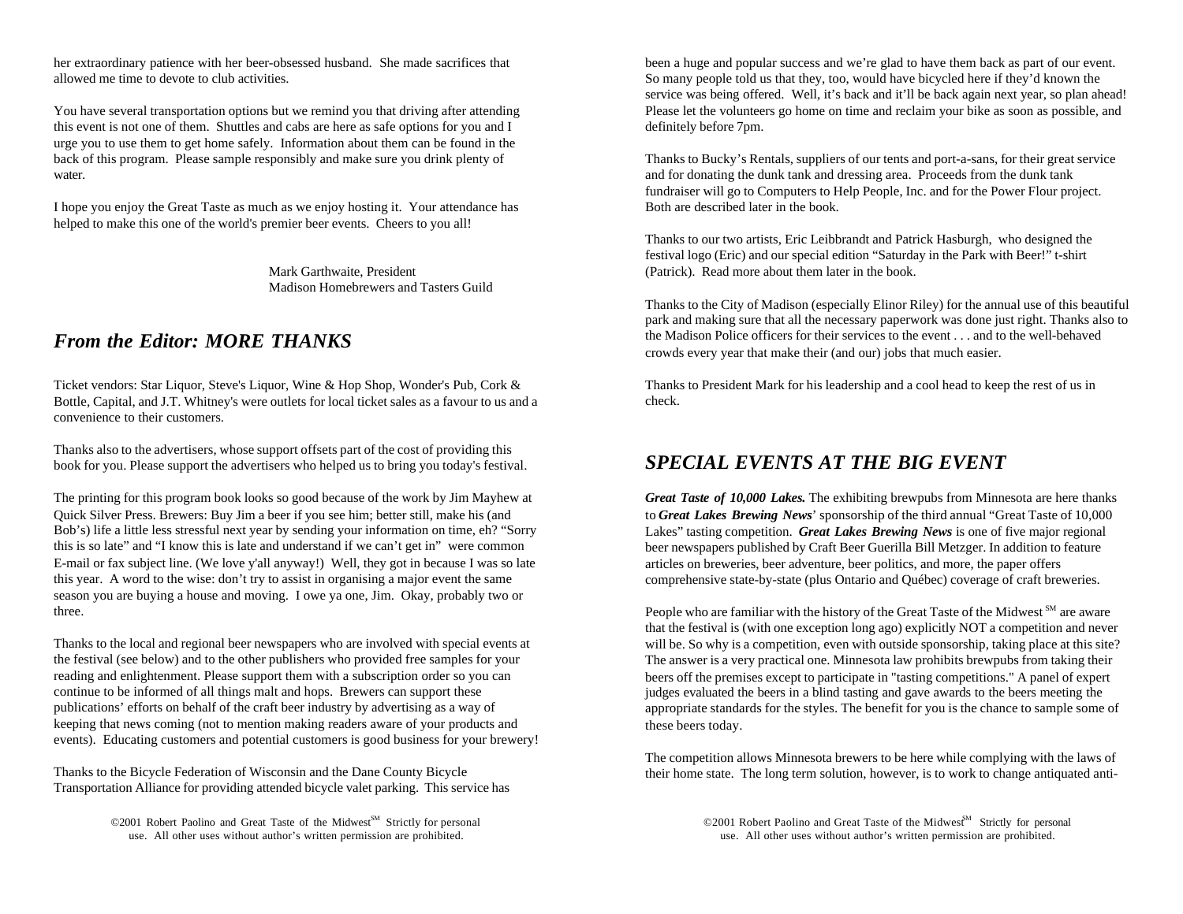her extraordinary patience with her beer-obsessed husband. She made sacrifices that allowed me time to devote to club activities.

You have several transportation options but we remind you that driving after attending this event is not one of them. Shuttles and cabs are here as safe options for you and I urge you to use them to get home safely. Information about them can be found in the back of this program. Please sample responsibly and make sure you drink plenty of water.

I hope you enjoy the Great Taste as much as we enjoy hosting it. Your attendance has helped to make this one of the world's premier beer events. Cheers to you all!

Mark Garthwaite, President
Madison Homebrewers and Tasters Guild

## *From the Editor: MORE THANKS*

Ticket vendors: Star Liquor, Steve's Liquor, Wine & Hop Shop, Wonder's Pub, Cork & Bottle, Capital, and J.T. Whitney's were outlets for local ticket sales as a favour to us and a convenience to their customers.

Thanks also to the advertisers, whose support offsets part of the cost of providing this book for you. Please support the advertisers who helped us to bring you today's festival.

The printing for this program book looks so good because of the work by Jim Mayhew at Quick Silver Press. Brewers: Buy Jim a beer if you see him; better still, make his (and Bob's) life a little less stressful next year by sending your information on time, eh? "Sorry this is so late" and "I know this is late and understand if we can't get in" were common E-mail or fax subject line. (We love y'all anyway!) Well, they got in because I was so late this year. A word to the wise: don't try to assist in organising a major event the same season you are buying a house and moving. I owe ya one, Jim. Okay, probably two or three.

Thanks to the local and regional beer newspapers who are involved with special events at the festival (see below) and to the other publishers who provided free samples for your reading and enlightenment. Please support them with a subscription order so you can continue to be informed of all things malt and hops. Brewers can support these publications' efforts on behalf of the craft beer industry by advertising as a way of keeping that news coming (not to mention making readers aware of your products and events). Educating customers and potential customers is good business for your brewery!

Thanks to the Bicycle Federation of Wisconsin and the Dane County Bicycle Transportation Alliance for providing attended bicycle valet parking. This service has been a huge and popular success and we're glad to have them back as part of our event. So many people told us that they, too, would have bicycled here if they'd known the service was being offered. Well, it's back and it'll be back again next year, so plan ahead! Please let the volunteers go home on time and reclaim your bike as soon as possible, and definitely before 7pm.

Thanks to Bucky's Rentals, suppliers of our tents and port-a-sans, for their great service and for donating the dunk tank and dressing area. Proceeds from the dunk tank fundraiser will go to Computers to Help People, Inc. and for the Power Flour project. Both are described later in the book.

Thanks to our two artists, Eric Leibbrandt and Patrick Hasburgh, who designed the festival logo (Eric) and our special edition "Saturday in the Park with Beer!" t-shirt (Patrick). Read more about them later in the book.

Thanks to the City of Madison (especially Elinor Riley) for the annual use of this beautiful park and making sure that all the necessary paperwork was done just right. Thanks also to the Madison Police officers for their services to the event . . . and to the well-behaved crowds every year that make their (and our) jobs that much easier.

Thanks to President Mark for his leadership and a cool head to keep the rest of us in check.

## *SPECIAL EVENTS AT THE BIG EVENT*

***Great Taste of 10,000 Lakes.*** The exhibiting brewpubs from Minnesota are here thanks to ***Great Lakes Brewing News***' sponsorship of the third annual "Great Taste of 10,000 Lakes" tasting competition. ***Great Lakes Brewing News*** is one of five major regional beer newspapers published by Craft Beer Guerilla Bill Metzger. In addition to feature articles on breweries, beer adventure, beer politics, and more, the paper offers comprehensive state-by-state (plus Ontario and Québec) coverage of craft breweries.

People who are familiar with the history of the Great Taste of the Midwest℠ are aware that the festival is (with one exception long ago) explicitly NOT a competition and never will be. So why is a competition, even with outside sponsorship, taking place at this site? The answer is a very practical one. Minnesota law prohibits brewpubs from taking their beers off the premises except to participate in "tasting competitions." A panel of expert judges evaluated the beers in a blind tasting and gave awards to the beers meeting the appropriate standards for the styles. The benefit for you is the chance to sample some of these beers today.

The competition allows Minnesota brewers to be here while complying with the laws of their home state. The long term solution, however, is to work to change antiquated anti-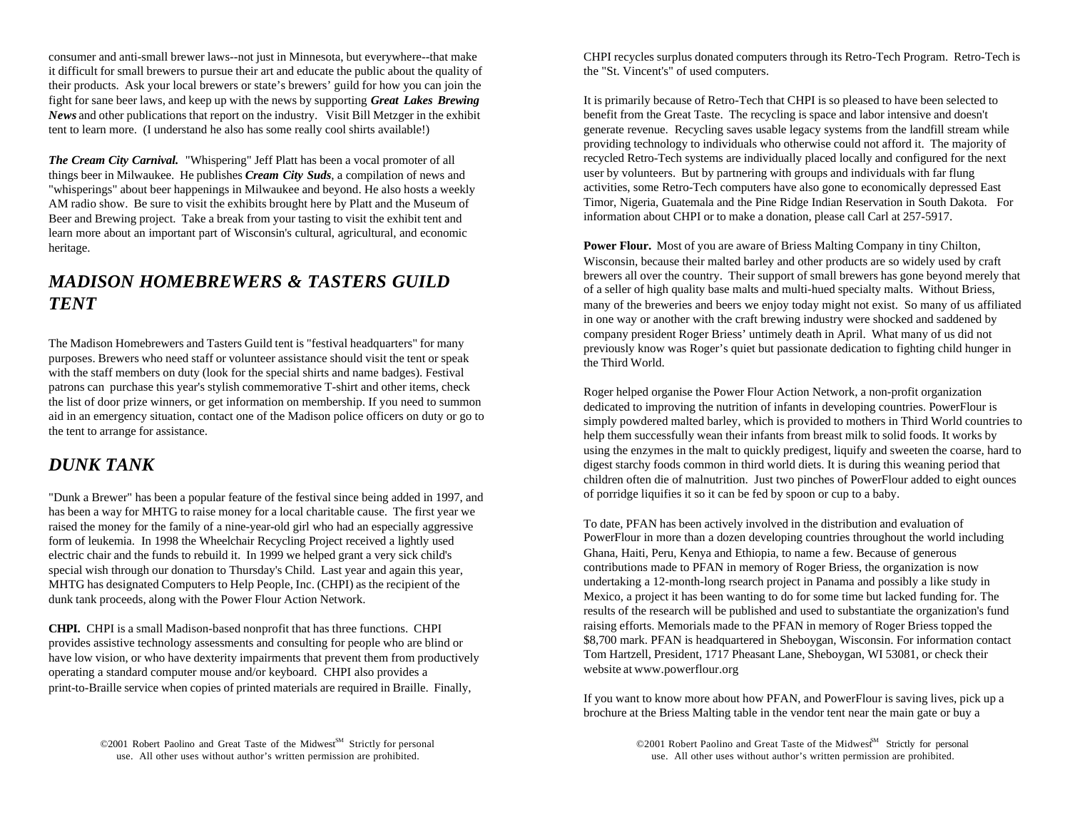consumer and anti-small brewer laws--not just in Minnesota, but everywhere--that make it difficult for small brewers to pursue their art and educate the public about the quality of their products. Ask your local brewers or state's brewers' guild for how you can join the fight for sane beer laws, and keep up with the news by supporting ***Great Lakes Brewing News*** and other publications that report on the industry. Visit Bill Metzger in the exhibit tent to learn more. (I understand he also has some really cool shirts available!)

***The Cream City Carnival.*** "Whispering" Jeff Platt has been a vocal promoter of all things beer in Milwaukee. He publishes ***Cream City Suds***, a compilation of news and "whisperings" about beer happenings in Milwaukee and beyond. He also hosts a weekly AM radio show. Be sure to visit the exhibits brought here by Platt and the Museum of Beer and Brewing project. Take a break from your tasting to visit the exhibit tent and learn more about an important part of Wisconsin's cultural, agricultural, and economic heritage.

## *MADISON HOMEBREWERS & TASTERS GUILD TENT*

The Madison Homebrewers and Tasters Guild tent is "festival headquarters" for many purposes. Brewers who need staff or volunteer assistance should visit the tent or speak with the staff members on duty (look for the special shirts and name badges). Festival patrons can purchase this year's stylish commemorative T-shirt and other items, check the list of door prize winners, or get information on membership. If you need to summon aid in an emergency situation, contact one of the Madison police officers on duty or go to the tent to arrange for assistance.

## *DUNK TANK*

"Dunk a Brewer" has been a popular feature of the festival since being added in 1997, and has been a way for MHTG to raise money for a local charitable cause. The first year we raised the money for the family of a nine-year-old girl who had an especially aggressive form of leukemia. In 1998 the Wheelchair Recycling Project received a lightly used electric chair and the funds to rebuild it. In 1999 we helped grant a very sick child's special wish through our donation to Thursday's Child. Last year and again this year, MHTG has designated Computers to Help People, Inc. (CHPI) as the recipient of the dunk tank proceeds, along with the Power Flour Action Network.

**CHPI.** CHPI is a small Madison-based nonprofit that has three functions. CHPI provides assistive technology assessments and consulting for people who are blind or have low vision, or who have dexterity impairments that prevent them from productively operating a standard computer mouse and/or keyboard. CHPI also provides a print-to-Braille service when copies of printed materials are required in Braille. Finally, CHPI recycles surplus donated computers through its Retro-Tech Program. Retro-Tech is the "St. Vincent's" of used computers.

It is primarily because of Retro-Tech that CHPI is so pleased to have been selected to benefit from the Great Taste. The recycling is space and labor intensive and doesn't generate revenue. Recycling saves usable legacy systems from the landfill stream while providing technology to individuals who otherwise could not afford it. The majority of recycled Retro-Tech systems are individually placed locally and configured for the next user by volunteers. But by partnering with groups and individuals with far flung activities, some Retro-Tech computers have also gone to economically depressed East Timor, Nigeria, Guatemala and the Pine Ridge Indian Reservation in South Dakota. For information about CHPI or to make a donation, please call Carl at 257-5917.

**Power Flour.** Most of you are aware of Briess Malting Company in tiny Chilton, Wisconsin, because their malted barley and other products are so widely used by craft brewers all over the country. Their support of small brewers has gone beyond merely that of a seller of high quality base malts and multi-hued specialty malts. Without Briess, many of the breweries and beers we enjoy today might not exist. So many of us affiliated in one way or another with the craft brewing industry were shocked and saddened by company president Roger Briess' untimely death in April. What many of us did not previously know was Roger's quiet but passionate dedication to fighting child hunger in the Third World.

Roger helped organise the Power Flour Action Network, a non-profit organization dedicated to improving the nutrition of infants in developing countries. PowerFlour is simply powdered malted barley, which is provided to mothers in Third World countries to help them successfully wean their infants from breast milk to solid foods. It works by using the enzymes in the malt to quickly predigest, liquify and sweeten the coarse, hard to digest starchy foods common in third world diets. It is during this weaning period that children often die of malnutrition. Just two pinches of PowerFlour added to eight ounces of porridge liquifies it so it can be fed by spoon or cup to a baby.

To date, PFAN has been actively involved in the distribution and evaluation of PowerFlour in more than a dozen developing countries throughout the world including Ghana, Haiti, Peru, Kenya and Ethiopia, to name a few. Because of generous contributions made to PFAN in memory of Roger Briess, the organization is now undertaking a 12-month-long rsearch project in Panama and possibly a like study in Mexico, a project it has been wanting to do for some time but lacked funding for. The results of the research will be published and used to substantiate the organization's fund raising efforts. Memorials made to the PFAN in memory of Roger Briess topped the $8,700 mark. PFAN is headquartered in Sheboygan, Wisconsin. For information contact Tom Hartzell, President, 1717 Pheasant Lane, Sheboygan, WI 53081, or check their website at www.powerflour.org

If you want to know more about how PFAN, and PowerFlour is saving lives, pick up a brochure at the Briess Malting table in the vendor tent near the main gate or buy a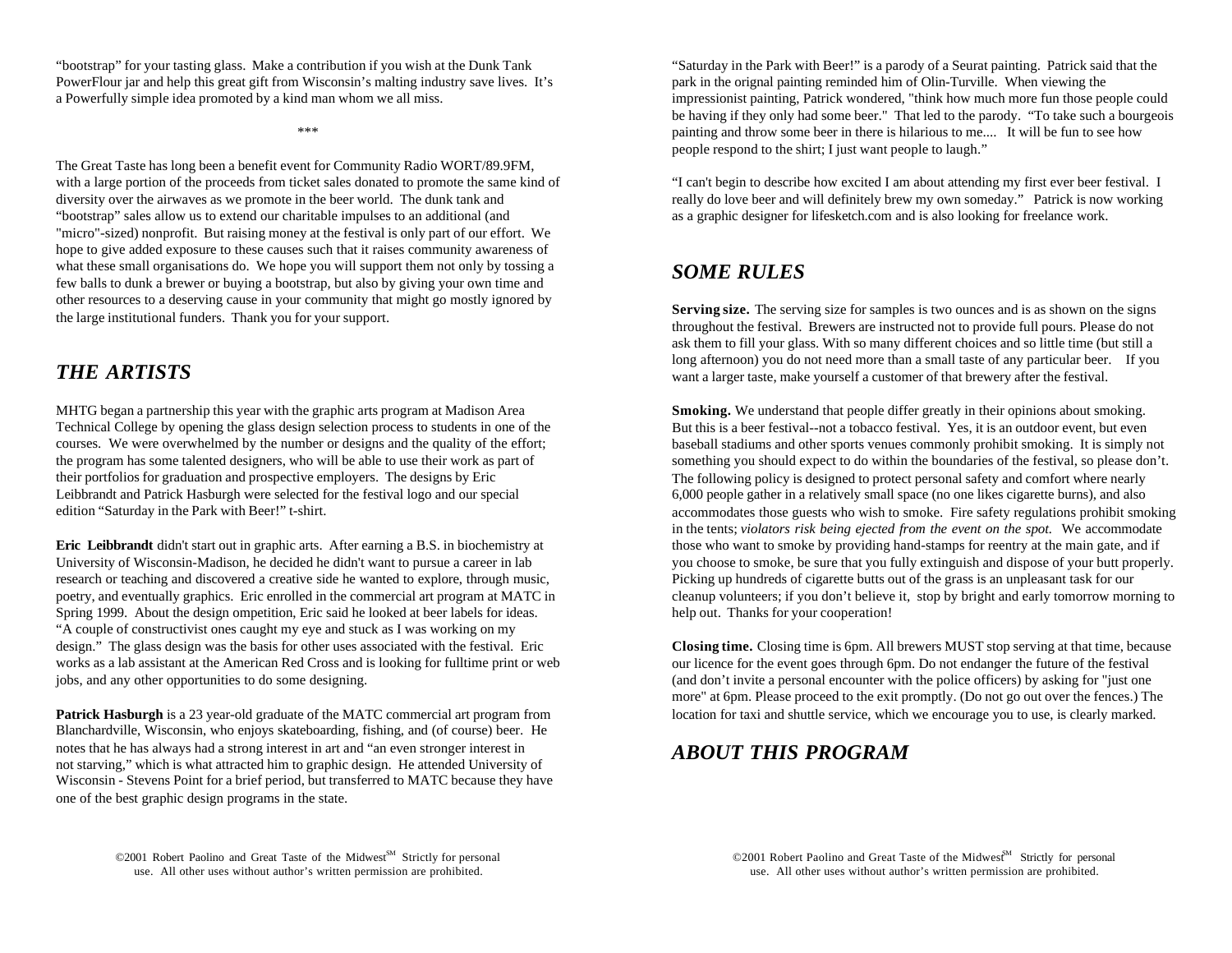"bootstrap" for your tasting glass. Make a contribution if you wish at the Dunk Tank PowerFlour jar and help this great gift from Wisconsin's malting industry save lives. It's a Powerfully simple idea promoted by a kind man whom we all miss.

***

The Great Taste has long been a benefit event for Community Radio WORT/89.9FM, with a large portion of the proceeds from ticket sales donated to promote the same kind of diversity over the airwaves as we promote in the beer world. The dunk tank and "bootstrap" sales allow us to extend our charitable impulses to an additional (and "micro"-sized) nonprofit. But raising money at the festival is only part of our effort. We hope to give added exposure to these causes such that it raises community awareness of what these small organisations do. We hope you will support them not only by tossing a few balls to dunk a brewer or buying a bootstrap, but also by giving your own time and other resources to a deserving cause in your community that might go mostly ignored by the large institutional funders. Thank you for your support.

## *THE ARTISTS*

MHTG began a partnership this year with the graphic arts program at Madison Area Technical College by opening the glass design selection process to students in one of the courses. We were overwhelmed by the number or designs and the quality of the effort; the program has some talented designers, who will be able to use their work as part of their portfolios for graduation and prospective employers. The designs by Eric Leibbrandt and Patrick Hasburgh were selected for the festival logo and our special edition "Saturday in the Park with Beer!" t-shirt.

**Eric Leibbrandt** didn't start out in graphic arts. After earning a B.S. in biochemistry at University of Wisconsin-Madison, he decided he didn't want to pursue a career in lab research or teaching and discovered a creative side he wanted to explore, through music, poetry, and eventually graphics. Eric enrolled in the commercial art program at MATC in Spring 1999. About the design ompetition, Eric said he looked at beer labels for ideas. "A couple of constructivist ones caught my eye and stuck as I was working on my design." The glass design was the basis for other uses associated with the festival. Eric works as a lab assistant at the American Red Cross and is looking for fulltime print or web jobs, and any other opportunities to do some designing.

**Patrick Hasburgh** is a 23 year-old graduate of the MATC commercial art program from Blanchardville, Wisconsin, who enjoys skateboarding, fishing, and (of course) beer. He notes that he has always had a strong interest in art and "an even stronger interest in not starving," which is what attracted him to graphic design. He attended University of Wisconsin - Stevens Point for a brief period, but transferred to MATC because they have one of the best graphic design programs in the state.

"Saturday in the Park with Beer!" is a parody of a Seurat painting. Patrick said that the park in the orignal painting reminded him of Olin-Turville. When viewing the impressionist painting, Patrick wondered, "think how much more fun those people could be having if they only had some beer." That led to the parody. "To take such a bourgeois painting and throw some beer in there is hilarious to me.... It will be fun to see how people respond to the shirt; I just want people to laugh."

"I can't begin to describe how excited I am about attending my first ever beer festival. I really do love beer and will definitely brew my own someday." Patrick is now working as a graphic designer for lifesketch.com and is also looking for freelance work.

## *SOME RULES*

**Serving size.** The serving size for samples is two ounces and is as shown on the signs throughout the festival. Brewers are instructed not to provide full pours. Please do not ask them to fill your glass. With so many different choices and so little time (but still a long afternoon) you do not need more than a small taste of any particular beer. If you want a larger taste, make yourself a customer of that brewery after the festival.

**Smoking.** We understand that people differ greatly in their opinions about smoking. But this is a beer festival--not a tobacco festival. Yes, it is an outdoor event, but even baseball stadiums and other sports venues commonly prohibit smoking. It is simply not something you should expect to do within the boundaries of the festival, so please don't. The following policy is designed to protect personal safety and comfort where nearly 6,000 people gather in a relatively small space (no one likes cigarette burns), and also accommodates those guests who wish to smoke. Fire safety regulations prohibit smoking in the tents; *violators risk being ejected from the event on the spot.* We accommodate those who want to smoke by providing hand-stamps for reentry at the main gate, and if you choose to smoke, be sure that you fully extinguish and dispose of your butt properly. Picking up hundreds of cigarette butts out of the grass is an unpleasant task for our cleanup volunteers; if you don't believe it, stop by bright and early tomorrow morning to help out. Thanks for your cooperation!

**Closing time.** Closing time is 6pm. All brewers MUST stop serving at that time, because our licence for the event goes through 6pm. Do not endanger the future of the festival (and don't invite a personal encounter with the police officers) by asking for "just one more" at 6pm. Please proceed to the exit promptly. (Do not go out over the fences.) The location for taxi and shuttle service, which we encourage you to use, is clearly marked.

## *ABOUT THIS PROGRAM*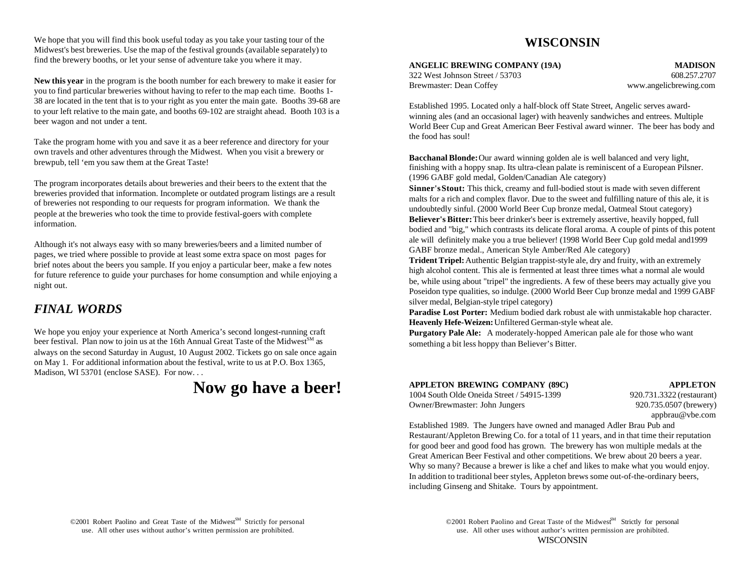We hope that you will find this book useful today as you take your tasting tour of the Midwest's best breweries. Use the map of the festival grounds (available separately) to find the brewery booths, or let your sense of adventure take you where it may.

**New this year** in the program is the booth number for each brewery to make it easier for you to find particular breweries without having to refer to the map each time. Booths 1-38 are located in the tent that is to your right as you enter the main gate. Booths 39-68 are to your left relative to the main gate, and booths 69-102 are straight ahead. Booth 103 is a beer wagon and not under a tent.

Take the program home with you and save it as a beer reference and directory for your own travels and other adventures through the Midwest. When you visit a brewery or brewpub, tell 'em you saw them at the Great Taste!

The program incorporates details about breweries and their beers to the extent that the breweries provided that information. Incomplete or outdated program listings are a result of breweries not responding to our requests for program information. We thank the people at the breweries who took the time to provide festival-goers with complete information.

Although it's not always easy with so many breweries/beers and a limited number of pages, we tried where possible to provide at least some extra space on most pages for brief notes about the beers you sample. If you enjoy a particular beer, make a few notes for future reference to guide your purchases for home consumption and while enjoying a night out.

## *FINAL WORDS*

We hope you enjoy your experience at North America's second longest-running craft beer festival. Plan now to join us at the 16th Annual Great Taste of the Midwest[SM] as always on the second Saturday in August, 10 August 2002. Tickets go on sale once again on May 1. For additional information about the festival, write to us at P.O. Box 1365, Madison, WI 53701 (enclose SASE). For now. . .

**Now go have a beer!**

# WISCONSIN

**ANGELIC BREWING COMPANY (19A)** — **MADISON**
322 West Johnson Street / 53703 — 608.257.2707
Brewmaster: Dean Coffey — www.angelicbrewing.com

Established 1995. Located only a half-block off State Street, Angelic serves award-winning ales (and an occasional lager) with heavenly sandwiches and entrees. Multiple World Beer Cup and Great American Beer Festival award winner. The beer has body and the food has soul!

**Bacchanal Blonde:** Our award winning golden ale is well balanced and very light, finishing with a hoppy snap. Its ultra-clean palate is reminiscent of a European Pilsner. (1996 GABF gold medal, Golden/Canadian Ale category)
**Sinner's Stout:** This thick, creamy and full-bodied stout is made with seven different malts for a rich and complex flavor. Due to the sweet and fulfilling nature of this ale, it is undoubtedly sinful. (2000 World Beer Cup bronze medal, Oatmeal Stout category)
**Believer's Bitter:** This beer drinker's beer is extremely assertive, heavily hopped, full bodied and "big," which contrasts its delicate floral aroma. A couple of pints of this potent ale will definitely make you a true believer! (1998 World Beer Cup gold medal and1999 GABF bronze medal., American Style Amber/Red Ale category)
**Trident Tripel:** Authentic Belgian trappist-style ale, dry and fruity, with an extremely high alcohol content. This ale is fermented at least three times what a normal ale would be, while using about "tripel" the ingredients. A few of these beers may actually give you Poseidon type qualities, so indulge. (2000 World Beer Cup bronze medal and 1999 GABF silver medal, Belgian-style tripel category)
**Paradise Lost Porter:** Medium bodied dark robust ale with unmistakable hop character.
**Heavenly Hefe-Weizen:** Unfiltered German-style wheat ale.
**Purgatory Pale Ale:** A moderately-hopped American pale ale for those who want something a bit less hoppy than Believer's Bitter.

**APPLETON BREWING COMPANY (89C)** — **APPLETON**
1004 South Olde Oneida Street / 54915-1399 — 920.731.3322 (restaurant)
Owner/Brewmaster: John Jungers — 920.735.0507 (brewery)
appbrau@vbe.com

Established 1989. The Jungers have owned and managed Adler Brau Pub and Restaurant/Appleton Brewing Co. for a total of 11 years, and in that time their reputation for good beer and good food has grown. The brewery has won multiple medals at the Great American Beer Festival and other competitions. We brew about 20 beers a year. Why so many? Because a brewer is like a chef and likes to make what you would enjoy. In addition to traditional beer styles, Appleton brews some out-of-the-ordinary beers, including Ginseng and Shitake. Tours by appointment.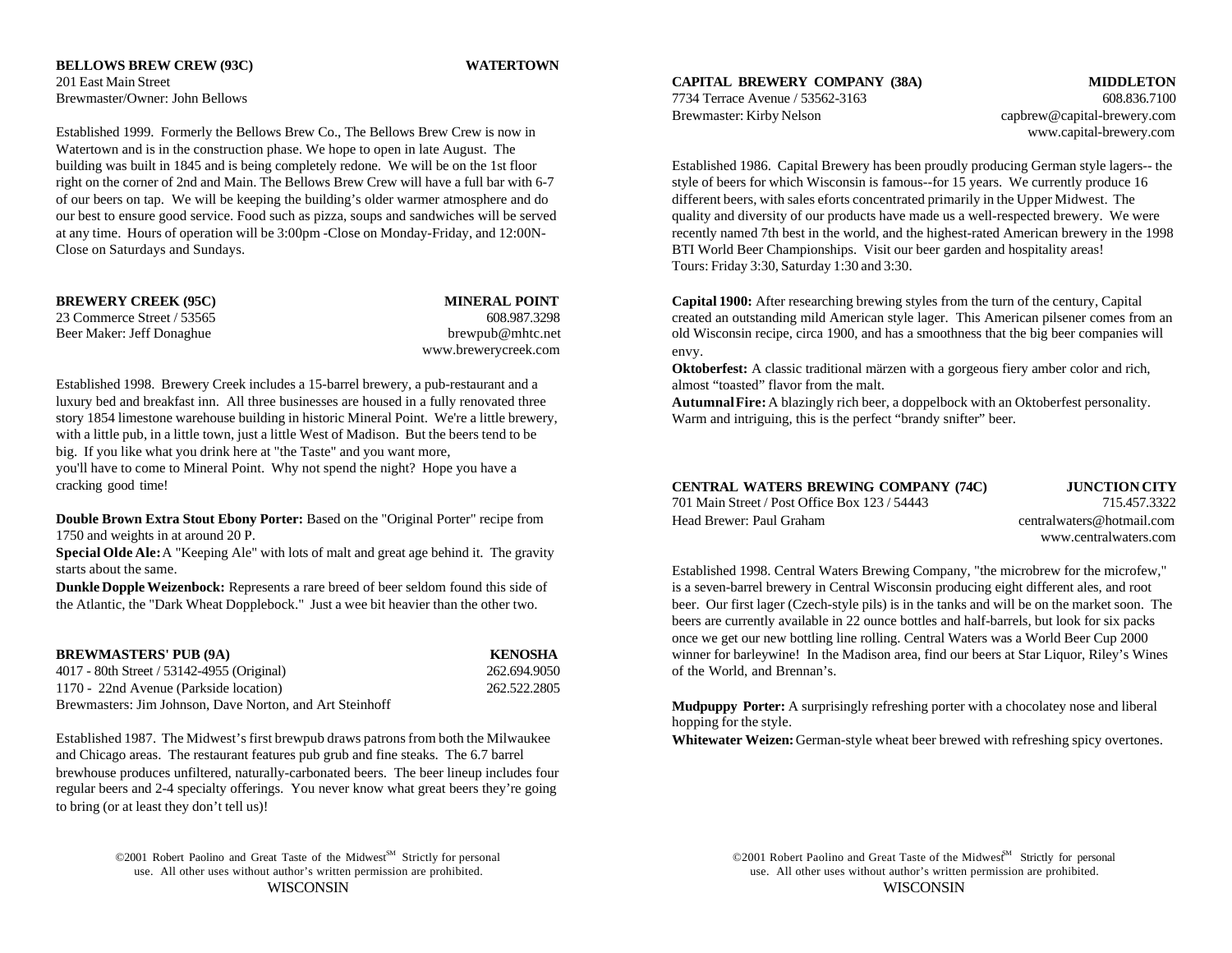**BELLOWS BREW CREW (93C)** **WATERTOWN**

201 East Main Street
Brewmaster/Owner: John Bellows

Established 1999. Formerly the Bellows Brew Co., The Bellows Brew Crew is now in Watertown and is in the construction phase. We hope to open in late August. The building was built in 1845 and is being completely redone. We will be on the 1st floor right on the corner of 2nd and Main. The Bellows Brew Crew will have a full bar with 6-7 of our beers on tap. We will be keeping the building's older warmer atmosphere and do our best to ensure good service. Food such as pizza, soups and sandwiches will be served at any time. Hours of operation will be 3:00pm -Close on Monday-Friday, and 12:00N-Close on Saturdays and Sundays.

**BREWERY CREEK (95C)** **MINERAL POINT**

23 Commerce Street / 53565 — 608.987.3298
Beer Maker: Jeff Donaghue — brewpub@mhtc.net
www.brewerycreek.com

Established 1998. Brewery Creek includes a 15-barrel brewery, a pub-restaurant and a luxury bed and breakfast inn. All three businesses are housed in a fully renovated three story 1854 limestone warehouse building in historic Mineral Point. We're a little brewery, with a little pub, in a little town, just a little West of Madison. But the beers tend to be big. If you like what you drink here at "the Taste" and you want more, you'll have to come to Mineral Point. Why not spend the night? Hope you have a cracking good time!

**Double Brown Extra Stout Ebony Porter:** Based on the "Original Porter" recipe from 1750 and weights in at around 20 P.
**Special Olde Ale:** A "Keeping Ale" with lots of malt and great age behind it. The gravity starts about the same.
**Dunkle Dopple Weizenbock:** Represents a rare breed of beer seldom found this side of the Atlantic, the "Dark Wheat Dopplebock." Just a wee bit heavier than the other two.

**BREWMASTERS' PUB (9A)** **KENOSHA**

4017 - 80th Street / 53142-4955 (Original) — 262.694.9050
1170 - 22nd Avenue (Parkside location) — 262.522.2805
Brewmasters: Jim Johnson, Dave Norton, and Art Steinhoff

Established 1987. The Midwest's first brewpub draws patrons from both the Milwaukee and Chicago areas. The restaurant features pub grub and fine steaks. The 6.7 barrel brewhouse produces unfiltered, naturally-carbonated beers. The beer lineup includes four regular beers and 2-4 specialty offerings. You never know what great beers they're going to bring (or at least they don't tell us)!

**CAPITAL BREWERY COMPANY (38A)** **MIDDLETON**

7734 Terrace Avenue / 53562-3163 — 608.836.7100
Brewmaster: Kirby Nelson — capbrew@capital-brewery.com
www.capital-brewery.com

Established 1986. Capital Brewery has been proudly producing German style lagers-- the style of beers for which Wisconsin is famous--for 15 years. We currently produce 16 different beers, with sales eforts concentrated primarily in the Upper Midwest. The quality and diversity of our products have made us a well-respected brewery. We were recently named 7th best in the world, and the highest-rated American brewery in the 1998 BTI World Beer Championships. Visit our beer garden and hospitality areas!
Tours: Friday 3:30, Saturday 1:30 and 3:30.

**Capital 1900:** After researching brewing styles from the turn of the century, Capital created an outstanding mild American style lager. This American pilsener comes from an old Wisconsin recipe, circa 1900, and has a smoothness that the big beer companies will envy.
**Oktoberfest:** A classic traditional märzen with a gorgeous fiery amber color and rich, almost "toasted" flavor from the malt.
**Autumnal Fire:** A blazingly rich beer, a doppelbock with an Oktoberfest personality. Warm and intriguing, this is the perfect "brandy snifter" beer.

**CENTRAL WATERS BREWING COMPANY (74C)** **JUNCTION CITY**

701 Main Street / Post Office Box 123 / 54443 — 715.457.3322
Head Brewer: Paul Graham — centralwaters@hotmail.com
www.centralwaters.com

Established 1998. Central Waters Brewing Company, "the microbrew for the microfew," is a seven-barrel brewery in Central Wisconsin producing eight different ales, and root beer. Our first lager (Czech-style pils) is in the tanks and will be on the market soon. The beers are currently available in 22 ounce bottles and half-barrels, but look for six packs once we get our new bottling line rolling. Central Waters was a World Beer Cup 2000 winner for barleywine! In the Madison area, find our beers at Star Liquor, Riley's Wines of the World, and Brennan's.

**Mudpuppy Porter:** A surprisingly refreshing porter with a chocolatey nose and liberal hopping for the style.
**Whitewater Weizen:** German-style wheat beer brewed with refreshing spicy overtones.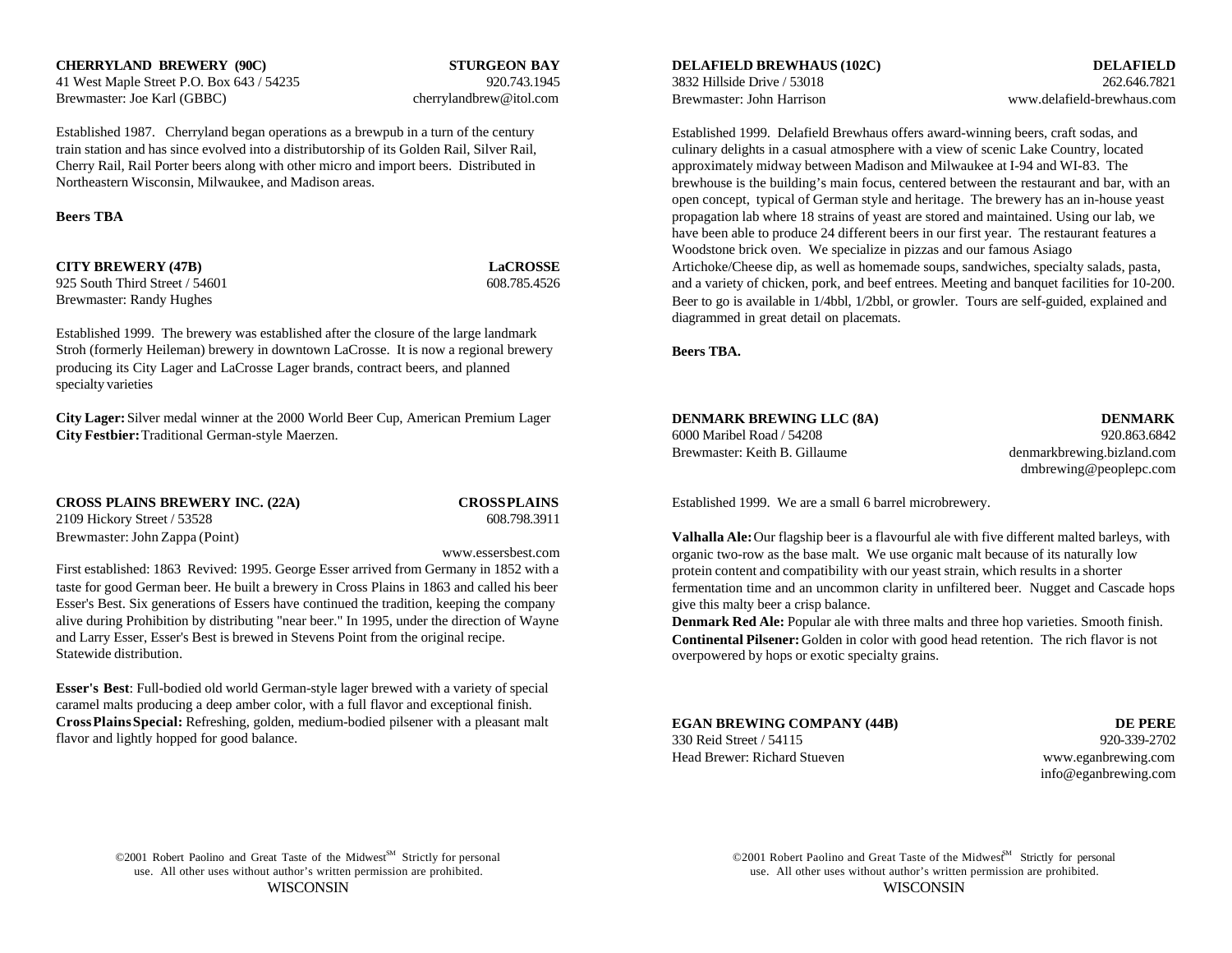**CHERRYLAND BREWERY (90C)** **STURGEON BAY**
41 West Maple Street P.O. Box 643 / 54235 920.743.1945
Brewmaster: Joe Karl (GBBC) cherrylandbrew@itol.com

Established 1987. Cherryland began operations as a brewpub in a turn of the century train station and has since evolved into a distributorship of its Golden Rail, Silver Rail, Cherry Rail, Rail Porter beers along with other micro and import beers. Distributed in Northeastern Wisconsin, Milwaukee, and Madison areas.

**Beers TBA**

**CITY BREWERY (47B)** **LaCROSSE**
925 South Third Street / 54601 608.785.4526
Brewmaster: Randy Hughes

Established 1999. The brewery was established after the closure of the large landmark Stroh (formerly Heileman) brewery in downtown LaCrosse. It is now a regional brewery producing its City Lager and LaCrosse Lager brands, contract beers, and planned specialty varieties

**City Lager:** Silver medal winner at the 2000 World Beer Cup, American Premium Lager
**City Festbier:** Traditional German-style Maerzen.

**CROSS PLAINS BREWERY INC. (22A)** **CROSS PLAINS**
2109 Hickory Street / 53528 608.798.3911
Brewmaster: John Zappa (Point)
www.essersbest.com

First established: 1863 Revived: 1995. George Esser arrived from Germany in 1852 with a taste for good German beer. He built a brewery in Cross Plains in 1863 and called his beer Esser's Best. Six generations of Essers have continued the tradition, keeping the company alive during Prohibition by distributing "near beer." In 1995, under the direction of Wayne and Larry Esser, Esser's Best is brewed in Stevens Point from the original recipe. Statewide distribution.

**Esser's Best**: Full-bodied old world German-style lager brewed with a variety of special caramel malts producing a deep amber color, with a full flavor and exceptional finish.
**Cross Plains Special:** Refreshing, golden, medium-bodied pilsener with a pleasant malt flavor and lightly hopped for good balance.

**DELAFIELD BREWHAUS (102C)** **DELAFIELD**
3832 Hillside Drive / 53018 262.646.7821
Brewmaster: John Harrison www.delafield-brewhaus.com

Established 1999. Delafield Brewhaus offers award-winning beers, craft sodas, and culinary delights in a casual atmosphere with a view of scenic Lake Country, located approximately midway between Madison and Milwaukee at I-94 and WI-83. The brewhouse is the building's main focus, centered between the restaurant and bar, with an open concept, typical of German style and heritage. The brewery has an in-house yeast propagation lab where 18 strains of yeast are stored and maintained. Using our lab, we have been able to produce 24 different beers in our first year. The restaurant features a Woodstone brick oven. We specialize in pizzas and our famous Asiago Artichoke/Cheese dip, as well as homemade soups, sandwiches, specialty salads, pasta, and a variety of chicken, pork, and beef entrees. Meeting and banquet facilities for 10-200. Beer to go is available in 1/4bbl, 1/2bbl, or growler. Tours are self-guided, explained and diagrammed in great detail on placemats.

**Beers TBA.**

**DENMARK BREWING LLC (8A)** **DENMARK**
6000 Maribel Road / 54208 920.863.6842
Brewmaster: Keith B. Gillaume denmarkbrewing.bizland.com
dmbrewing@peoplepc.com

Established 1999. We are a small 6 barrel microbrewery.

**Valhalla Ale:** Our flagship beer is a flavourful ale with five different malted barleys, with organic two-row as the base malt. We use organic malt because of its naturally low protein content and compatibility with our yeast strain, which results in a shorter fermentation time and an uncommon clarity in unfiltered beer. Nugget and Cascade hops give this malty beer a crisp balance.
**Denmark Red Ale:** Popular ale with three malts and three hop varieties. Smooth finish.
**Continental Pilsener:** Golden in color with good head retention. The rich flavor is not overpowered by hops or exotic specialty grains.

**EGAN BREWING COMPANY (44B)** **DE PERE**
330 Reid Street / 54115 920-339-2702
Head Brewer: Richard Stueven www.eganbrewing.com
info@eganbrewing.com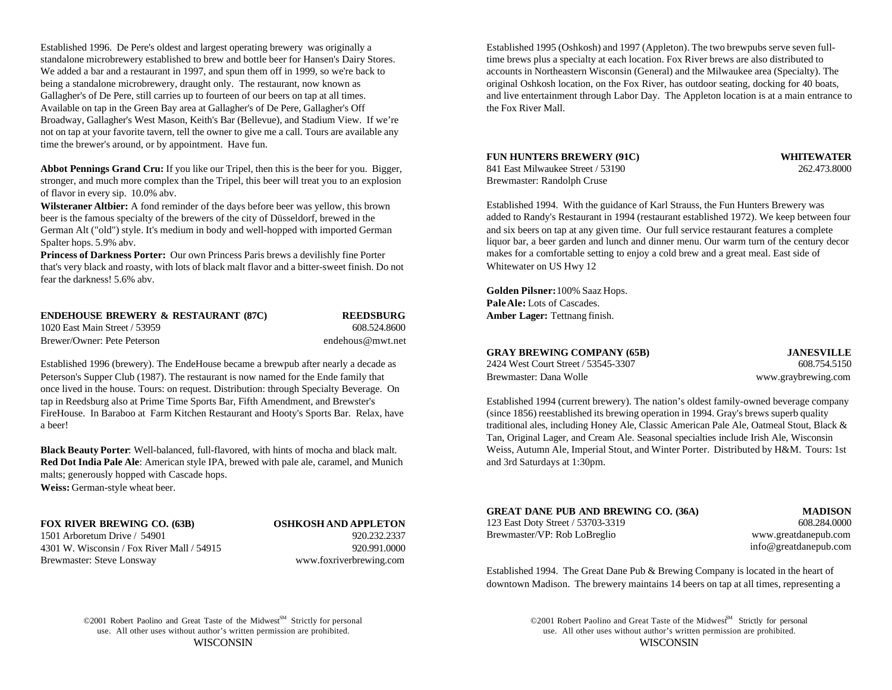Established 1996. De Pere's oldest and largest operating brewery was originally a standalone microbrewery established to brew and bottle beer for Hansen's Dairy Stores. We added a bar and a restaurant in 1997, and spun them off in 1999, so we're back to being a standalone microbrewery, draught only. The restaurant, now known as Gallagher's of De Pere, still carries up to fourteen of our beers on tap at all times. Available on tap in the Green Bay area at Gallagher's of De Pere, Gallagher's Off Broadway, Gallagher's West Mason, Keith's Bar (Bellevue), and Stadium View. If we're not on tap at your favorite tavern, tell the owner to give me a call. Tours are available any time the brewer's around, or by appointment. Have fun.

**Abbot Pennings Grand Cru:** If you like our Tripel, then this is the beer for you. Bigger, stronger, and much more complex than the Tripel, this beer will treat you to an explosion of flavor in every sip. 10.0% abv.
**Wilsteraner Altbier:** A fond reminder of the days before beer was yellow, this brown beer is the famous specialty of the brewers of the city of Düsseldorf, brewed in the German Alt ("old") style. It's medium in body and well-hopped with imported German Spalter hops. 5.9% abv.
**Princess of Darkness Porter:** Our own Princess Paris brews a devilishly fine Porter that's very black and roasty, with lots of black malt flavor and a bitter-sweet finish. Do not fear the darkness! 5.6% abv.

**ENDEHOUSE BREWERY & RESTAURANT (87C)** — **REEDSBURG**
1020 East Main Street / 53959 — 608.524.8600
Brewer/Owner: Pete Peterson — endehous@mwt.net

Established 1996 (brewery). The EndeHouse became a brewpub after nearly a decade as Peterson's Supper Club (1987). The restaurant is now named for the Ende family that once lived in the house. Tours: on request. Distribution: through Specialty Beverage. On tap in Reedsburg also at Prime Time Sports Bar, Fifth Amendment, and Brewster's FireHouse. In Baraboo at Farm Kitchen Restaurant and Hooty's Sports Bar. Relax, have a beer!

**Black Beauty Porter**: Well-balanced, full-flavored, with hints of mocha and black malt.
**Red Dot India Pale Ale**: American style IPA, brewed with pale ale, caramel, and Munich malts; generously hopped with Cascade hops.
**Weiss:** German-style wheat beer.

**FOX RIVER BREWING CO. (63B)** — **OSHKOSH AND APPLETON**
1501 Arboretum Drive / 54901 — 920.232.2337
4301 W. Wisconsin / Fox River Mall / 54915 — 920.991.0000
Brewmaster: Steve Lonsway — www.foxriverbrewing.com

Established 1995 (Oshkosh) and 1997 (Appleton). The two brewpubs serve seven full-time brews plus a specialty at each location. Fox River brews are also distributed to accounts in Northeastern Wisconsin (General) and the Milwaukee area (Specialty). The original Oshkosh location, on the Fox River, has outdoor seating, docking for 40 boats, and live entertainment through Labor Day. The Appleton location is at a main entrance to the Fox River Mall.

**FUN HUNTERS BREWERY (91C)** — **WHITEWATER**
841 East Milwaukee Street / 53190 — 262.473.8000
Brewmaster: Randolph Cruse

Established 1994. With the guidance of Karl Strauss, the Fun Hunters Brewery was added to Randy's Restaurant in 1994 (restaurant established 1972). We keep between four and six beers on tap at any given time. Our full service restaurant features a complete liquor bar, a beer garden and lunch and dinner menu. Our warm turn of the century decor makes for a comfortable setting to enjoy a cold brew and a great meal. East side of Whitewater on US Hwy 12

**Golden Pilsner:** 100% Saaz Hops.
**Pale Ale:** Lots of Cascades.
**Amber Lager:** Tettnang finish.

**GRAY BREWING COMPANY (65B)** — **JANESVILLE**
2424 West Court Street / 53545-3307 — 608.754.5150
Brewmaster: Dana Wolle — www.graybrewing.com

Established 1994 (current brewery). The nation's oldest family-owned beverage company (since 1856) reestablished its brewing operation in 1994. Gray's brews superb quality traditional ales, including Honey Ale, Classic American Pale Ale, Oatmeal Stout, Black & Tan, Original Lager, and Cream Ale. Seasonal specialties include Irish Ale, Wisconsin Weiss, Autumn Ale, Imperial Stout, and Winter Porter. Distributed by H&M. Tours: 1st and 3rd Saturdays at 1:30pm.

**GREAT DANE PUB AND BREWING CO. (36A)** — **MADISON**
123 East Doty Street / 53703-3319 — 608.284.0000
Brewmaster/VP: Rob LoBreglio — www.greatdanepub.com
info@greatdanepub.com

Established 1994. The Great Dane Pub & Brewing Company is located in the heart of downtown Madison. The brewery maintains 14 beers on tap at all times, representing a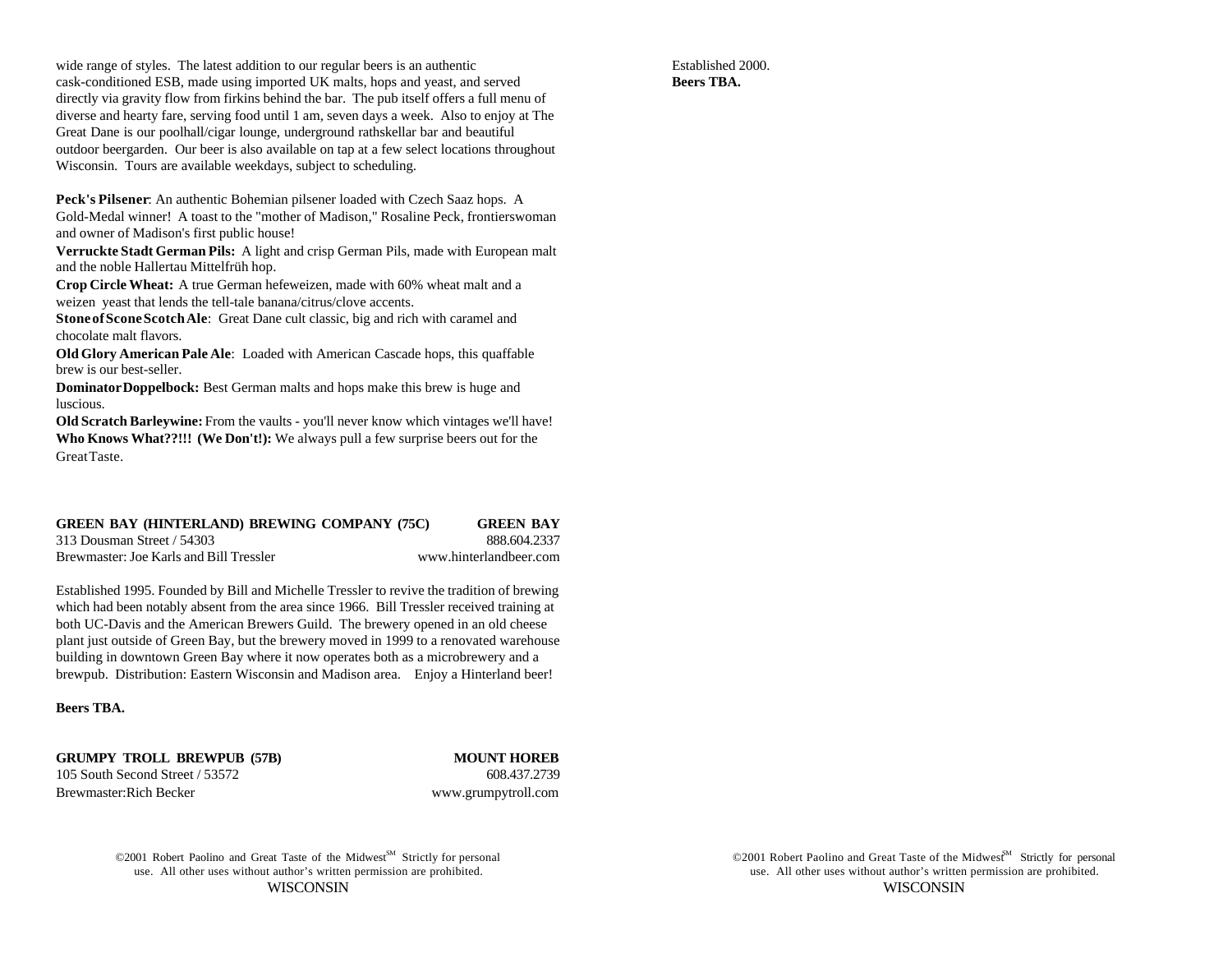wide range of styles. The latest addition to our regular beers is an authentic cask-conditioned ESB, made using imported UK malts, hops and yeast, and served directly via gravity flow from firkins behind the bar. The pub itself offers a full menu of diverse and hearty fare, serving food until 1 am, seven days a week. Also to enjoy at The Great Dane is our poolhall/cigar lounge, underground rathskellar bar and beautiful outdoor beergarden. Our beer is also available on tap at a few select locations throughout Wisconsin. Tours are available weekdays, subject to scheduling.

**Peck's Pilsener**: An authentic Bohemian pilsener loaded with Czech Saaz hops. A Gold-Medal winner! A toast to the "mother of Madison," Rosaline Peck, frontierswoman and owner of Madison's first public house!
**Verruckte Stadt German Pils:** A light and crisp German Pils, made with European malt and the noble Hallertau Mittelfrüh hop.
**Crop Circle Wheat:** A true German hefeweizen, made with 60% wheat malt and a weizen yeast that lends the tell-tale banana/citrus/clove accents.
**Stone of Scone Scotch Ale**: Great Dane cult classic, big and rich with caramel and chocolate malt flavors.
**Old Glory American Pale Ale**: Loaded with American Cascade hops, this quaffable brew is our best-seller.
**Dominator Doppelbock:** Best German malts and hops make this brew is huge and luscious.
**Old Scratch Barleywine:** From the vaults - you'll never know which vintages we'll have!
**Who Knows What??!!! (We Don't!):** We always pull a few surprise beers out for the Great Taste.

**GREEN BAY (HINTERLAND) BREWING COMPANY (75C)** — **GREEN BAY**
313 Dousman Street / 54303 — 888.604.2337
Brewmaster: Joe Karls and Bill Tressler — www.hinterlandbeer.com

Established 1995. Founded by Bill and Michelle Tressler to revive the tradition of brewing which had been notably absent from the area since 1966. Bill Tressler received training at both UC-Davis and the American Brewers Guild. The brewery opened in an old cheese plant just outside of Green Bay, but the brewery moved in 1999 to a renovated warehouse building in downtown Green Bay where it now operates both as a microbrewery and a brewpub. Distribution: Eastern Wisconsin and Madison area. Enjoy a Hinterland beer!

**Beers TBA.**

**GRUMPY TROLL BREWPUB (57B)** — **MOUNT HOREB**
105 South Second Street / 53572 — 608.437.2739
Brewmaster: Rich Becker — www.grumpytroll.com

Established 2000.
**Beers TBA.**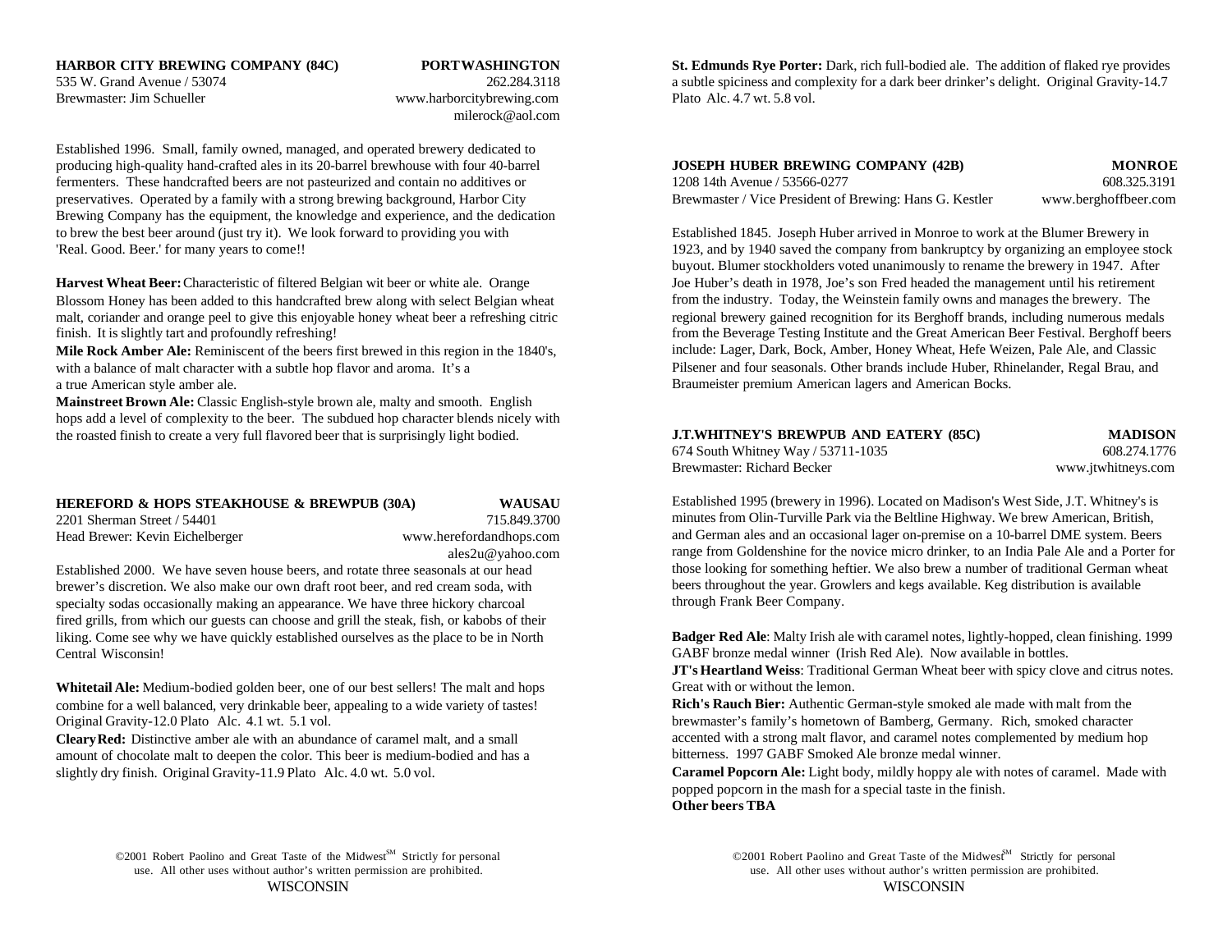### HARBOR CITY BREWING COMPANY (84C) — PORTWASHINGTON

535 W. Grand Avenue / 53074 — 262.284.3118
Brewmaster: Jim Schueller — www.harborcitybrewing.com
milerock@aol.com

Established 1996. Small, family owned, managed, and operated brewery dedicated to producing high-quality hand-crafted ales in its 20-barrel brewhouse with four 40-barrel fermenters. These handcrafted beers are not pasteurized and contain no additives or preservatives. Operated by a family with a strong brewing background, Harbor City Brewing Company has the equipment, the knowledge and experience, and the dedication to brew the best beer around (just try it). We look forward to providing you with 'Real. Good. Beer.' for many years to come!!

**Harvest Wheat Beer:** Characteristic of filtered Belgian wit beer or white ale. Orange Blossom Honey has been added to this handcrafted brew along with select Belgian wheat malt, coriander and orange peel to give this enjoyable honey wheat beer a refreshing citric finish. It is slightly tart and profoundly refreshing!
**Mile Rock Amber Ale:** Reminiscent of the beers first brewed in this region in the 1840's, with a balance of malt character with a subtle hop flavor and aroma. It's a a true American style amber ale.
**Mainstreet Brown Ale:** Classic English-style brown ale, malty and smooth. English hops add a level of complexity to the beer. The subdued hop character blends nicely with the roasted finish to create a very full flavored beer that is surprisingly light bodied.

### HEREFORD & HOPS STEAKHOUSE & BREWPUB (30A) — WAUSAU

2201 Sherman Street / 54401 — 715.849.3700
Head Brewer: Kevin Eichelberger — www.herefordandhops.com
ales2u@yahoo.com

Established 2000. We have seven house beers, and rotate three seasonals at our head brewer's discretion. We also make our own draft root beer, and red cream soda, with specialty sodas occasionally making an appearance. We have three hickory charcoal fired grills, from which our guests can choose and grill the steak, fish, or kabobs of their liking. Come see why we have quickly established ourselves as the place to be in North Central Wisconsin!

**Whitetail Ale:** Medium-bodied golden beer, one of our best sellers! The malt and hops combine for a well balanced, very drinkable beer, appealing to a wide variety of tastes! Original Gravity-12.0 Plato Alc. 4.1 wt. 5.1 vol.
**Cleary Red:** Distinctive amber ale with an abundance of caramel malt, and a small amount of chocolate malt to deepen the color. This beer is medium-bodied and has a slightly dry finish. Original Gravity-11.9 Plato Alc. 4.0 wt. 5.0 vol.
**St. Edmunds Rye Porter:** Dark, rich full-bodied ale. The addition of flaked rye provides a subtle spiciness and complexity for a dark beer drinker's delight. Original Gravity-14.7 Plato Alc. 4.7 wt. 5.8 vol.

### JOSEPH HUBER BREWING COMPANY (42B) — MONROE

1208 14th Avenue / 53566-0277 — 608.325.3191
Brewmaster / Vice President of Brewing: Hans G. Kestler — www.berghoffbeer.com

Established 1845. Joseph Huber arrived in Monroe to work at the Blumer Brewery in 1923, and by 1940 saved the company from bankruptcy by organizing an employee stock buyout. Blumer stockholders voted unanimously to rename the brewery in 1947. After Joe Huber's death in 1978, Joe's son Fred headed the management until his retirement from the industry. Today, the Weinstein family owns and manages the brewery. The regional brewery gained recognition for its Berghoff brands, including numerous medals from the Beverage Testing Institute and the Great American Beer Festival. Berghoff beers include: Lager, Dark, Bock, Amber, Honey Wheat, Hefe Weizen, Pale Ale, and Classic Pilsener and four seasonals. Other brands include Huber, Rhinelander, Regal Brau, and Braumeister premium American lagers and American Bocks.

### J.T.WHITNEY'S BREWPUB AND EATERY (85C) — MADISON

674 South Whitney Way / 53711-1035 — 608.274.1776
Brewmaster: Richard Becker — www.jtwhitneys.com

Established 1995 (brewery in 1996). Located on Madison's West Side, J.T. Whitney's is minutes from Olin-Turville Park via the Beltline Highway. We brew American, British, and German ales and an occasional lager on-premise on a 10-barrel DME system. Beers range from Goldenshine for the novice micro drinker, to an India Pale Ale and a Porter for those looking for something heftier. We also brew a number of traditional German wheat beers throughout the year. Growlers and kegs available. Keg distribution is available through Frank Beer Company.

**Badger Red Ale**: Malty Irish ale with caramel notes, lightly-hopped, clean finishing. 1999 GABF bronze medal winner (Irish Red Ale). Now available in bottles.
**JT's Heartland Weiss**: Traditional German Wheat beer with spicy clove and citrus notes. Great with or without the lemon.
**Rich's Rauch Bier:** Authentic German-style smoked ale made with malt from the brewmaster's family's hometown of Bamberg, Germany. Rich, smoked character accented with a strong malt flavor, and caramel notes complemented by medium hop bitterness. 1997 GABF Smoked Ale bronze medal winner.
**Caramel Popcorn Ale:** Light body, mildly hoppy ale with notes of caramel. Made with popped popcorn in the mash for a special taste in the finish.
**Other beers TBA**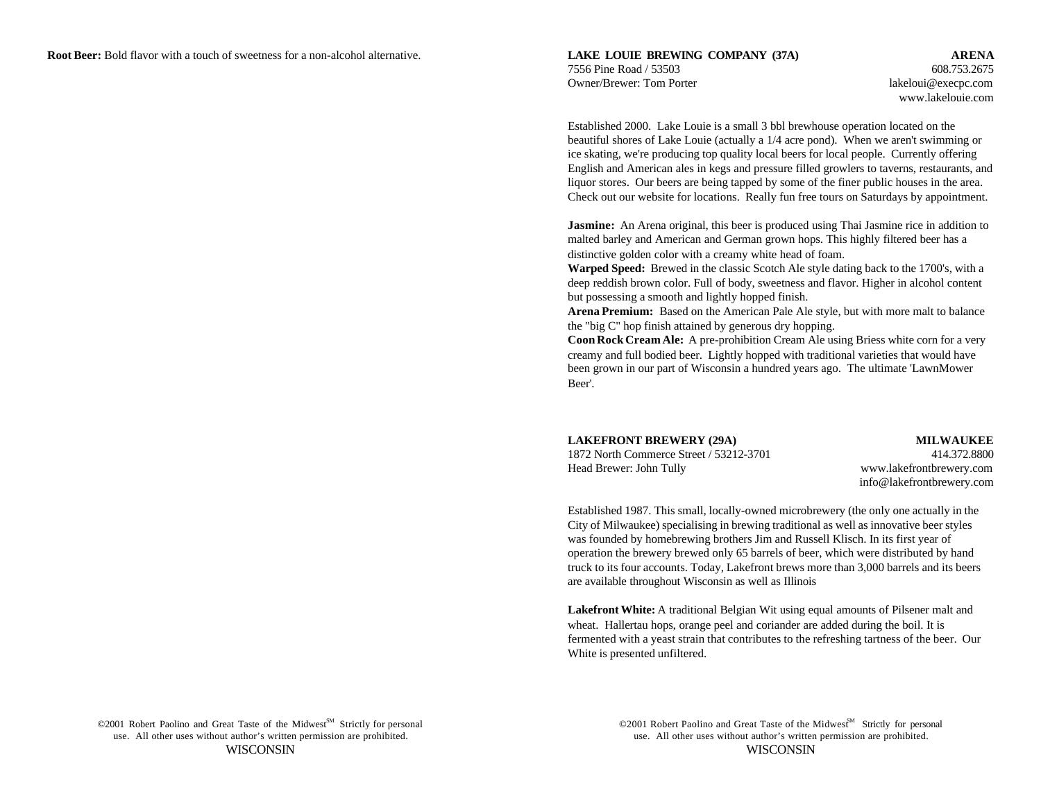**Root Beer:** Bold flavor with a touch of sweetness for a non-alcohol alternative.

**LAKE LOUIE BREWING COMPANY (37A)** **ARENA**

7556 Pine Road / 53503 608.753.2675

Owner/Brewer: Tom Porter lakeloui@execpc.com

www.lakelouie.com

Established 2000. Lake Louie is a small 3 bbl brewhouse operation located on the beautiful shores of Lake Louie (actually a 1/4 acre pond). When we aren't swimming or ice skating, we're producing top quality local beers for local people. Currently offering English and American ales in kegs and pressure filled growlers to taverns, restaurants, and liquor stores. Our beers are being tapped by some of the finer public houses in the area. Check out our website for locations. Really fun free tours on Saturdays by appointment.

**Jasmine:** An Arena original, this beer is produced using Thai Jasmine rice in addition to malted barley and American and German grown hops. This highly filtered beer has a distinctive golden color with a creamy white head of foam.
**Warped Speed:** Brewed in the classic Scotch Ale style dating back to the 1700's, with a deep reddish brown color. Full of body, sweetness and flavor. Higher in alcohol content but possessing a smooth and lightly hopped finish.
**Arena Premium:** Based on the American Pale Ale style, but with more malt to balance the "big C" hop finish attained by generous dry hopping.
**Coon Rock Cream Ale:** A pre-prohibition Cream Ale using Briess white corn for a very creamy and full bodied beer. Lightly hopped with traditional varieties that would have been grown in our part of Wisconsin a hundred years ago. The ultimate 'LawnMower Beer'.

**LAKEFRONT BREWERY (29A)** **MILWAUKEE**

1872 North Commerce Street / 53212-3701 414.372.8800

Head Brewer: John Tully www.lakefrontbrewery.com

info@lakefrontbrewery.com

Established 1987. This small, locally-owned microbrewery (the only one actually in the City of Milwaukee) specialising in brewing traditional as well as innovative beer styles was founded by homebrewing brothers Jim and Russell Klisch. In its first year of operation the brewery brewed only 65 barrels of beer, which were distributed by hand truck to its four accounts. Today, Lakefront brews more than 3,000 barrels and its beers are available throughout Wisconsin as well as Illinois

**Lakefront White:** A traditional Belgian Wit using equal amounts of Pilsener malt and wheat. Hallertau hops, orange peel and coriander are added during the boil. It is fermented with a yeast strain that contributes to the refreshing tartness of the beer. Our White is presented unfiltered.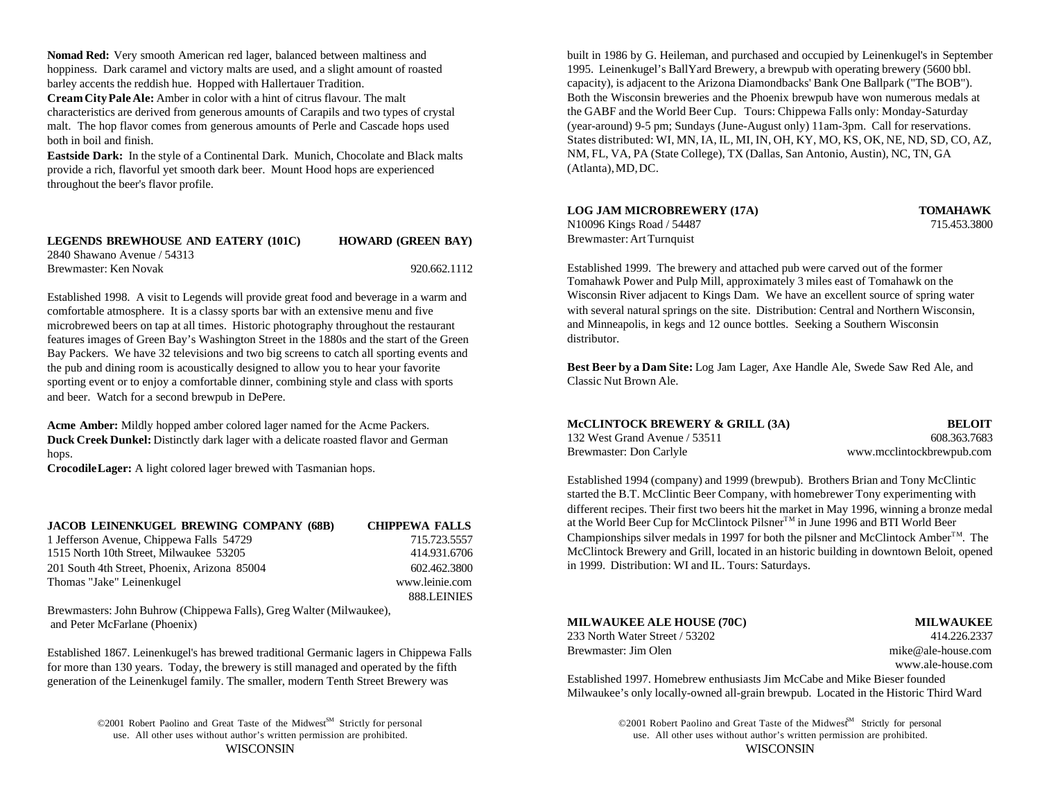**Nomad Red:** Very smooth American red lager, balanced between maltiness and hoppiness. Dark caramel and victory malts are used, and a slight amount of roasted barley accents the reddish hue. Hopped with Hallertauer Tradition.
**Cream City Pale Ale:** Amber in color with a hint of citrus flavour. The malt characteristics are derived from generous amounts of Carapils and two types of crystal malt. The hop flavor comes from generous amounts of Perle and Cascade hops used both in boil and finish.
**Eastside Dark:** In the style of a Continental Dark. Munich, Chocolate and Black malts provide a rich, flavorful yet smooth dark beer. Mount Hood hops are experienced throughout the beer's flavor profile.

**LEGENDS BREWHOUSE AND EATERY (101C) — HOWARD (GREEN BAY)**
2840 Shawano Avenue / 54313
Brewmaster: Ken Novak — 920.662.1112

Established 1998. A visit to Legends will provide great food and beverage in a warm and comfortable atmosphere. It is a classy sports bar with an extensive menu and five microbrewed beers on tap at all times. Historic photography throughout the restaurant features images of Green Bay's Washington Street in the 1880s and the start of the Green Bay Packers. We have 32 televisions and two big screens to catch all sporting events and the pub and dining room is acoustically designed to allow you to hear your favorite sporting event or to enjoy a comfortable dinner, combining style and class with sports and beer. Watch for a second brewpub in DePere.

**Acme Amber:** Mildly hopped amber colored lager named for the Acme Packers.
**Duck Creek Dunkel:** Distinctly dark lager with a delicate roasted flavor and German hops.
**Crocodile Lager:** A light colored lager brewed with Tasmanian hops.

**JACOB LEINENKUGEL BREWING COMPANY (68B) — CHIPPEWA FALLS**
1 Jefferson Avenue, Chippewa Falls 54729 — 715.723.5557
1515 North 10th Street, Milwaukee 53205 — 414.931.6706
201 South 4th Street, Phoenix, Arizona 85004 — 602.462.3800
Thomas "Jake" Leinenkugel — www.leinie.com
888.LEINIES

Brewmasters: John Buhrow (Chippewa Falls), Greg Walter (Milwaukee), and Peter McFarlane (Phoenix)

Established 1867. Leinenkugel's has brewed traditional Germanic lagers in Chippewa Falls for more than 130 years. Today, the brewery is still managed and operated by the fifth generation of the Leinenkugel family. The smaller, modern Tenth Street Brewery was built in 1986 by G. Heileman, and purchased and occupied by Leinenkugel's in September 1995. Leinenkugel's BallYard Brewery, a brewpub with operating brewery (5600 bbl. capacity), is adjacent to the Arizona Diamondbacks' Bank One Ballpark ("The BOB"). Both the Wisconsin breweries and the Phoenix brewpub have won numerous medals at the GABF and the World Beer Cup. Tours: Chippewa Falls only: Monday-Saturday (year-around) 9-5 pm; Sundays (June-August only) 11am-3pm. Call for reservations. States distributed: WI, MN, IA, IL, MI, IN, OH, KY, MO, KS, OK, NE, ND, SD, CO, AZ, NM, FL, VA, PA (State College), TX (Dallas, San Antonio, Austin), NC, TN, GA (Atlanta), MD, DC.

**LOG JAM MICROBREWERY (17A) — TOMAHAWK**
N10096 Kings Road / 54487 — 715.453.3800
Brewmaster: Art Turnquist

Established 1999. The brewery and attached pub were carved out of the former Tomahawk Power and Pulp Mill, approximately 3 miles east of Tomahawk on the Wisconsin River adjacent to Kings Dam. We have an excellent source of spring water with several natural springs on the site. Distribution: Central and Northern Wisconsin, and Minneapolis, in kegs and 12 ounce bottles. Seeking a Southern Wisconsin distributor.

**Best Beer by a Dam Site:** Log Jam Lager, Axe Handle Ale, Swede Saw Red Ale, and Classic Nut Brown Ale.

**McCLINTOCK BREWERY & GRILL (3A) — BELOIT**
132 West Grand Avenue / 53511 — 608.363.7683
Brewmaster: Don Carlyle — www.mcclintockbrewpub.com

Established 1994 (company) and 1999 (brewpub). Brothers Brian and Tony McClintic started the B.T. McClintic Beer Company, with homebrewer Tony experimenting with different recipes. Their first two beers hit the market in May 1996, winning a bronze medal at the World Beer Cup for McClintock Pilsner™ in June 1996 and BTI World Beer Championships silver medals in 1997 for both the pilsner and McClintock Amber™. The McClintock Brewery and Grill, located in an historic building in downtown Beloit, opened in 1999. Distribution: WI and IL. Tours: Saturdays.

**MILWAUKEE ALE HOUSE (70C) — MILWAUKEE**
233 North Water Street / 53202 — 414.226.2337
Brewmaster: Jim Olen — mike@ale-house.com
www.ale-house.com

Established 1997. Homebrew enthusiasts Jim McCabe and Mike Bieser founded Milwaukee's only locally-owned all-grain brewpub. Located in the Historic Third Ward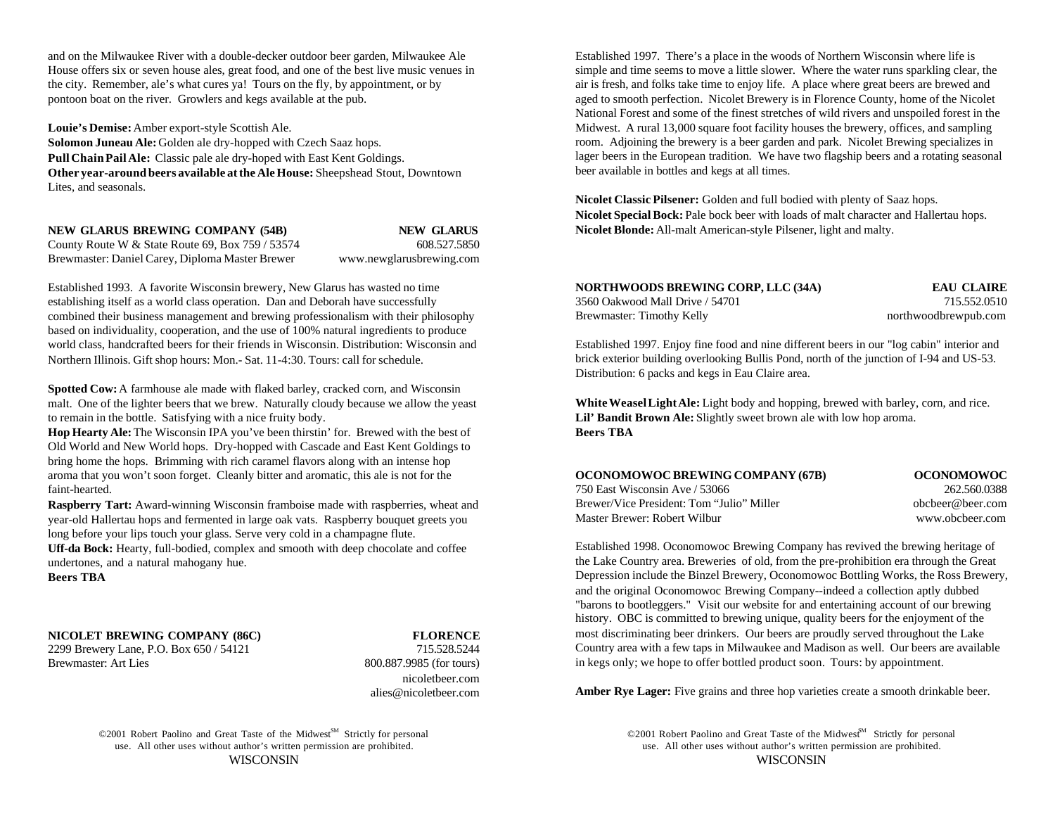and on the Milwaukee River with a double-decker outdoor beer garden, Milwaukee Ale House offers six or seven house ales, great food, and one of the best live music venues in the city. Remember, ale's what cures ya! Tours on the fly, by appointment, or by pontoon boat on the river. Growlers and kegs available at the pub.

**Louie's Demise:** Amber export-style Scottish Ale.
**Solomon Juneau Ale:** Golden ale dry-hopped with Czech Saaz hops.
**Pull Chain Pail Ale:** Classic pale ale dry-hoped with East Kent Goldings.
**Other year-around beers available at the Ale House:** Sheepshead Stout, Downtown Lites, and seasonals.

## NEW GLARUS BREWING COMPANY (54B) — NEW GLARUS

County Route W & State Route 69, Box 759 / 53574 — 608.527.5850
Brewmaster: Daniel Carey, Diploma Master Brewer — www.newglarusbrewing.com

Established 1993. A favorite Wisconsin brewery, New Glarus has wasted no time establishing itself as a world class operation. Dan and Deborah have successfully combined their business management and brewing professionalism with their philosophy based on individuality, cooperation, and the use of 100% natural ingredients to produce world class, handcrafted beers for their friends in Wisconsin. Distribution: Wisconsin and Northern Illinois. Gift shop hours: Mon.- Sat. 11-4:30. Tours: call for schedule.

**Spotted Cow:** A farmhouse ale made with flaked barley, cracked corn, and Wisconsin malt. One of the lighter beers that we brew. Naturally cloudy because we allow the yeast to remain in the bottle. Satisfying with a nice fruity body.
**Hop Hearty Ale:** The Wisconsin IPA you've been thirstin' for. Brewed with the best of Old World and New World hops. Dry-hopped with Cascade and East Kent Goldings to bring home the hops. Brimming with rich caramel flavors along with an intense hop aroma that you won't soon forget. Cleanly bitter and aromatic, this ale is not for the faint-hearted.
**Raspberry Tart:** Award-winning Wisconsin framboise made with raspberries, wheat and year-old Hallertau hops and fermented in large oak vats. Raspberry bouquet greets you long before your lips touch your glass. Serve very cold in a champagne flute.
**Uff-da Bock:** Hearty, full-bodied, complex and smooth with deep chocolate and coffee undertones, and a natural mahogany hue.
**Beers TBA**

## NICOLET BREWING COMPANY (86C) — FLORENCE

2299 Brewery Lane, P.O. Box 650 / 54121 — 715.528.5244
Brewmaster: Art Lies — 800.887.9985 (for tours)
nicoletbeer.com
alies@nicoletbeer.com

Established 1997. There's a place in the woods of Northern Wisconsin where life is simple and time seems to move a little slower. Where the water runs sparkling clear, the air is fresh, and folks take time to enjoy life. A place where great beers are brewed and aged to smooth perfection. Nicolet Brewery is in Florence County, home of the Nicolet National Forest and some of the finest stretches of wild rivers and unspoiled forest in the Midwest. A rural 13,000 square foot facility houses the brewery, offices, and sampling room. Adjoining the brewery is a beer garden and park. Nicolet Brewing specializes in lager beers in the European tradition. We have two flagship beers and a rotating seasonal beer available in bottles and kegs at all times.

**Nicolet Classic Pilsener:** Golden and full bodied with plenty of Saaz hops.
**Nicolet Special Bock:** Pale bock beer with loads of malt character and Hallertau hops.
**Nicolet Blonde:** All-malt American-style Pilsener, light and malty.

## NORTHWOODS BREWING CORP, LLC (34A) — EAU CLAIRE

3560 Oakwood Mall Drive / 54701 — 715.552.0510
Brewmaster: Timothy Kelly — northwoodbrewpub.com

Established 1997. Enjoy fine food and nine different beers in our "log cabin" interior and brick exterior building overlooking Bullis Pond, north of the junction of I-94 and US-53. Distribution: 6 packs and kegs in Eau Claire area.

**White Weasel Light Ale:** Light body and hopping, brewed with barley, corn, and rice.
**Lil' Bandit Brown Ale:** Slightly sweet brown ale with low hop aroma.
**Beers TBA**

## OCONOMOWOC BREWING COMPANY (67B) — OCONOMOWOC

750 East Wisconsin Ave / 53066 — 262.560.0388
Brewer/Vice President: Tom "Julio" Miller — obcbeer@beer.com
Master Brewer: Robert Wilbur — www.obcbeer.com

Established 1998. Oconomowoc Brewing Company has revived the brewing heritage of the Lake Country area. Breweries of old, from the pre-prohibition era through the Great Depression include the Binzel Brewery, Oconomowoc Bottling Works, the Ross Brewery, and the original Oconomowoc Brewing Company--indeed a collection aptly dubbed "barons to bootleggers." Visit our website for and entertaining account of our brewing history. OBC is committed to brewing unique, quality beers for the enjoyment of the most discriminating beer drinkers. Our beers are proudly served throughout the Lake Country area with a few taps in Milwaukee and Madison as well. Our beers are available in kegs only; we hope to offer bottled product soon. Tours: by appointment.

**Amber Rye Lager:** Five grains and three hop varieties create a smooth drinkable beer.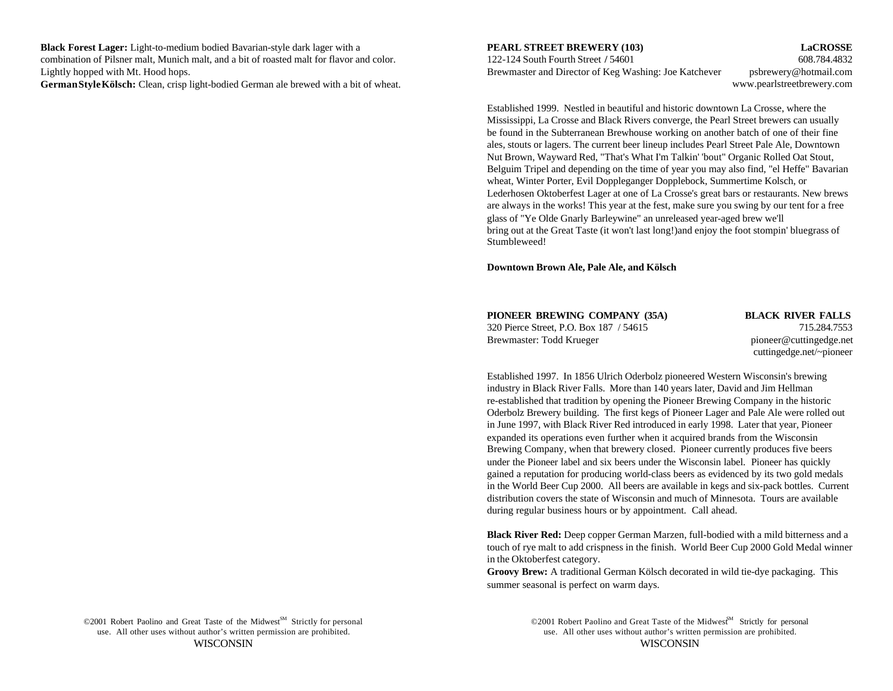**Black Forest Lager:** Light-to-medium bodied Bavarian-style dark lager with a combination of Pilsner malt, Munich malt, and a bit of roasted malt for flavor and color. Lightly hopped with Mt. Hood hops.
**German Style Kölsch:** Clean, crisp light-bodied German ale brewed with a bit of wheat.

**PEARL STREET BREWERY (103)** **LaCROSSE**
122-124 South Fourth Street / 54601 608.784.4832
Brewmaster and Director of Keg Washing: Joe Katchever psbrewery@hotmail.com
www.pearlstreetbrewery.com

Established 1999. Nestled in beautiful and historic downtown La Crosse, where the Mississippi, La Crosse and Black Rivers converge, the Pearl Street brewers can usually be found in the Subterranean Brewhouse working on another batch of one of their fine ales, stouts or lagers. The current beer lineup includes Pearl Street Pale Ale, Downtown Nut Brown, Wayward Red, "That's What I'm Talkin' 'bout" Organic Rolled Oat Stout, Belguim Tripel and depending on the time of year you may also find, "el Heffe" Bavarian wheat, Winter Porter, Evil Doppleganger Dopplebock, Summertime Kolsch, or Lederhosen Oktoberfest Lager at one of La Crosse's great bars or restaurants. New brews are always in the works! This year at the fest, make sure you swing by our tent for a free glass of "Ye Olde Gnarly Barleywine" an unreleased year-aged brew we'll bring out at the Great Taste (it won't last long!)and enjoy the foot stompin' bluegrass of Stumbleweed!

**Downtown Brown Ale, Pale Ale, and Kölsch**

**PIONEER BREWING COMPANY (35A)** **BLACK RIVER FALLS**
320 Pierce Street, P.O. Box 187 / 54615 715.284.7553
Brewmaster: Todd Krueger pioneer@cuttingedge.net
cuttingedge.net/~pioneer

Established 1997. In 1856 Ulrich Oderbolz pioneered Western Wisconsin's brewing industry in Black River Falls. More than 140 years later, David and Jim Hellman re-established that tradition by opening the Pioneer Brewing Company in the historic Oderbolz Brewery building. The first kegs of Pioneer Lager and Pale Ale were rolled out in June 1997, with Black River Red introduced in early 1998. Later that year, Pioneer expanded its operations even further when it acquired brands from the Wisconsin Brewing Company, when that brewery closed. Pioneer currently produces five beers under the Pioneer label and six beers under the Wisconsin label. Pioneer has quickly gained a reputation for producing world-class beers as evidenced by its two gold medals in the World Beer Cup 2000. All beers are available in kegs and six-pack bottles. Current distribution covers the state of Wisconsin and much of Minnesota. Tours are available during regular business hours or by appointment. Call ahead.

**Black River Red:** Deep copper German Marzen, full-bodied with a mild bitterness and a touch of rye malt to add crispness in the finish. World Beer Cup 2000 Gold Medal winner in the Oktoberfest category.
**Groovy Brew:** A traditional German Kölsch decorated in wild tie-dye packaging. This summer seasonal is perfect on warm days.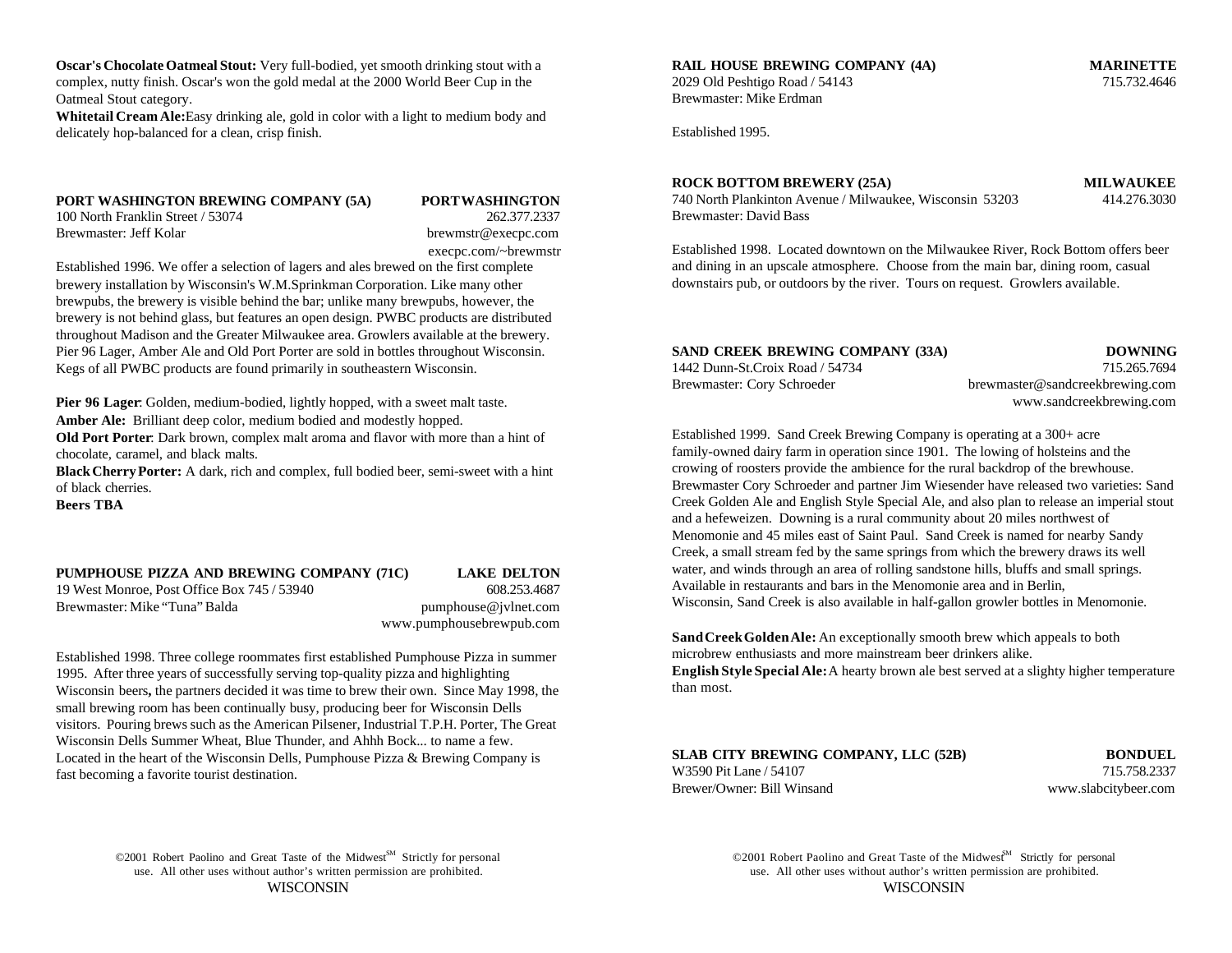**Oscar's Chocolate Oatmeal Stout:** Very full-bodied, yet smooth drinking stout with a complex, nutty finish. Oscar's won the gold medal at the 2000 World Beer Cup in the Oatmeal Stout category.
**Whitetail Cream Ale:** Easy drinking ale, gold in color with a light to medium body and delicately hop-balanced for a clean, crisp finish.

**PORT WASHINGTON BREWING COMPANY (5A)** — **PORT WASHINGTON**
100 North Franklin Street / 53074 — 262.377.2337
Brewmaster: Jeff Kolar — brewmstr@execpc.com
execpc.com/~brewmstr

Established 1996. We offer a selection of lagers and ales brewed on the first complete brewery installation by Wisconsin's W.M.Sprinkman Corporation. Like many other brewpubs, the brewery is visible behind the bar; unlike many brewpubs, however, the brewery is not behind glass, but features an open design. PWBC products are distributed throughout Madison and the Greater Milwaukee area. Growlers available at the brewery. Pier 96 Lager, Amber Ale and Old Port Porter are sold in bottles throughout Wisconsin. Kegs of all PWBC products are found primarily in southeastern Wisconsin.

**Pier 96 Lager**: Golden, medium-bodied, lightly hopped, with a sweet malt taste.
**Amber Ale:** Brilliant deep color, medium bodied and modestly hopped.
**Old Port Porter**: Dark brown, complex malt aroma and flavor with more than a hint of chocolate, caramel, and black malts.
**Black Cherry Porter:** A dark, rich and complex, full bodied beer, semi-sweet with a hint of black cherries.
**Beers TBA**

**PUMPHOUSE PIZZA AND BREWING COMPANY (71C)** — **LAKE DELTON**
19 West Monroe, Post Office Box 745 / 53940 — 608.253.4687
Brewmaster: Mike "Tuna" Balda — pumphouse@jvlnet.com
www.pumphousebrewpub.com

Established 1998. Three college roommates first established Pumphouse Pizza in summer 1995. After three years of successfully serving top-quality pizza and highlighting Wisconsin beers**,** the partners decided it was time to brew their own. Since May 1998, the small brewing room has been continually busy, producing beer for Wisconsin Dells visitors. Pouring brews such as the American Pilsener, Industrial T.P.H. Porter, The Great Wisconsin Dells Summer Wheat, Blue Thunder, and Ahhh Bock... to name a few. Located in the heart of the Wisconsin Dells, Pumphouse Pizza & Brewing Company is fast becoming a favorite tourist destination.

**RAIL HOUSE BREWING COMPANY (4A)** — **MARINETTE**
2029 Old Peshtigo Road / 54143 — 715.732.4646
Brewmaster: Mike Erdman

Established 1995.

**ROCK BOTTOM BREWERY (25A)** — **MILWAUKEE**
740 North Plankinton Avenue / Milwaukee, Wisconsin 53203 — 414.276.3030
Brewmaster: David Bass

Established 1998. Located downtown on the Milwaukee River, Rock Bottom offers beer and dining in an upscale atmosphere. Choose from the main bar, dining room, casual downstairs pub, or outdoors by the river. Tours on request. Growlers available.

**SAND CREEK BREWING COMPANY (33A)** — **DOWNING**
1442 Dunn-St.Croix Road / 54734 — 715.265.7694
Brewmaster: Cory Schroeder — brewmaster@sandcreekbrewing.com
www.sandcreekbrewing.com

Established 1999. Sand Creek Brewing Company is operating at a 300+ acre family-owned dairy farm in operation since 1901. The lowing of holsteins and the crowing of roosters provide the ambience for the rural backdrop of the brewhouse. Brewmaster Cory Schroeder and partner Jim Wiesender have released two varieties: Sand Creek Golden Ale and English Style Special Ale, and also plan to release an imperial stout and a hefeweizen. Downing is a rural community about 20 miles northwest of Menomonie and 45 miles east of Saint Paul. Sand Creek is named for nearby Sandy Creek, a small stream fed by the same springs from which the brewery draws its well water, and winds through an area of rolling sandstone hills, bluffs and small springs. Available in restaurants and bars in the Menomonie area and in Berlin, Wisconsin, Sand Creek is also available in half-gallon growler bottles in Menomonie.

**Sand Creek Golden Ale:** An exceptionally smooth brew which appeals to both microbrew enthusiasts and more mainstream beer drinkers alike.
**English Style Special Ale:** A hearty brown ale best served at a slighty higher temperature than most.

**SLAB CITY BREWING COMPANY, LLC (52B)** — **BONDUEL**
W3590 Pit Lane / 54107 — 715.758.2337
Brewer/Owner: Bill Winsand — www.slabcitybeer.com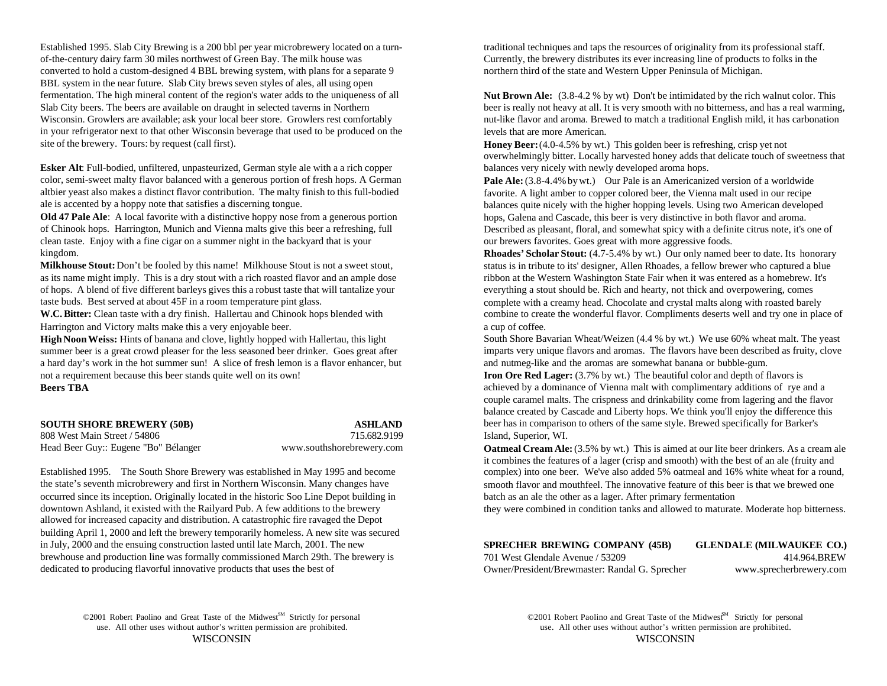Established 1995. Slab City Brewing is a 200 bbl per year microbrewery located on a turn-of-the-century dairy farm 30 miles northwest of Green Bay. The milk house was converted to hold a custom-designed 4 BBL brewing system, with plans for a separate 9 BBL system in the near future. Slab City brews seven styles of ales, all using open fermentation. The high mineral content of the region's water adds to the uniqueness of all Slab City beers. The beers are available on draught in selected taverns in Northern Wisconsin. Growlers are available; ask your local beer store. Growlers rest comfortably in your refrigerator next to that other Wisconsin beverage that used to be produced on the site of the brewery. Tours: by request (call first).

**Esker Alt**: Full-bodied, unfiltered, unpasteurized, German style ale with a a rich copper color, semi-sweet malty flavor balanced with a generous portion of fresh hops. A German altbier yeast also makes a distinct flavor contribution. The malty finish to this full-bodied ale is accented by a hoppy note that satisfies a discerning tongue.

**Old 47 Pale Ale**: A local favorite with a distinctive hoppy nose from a generous portion of Chinook hops. Harrington, Munich and Vienna malts give this beer a refreshing, full clean taste. Enjoy with a fine cigar on a summer night in the backyard that is your kingdom.

**Milkhouse Stout:** Don't be fooled by this name! Milkhouse Stout is not a sweet stout, as its name might imply. This is a dry stout with a rich roasted flavor and an ample dose of hops. A blend of five different barleys gives this a robust taste that will tantalize your taste buds. Best served at about 45F in a room temperature pint glass.

**W.C. Bitter:** Clean taste with a dry finish. Hallertau and Chinook hops blended with Harrington and Victory malts make this a very enjoyable beer.

**High Noon Weiss:** Hints of banana and clove, lightly hopped with Hallertau, this light summer beer is a great crowd pleaser for the less seasoned beer drinker. Goes great after a hard day's work in the hot summer sun! A slice of fresh lemon is a flavor enhancer, but not a requirement because this beer stands quite well on its own!

**Beers TBA**

**SOUTH SHORE BREWERY (50B)** — **ASHLAND**
808 West Main Street / 54806 — 715.682.9199
Head Beer Guy:: Eugene "Bo" Bélanger — www.southshorebrewery.com

Established 1995. The South Shore Brewery was established in May 1995 and become the state's seventh microbrewery and first in Northern Wisconsin. Many changes have occurred since its inception. Originally located in the historic Soo Line Depot building in downtown Ashland, it existed with the Railyard Pub. A few additions to the brewery allowed for increased capacity and distribution. A catastrophic fire ravaged the Depot building April 1, 2000 and left the brewery temporarily homeless. A new site was secured in July, 2000 and the ensuing construction lasted until late March, 2001. The new brewhouse and production line was formally commissioned March 29th. The brewery is dedicated to producing flavorful innovative products that uses the best of traditional techniques and taps the resources of originality from its professional staff. Currently, the brewery distributes its ever increasing line of products to folks in the northern third of the state and Western Upper Peninsula of Michigan.

**Nut Brown Ale:** (3.8-4.2 % by wt) Don't be intimidated by the rich walnut color. This beer is really not heavy at all. It is very smooth with no bitterness, and has a real warming, nut-like flavor and aroma. Brewed to match a traditional English mild, it has carbonation levels that are more American.

**Honey Beer:** (4.0-4.5% by wt.) This golden beer is refreshing, crisp yet not overwhelmingly bitter. Locally harvested honey adds that delicate touch of sweetness that balances very nicely with newly developed aroma hops.

**Pale Ale:** (3.8-4.4% by wt.) Our Pale is an Americanized version of a worldwide favorite. A light amber to copper colored beer, the Vienna malt used in our recipe balances quite nicely with the higher hopping levels. Using two American developed hops, Galena and Cascade, this beer is very distinctive in both flavor and aroma. Described as pleasant, floral, and somewhat spicy with a definite citrus note, it's one of our brewers favorites. Goes great with more aggressive foods.

**Rhoades' Scholar Stout:** (4.7-5.4% by wt.) Our only named beer to date. Its honorary status is in tribute to its' designer, Allen Rhoades, a fellow brewer who captured a blue ribbon at the Western Washington State Fair when it was entered as a homebrew. It's everything a stout should be. Rich and hearty, not thick and overpowering, comes complete with a creamy head. Chocolate and crystal malts along with roasted barely combine to create the wonderful flavor. Compliments deserts well and try one in place of a cup of coffee.

South Shore Bavarian Wheat/Weizen (4.4 % by wt.) We use 60% wheat malt. The yeast imparts very unique flavors and aromas. The flavors have been described as fruity, clove and nutmeg-like and the aromas are somewhat banana or bubble-gum.

**Iron Ore Red Lager:** (3.7% by wt.) The beautiful color and depth of flavors is achieved by a dominance of Vienna malt with complimentary additions of rye and a couple caramel malts. The crispness and drinkability come from lagering and the flavor balance created by Cascade and Liberty hops. We think you'll enjoy the difference this beer has in comparison to others of the same style. Brewed specifically for Barker's Island, Superior, WI.

**Oatmeal Cream Ale:** (3.5% by wt.) This is aimed at our lite beer drinkers. As a cream ale it combines the features of a lager (crisp and smooth) with the best of an ale (fruity and complex) into one beer. We've also added 5% oatmeal and 16% white wheat for a round, smooth flavor and mouthfeel. The innovative feature of this beer is that we brewed one batch as an ale the other as a lager. After primary fermentation they were combined in condition tanks and allowed to maturate. Moderate hop bitterness.

**SPRECHER BREWING COMPANY (45B)** — **GLENDALE (MILWAUKEE CO.)**
701 West Glendale Avenue / 53209 — 414.964.BREW
Owner/President/Brewmaster: Randal G. Sprecher — www.sprecherbrewery.com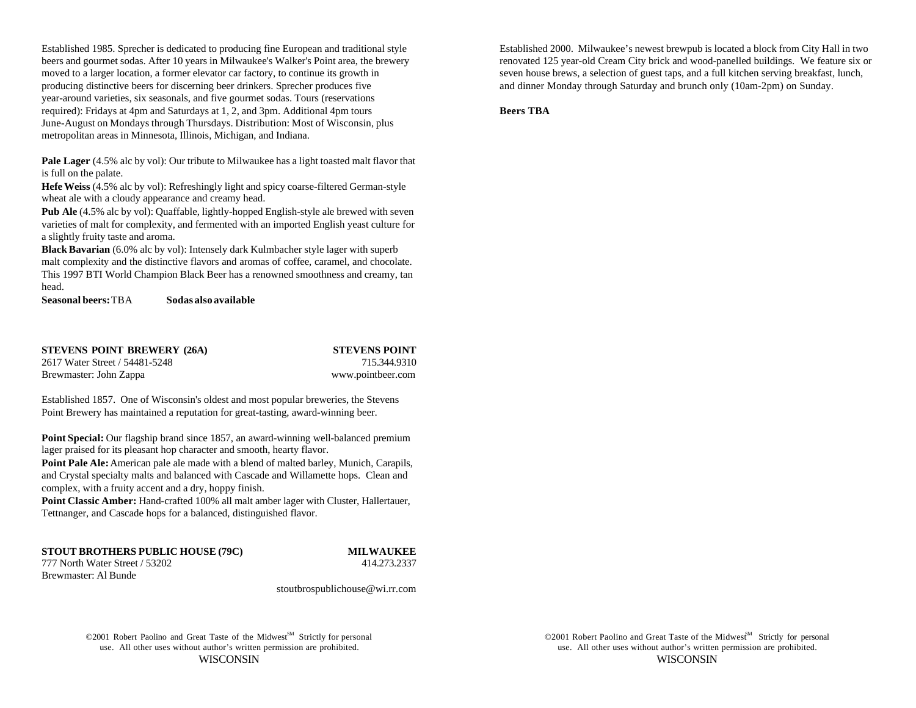Established 1985. Sprecher is dedicated to producing fine European and traditional style beers and gourmet sodas. After 10 years in Milwaukee's Walker's Point area, the brewery moved to a larger location, a former elevator car factory, to continue its growth in producing distinctive beers for discerning beer drinkers. Sprecher produces five year-around varieties, six seasonals, and five gourmet sodas. Tours (reservations required): Fridays at 4pm and Saturdays at 1, 2, and 3pm. Additional 4pm tours June-August on Mondays through Thursdays. Distribution: Most of Wisconsin, plus metropolitan areas in Minnesota, Illinois, Michigan, and Indiana.

**Pale Lager** (4.5% alc by vol): Our tribute to Milwaukee has a light toasted malt flavor that is full on the palate.
**Hefe Weiss** (4.5% alc by vol): Refreshingly light and spicy coarse-filtered German-style wheat ale with a cloudy appearance and creamy head.
**Pub Ale** (4.5% alc by vol): Quaffable, lightly-hopped English-style ale brewed with seven varieties of malt for complexity, and fermented with an imported English yeast culture for a slightly fruity taste and aroma.
**Black Bavarian** (6.0% alc by vol): Intensely dark Kulmbacher style lager with superb malt complexity and the distinctive flavors and aromas of coffee, caramel, and chocolate. This 1997 BTI World Champion Black Beer has a renowned smoothness and creamy, tan head.
**Seasonal beers:** TBA **Sodas also available**

**STEVENS POINT BREWERY (26A)** **STEVENS POINT**
2617 Water Street / 54481-5248 715.344.9310
Brewmaster: John Zappa www.pointbeer.com

Established 1857. One of Wisconsin's oldest and most popular breweries, the Stevens Point Brewery has maintained a reputation for great-tasting, award-winning beer.

**Point Special:** Our flagship brand since 1857, an award-winning well-balanced premium lager praised for its pleasant hop character and smooth, hearty flavor.
**Point Pale Ale:** American pale ale made with a blend of malted barley, Munich, Carapils, and Crystal specialty malts and balanced with Cascade and Willamette hops. Clean and complex, with a fruity accent and a dry, hoppy finish.
**Point Classic Amber:** Hand-crafted 100% all malt amber lager with Cluster, Hallertauer, Tettnanger, and Cascade hops for a balanced, distinguished flavor.

**STOUT BROTHERS PUBLIC HOUSE (79C)** **MILWAUKEE**
777 North Water Street / 53202 414.273.2337
Brewmaster: Al Bunde
stoutbrospublichouse@wi.rr.com

Established 2000. Milwaukee's newest brewpub is located a block from City Hall in two renovated 125 year-old Cream City brick and wood-panelled buildings. We feature six or seven house brews, a selection of guest taps, and a full kitchen serving breakfast, lunch, and dinner Monday through Saturday and brunch only (10am-2pm) on Sunday.

**Beers TBA**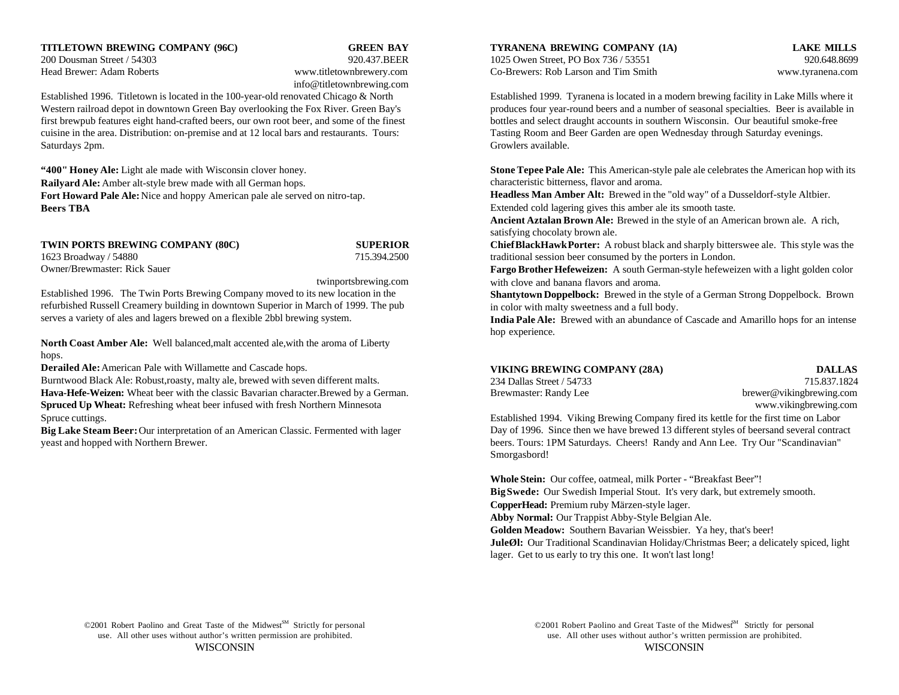## TITLETOWN BREWING COMPANY (96C) — GREEN BAY

200 Dousman Street / 54303 — 920.437.BEER
Head Brewer: Adam Roberts — www.titletownbrewery.com
info@titletownbrewing.com

Established 1996. Titletown is located in the 100-year-old renovated Chicago & North Western railroad depot in downtown Green Bay overlooking the Fox River. Green Bay's first brewpub features eight hand-crafted beers, our own root beer, and some of the finest cuisine in the area. Distribution: on-premise and at 12 local bars and restaurants. Tours: Saturdays 2pm.

**"400" Honey Ale:** Light ale made with Wisconsin clover honey.
**Railyard Ale:** Amber alt-style brew made with all German hops.
**Fort Howard Pale Ale:** Nice and hoppy American pale ale served on nitro-tap.
**Beers TBA**

## TWIN PORTS BREWING COMPANY (80C) — SUPERIOR

1623 Broadway / 54880 — 715.394.2500
Owner/Brewmaster: Rick Sauer
twinportsbrewing.com

Established 1996. The Twin Ports Brewing Company moved to its new location in the refurbished Russell Creamery building in downtown Superior in March of 1999. The pub serves a variety of ales and lagers brewed on a flexible 2bbl brewing system.

**North Coast Amber Ale:** Well balanced,malt accented ale,with the aroma of Liberty hops.
**Derailed Ale:** American Pale with Willamette and Cascade hops.
Burntwood Black Ale: Robust,roasty, malty ale, brewed with seven different malts.
**Hava-Hefe-Weizen:** Wheat beer with the classic Bavarian character.Brewed by a German.
**Spruced Up Wheat:** Refreshing wheat beer infused with fresh Northern Minnesota Spruce cuttings.
**Big Lake Steam Beer:** Our interpretation of an American Classic. Fermented with lager yeast and hopped with Northern Brewer.

## TYRANENA BREWING COMPANY (1A) — LAKE MILLS

1025 Owen Street, PO Box 736 / 53551 — 920.648.8699
Co-Brewers: Rob Larson and Tim Smith — www.tyranena.com

Established 1999. Tyranena is located in a modern brewing facility in Lake Mills where it produces four year-round beers and a number of seasonal specialties. Beer is available in bottles and select draught accounts in southern Wisconsin. Our beautiful smoke-free Tasting Room and Beer Garden are open Wednesday through Saturday evenings. Growlers available.

**Stone Tepee Pale Ale:** This American-style pale ale celebrates the American hop with its characteristic bitterness, flavor and aroma.
**Headless Man Amber Alt:** Brewed in the "old way" of a Dusseldorf-style Altbier. Extended cold lagering gives this amber ale its smooth taste.
**Ancient Aztalan Brown Ale:** Brewed in the style of an American brown ale. A rich, satisfying chocolaty brown ale.
**Chief BlackHawk Porter:** A robust black and sharply bittersweet ale. This style was the traditional session beer consumed by the porters in London.
**Fargo Brother Hefeweizen:** A south German-style hefeweizen with a light golden color with clove and banana flavors and aroma.
**Shantytown Doppelbock:** Brewed in the style of a German Strong Doppelbock. Brown in color with malty sweetness and a full body.
**India Pale Ale:** Brewed with an abundance of Cascade and Amarillo hops for an intense hop experience.

## VIKING BREWING COMPANY (28A) — DALLAS

234 Dallas Street / 54733 — 715.837.1824
Brewmaster: Randy Lee — brewer@vikingbrewing.com
www.vikingbrewing.com

Established 1994. Viking Brewing Company fired its kettle for the first time on Labor Day of 1996. Since then we have brewed 13 different styles of beersand several contract beers. Tours: 1PM Saturdays. Cheers! Randy and Ann Lee. Try Our "Scandinavian" Smorgasbord!

**Whole Stein:** Our coffee, oatmeal, milk Porter - "Breakfast Beer"!
**Big Swede:** Our Swedish Imperial Stout. It's very dark, but extremely smooth.
**CopperHead:** Premium ruby Märzen-style lager.
**Abby Normal:** Our Trappist Abby-Style Belgian Ale.
**Golden Meadow:** Southern Bavarian Weissbier. Ya hey, that's beer!
**JuleØl:** Our Traditional Scandinavian Holiday/Christmas Beer; a delicately spiced, light lager. Get to us early to try this one. It won't last long!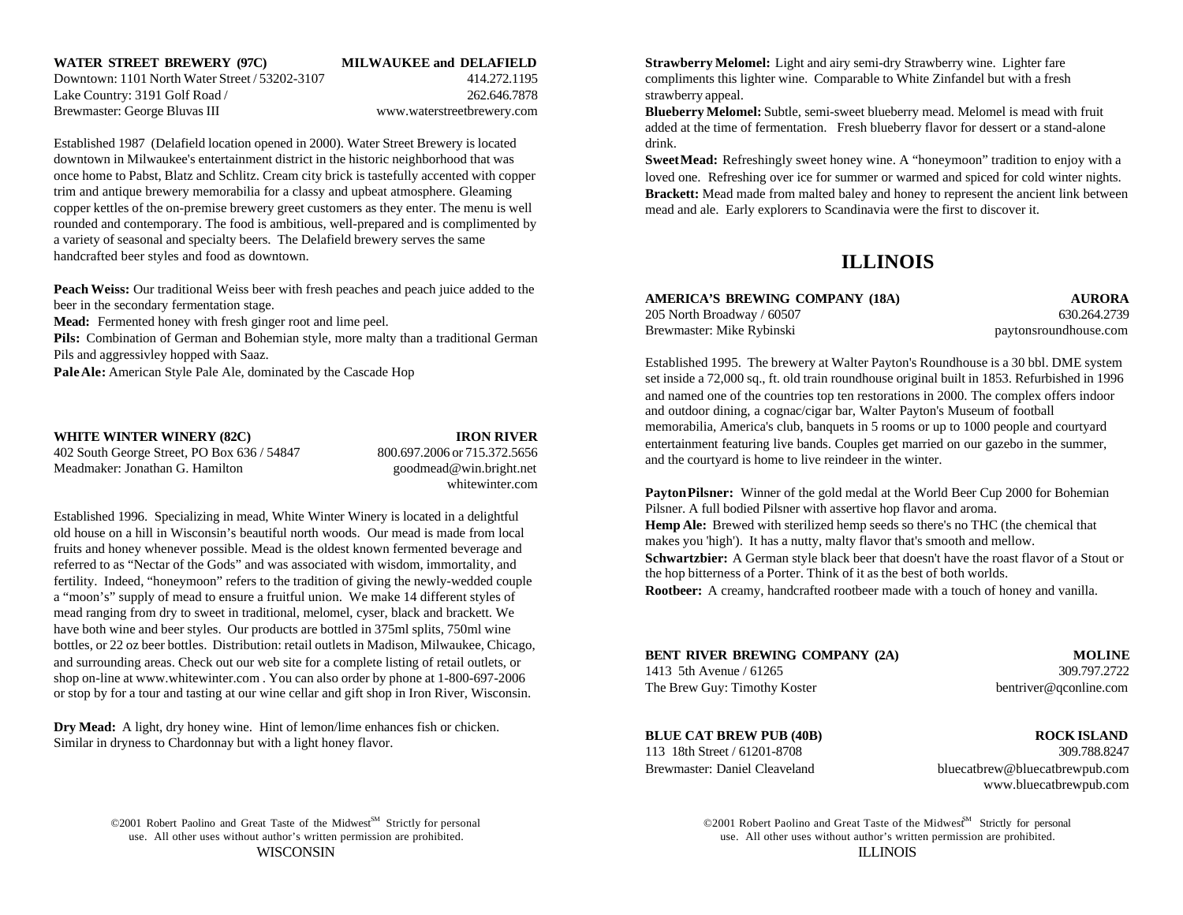**WATER STREET BREWERY (97C)** **MILWAUKEE and DELAFIELD**
Downtown: 1101 North Water Street / 53202-3107 414.272.1195
Lake Country: 3191 Golf Road / 262.646.7878
Brewmaster: George Bluvas III www.waterstreetbrewery.com

Established 1987 (Delafield location opened in 2000). Water Street Brewery is located downtown in Milwaukee's entertainment district in the historic neighborhood that was once home to Pabst, Blatz and Schlitz. Cream city brick is tastefully accented with copper trim and antique brewery memorabilia for a classy and upbeat atmosphere. Gleaming copper kettles of the on-premise brewery greet customers as they enter. The menu is well rounded and contemporary. The food is ambitious, well-prepared and is complimented by a variety of seasonal and specialty beers. The Delafield brewery serves the same handcrafted beer styles and food as downtown.

**Peach Weiss:** Our traditional Weiss beer with fresh peaches and peach juice added to the beer in the secondary fermentation stage.
**Mead:** Fermented honey with fresh ginger root and lime peel.
**Pils:** Combination of German and Bohemian style, more malty than a traditional German Pils and aggressivley hopped with Saaz.
**Pale Ale:** American Style Pale Ale, dominated by the Cascade Hop

**WHITE WINTER WINERY (82C)** **IRON RIVER**
402 South George Street, PO Box 636 / 54847 800.697.2006 or 715.372.5656
Meadmaker: Jonathan G. Hamilton goodmead@win.bright.net
whitewinter.com

Established 1996. Specializing in mead, White Winter Winery is located in a delightful old house on a hill in Wisconsin's beautiful north woods. Our mead is made from local fruits and honey whenever possible. Mead is the oldest known fermented beverage and referred to as "Nectar of the Gods" and was associated with wisdom, immortality, and fertility. Indeed, "honeymoon" refers to the tradition of giving the newly-wedded couple a "moon's" supply of mead to ensure a fruitful union. We make 14 different styles of mead ranging from dry to sweet in traditional, melomel, cyser, black and brackett. We have both wine and beer styles. Our products are bottled in 375ml splits, 750ml wine bottles, or 22 oz beer bottles. Distribution: retail outlets in Madison, Milwaukee, Chicago, and surrounding areas. Check out our web site for a complete listing of retail outlets, or shop on-line at www.whitewinter.com . You can also order by phone at 1-800-697-2006 or stop by for a tour and tasting at our wine cellar and gift shop in Iron River, Wisconsin.

**Dry Mead:** A light, dry honey wine. Hint of lemon/lime enhances fish or chicken. Similar in dryness to Chardonnay but with a light honey flavor.
**Strawberry Melomel:** Light and airy semi-dry Strawberry wine. Lighter fare compliments this lighter wine. Comparable to White Zinfandel but with a fresh strawberry appeal.
**Blueberry Melomel:** Subtle, semi-sweet blueberry mead. Melomel is mead with fruit added at the time of fermentation. Fresh blueberry flavor for dessert or a stand-alone drink.
**Sweet Mead:** Refreshingly sweet honey wine. A "honeymoon" tradition to enjoy with a loved one. Refreshing over ice for summer or warmed and spiced for cold winter nights.
**Brackett:** Mead made from malted baley and honey to represent the ancient link between mead and ale. Early explorers to Scandinavia were the first to discover it.

# ILLINOIS

**AMERICA'S BREWING COMPANY (18A)** **AURORA**
205 North Broadway / 60507 630.264.2739
Brewmaster: Mike Rybinski paytonsroundhouse.com

Established 1995. The brewery at Walter Payton's Roundhouse is a 30 bbl. DME system set inside a 72,000 sq., ft. old train roundhouse original built in 1853. Refurbished in 1996 and named one of the countries top ten restorations in 2000. The complex offers indoor and outdoor dining, a cognac/cigar bar, Walter Payton's Museum of football memorabilia, America's club, banquets in 5 rooms or up to 1000 people and courtyard entertainment featuring live bands. Couples get married on our gazebo in the summer, and the courtyard is home to live reindeer in the winter.

**Payton Pilsner:** Winner of the gold medal at the World Beer Cup 2000 for Bohemian Pilsner. A full bodied Pilsner with assertive hop flavor and aroma.
**Hemp Ale:** Brewed with sterilized hemp seeds so there's no THC (the chemical that makes you 'high'). It has a nutty, malty flavor that's smooth and mellow.
**Schwartzbier:** A German style black beer that doesn't have the roast flavor of a Stout or the hop bitterness of a Porter. Think of it as the best of both worlds.
**Rootbeer:** A creamy, handcrafted rootbeer made with a touch of honey and vanilla.

**BENT RIVER BREWING COMPANY (2A)** **MOLINE**
1413 5th Avenue / 61265 309.797.2722
The Brew Guy: Timothy Koster bentriver@qconline.com

**BLUE CAT BREW PUB (40B)** **ROCK ISLAND**
113 18th Street / 61201-8708 309.788.8247
Brewmaster: Daniel Cleaveland bluecatbrew@bluecatbrewpub.com
www.bluecatbrewpub.com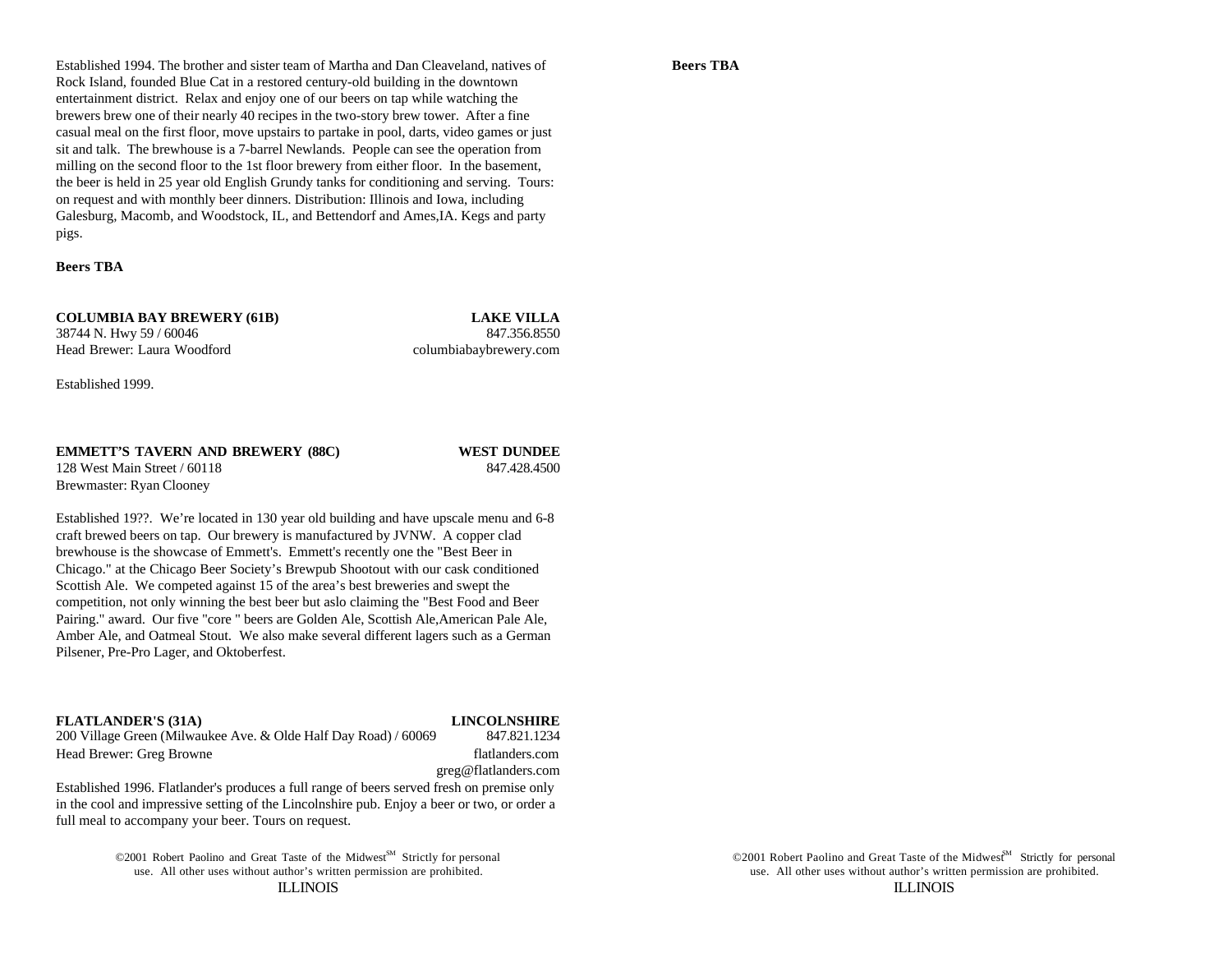Established 1994. The brother and sister team of Martha and Dan Cleaveland, natives of Rock Island, founded Blue Cat in a restored century-old building in the downtown entertainment district. Relax and enjoy one of our beers on tap while watching the brewers brew one of their nearly 40 recipes in the two-story brew tower. After a fine casual meal on the first floor, move upstairs to partake in pool, darts, video games or just sit and talk. The brewhouse is a 7-barrel Newlands. People can see the operation from milling on the second floor to the 1st floor brewery from either floor. In the basement, the beer is held in 25 year old English Grundy tanks for conditioning and serving. Tours: on request and with monthly beer dinners. Distribution: Illinois and Iowa, including Galesburg, Macomb, and Woodstock, IL, and Bettendorf and Ames,IA. Kegs and party pigs.

**Beers TBA**

**COLUMBIA BAY BREWERY (61B)** — **LAKE VILLA**
38744 N. Hwy 59 / 60046 — 847.356.8550
Head Brewer: Laura Woodford — columbiabaybrewery.com

Established 1999.

**EMMETT'S TAVERN AND BREWERY (88C)** — **WEST DUNDEE**
128 West Main Street / 60118 — 847.428.4500
Brewmaster: Ryan Clooney

Established 19??. We're located in 130 year old building and have upscale menu and 6-8 craft brewed beers on tap. Our brewery is manufactured by JVNW. A copper clad brewhouse is the showcase of Emmett's. Emmett's recently one the "Best Beer in Chicago." at the Chicago Beer Society's Brewpub Shootout with our cask conditioned Scottish Ale. We competed against 15 of the area's best breweries and swept the competition, not only winning the best beer but aslo claiming the "Best Food and Beer Pairing." award. Our five "core " beers are Golden Ale, Scottish Ale,American Pale Ale, Amber Ale, and Oatmeal Stout. We also make several different lagers such as a German Pilsener, Pre-Pro Lager, and Oktoberfest.

**FLATLANDER'S (31A)** — **LINCOLNSHIRE**
200 Village Green (Milwaukee Ave. & Olde Half Day Road) / 60069 — 847.821.1234
Head Brewer: Greg Browne — flatlanders.com
greg@flatlanders.com

Established 1996. Flatlander's produces a full range of beers served fresh on premise only in the cool and impressive setting of the Lincolnshire pub. Enjoy a beer or two, or order a full meal to accompany your beer. Tours on request.

**Beers TBA**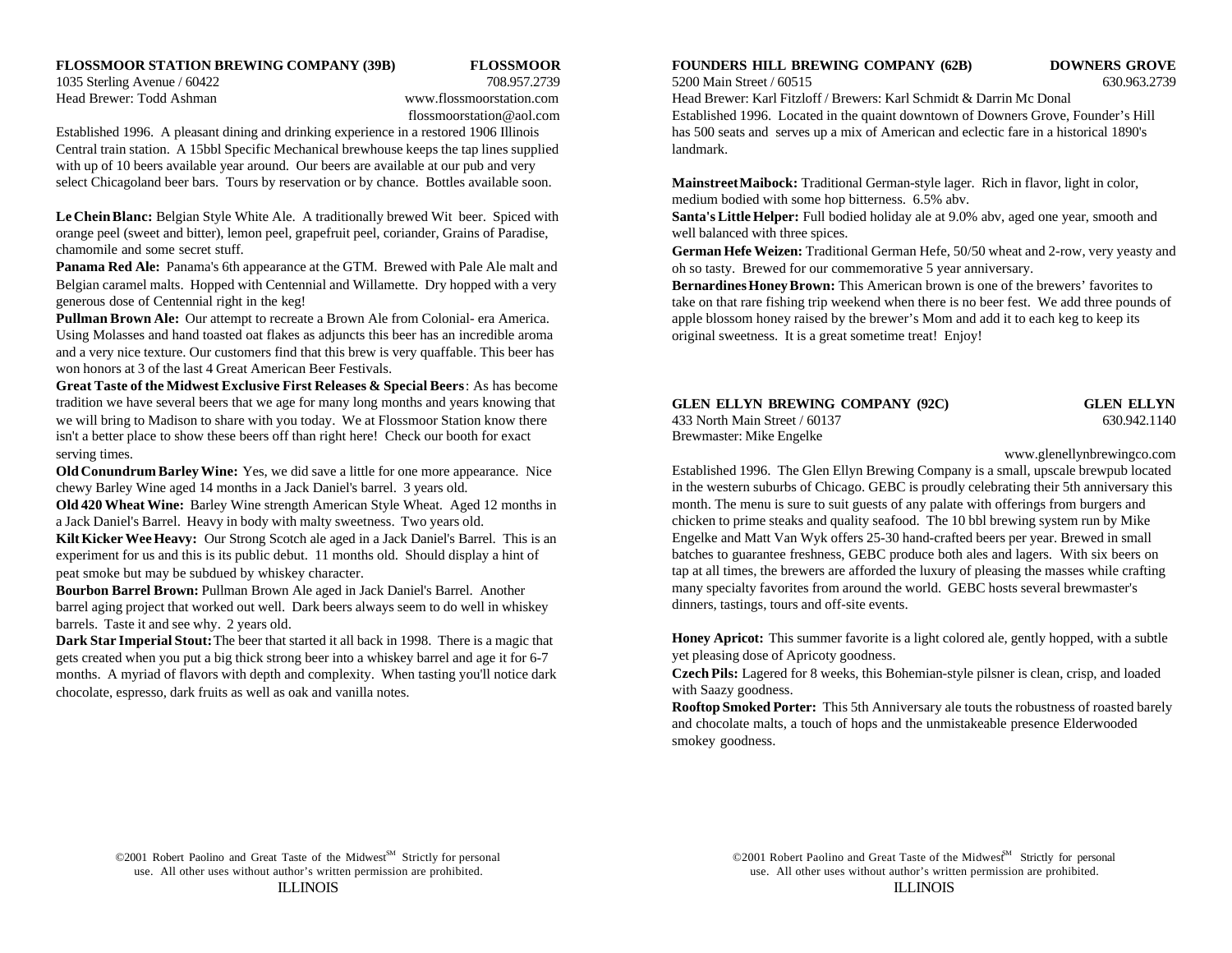## FLOSSMOOR STATION BREWING COMPANY (39B) — FLOSSMOOR

1035 Sterling Avenue / 60422 — 708.957.2739
Head Brewer: Todd Ashman — www.flossmoorstation.com
flossmoorstation@aol.com

Established 1996. A pleasant dining and drinking experience in a restored 1906 Illinois Central train station. A 15bbl Specific Mechanical brewhouse keeps the tap lines supplied with up of 10 beers available year around. Our beers are available at our pub and very select Chicagoland beer bars. Tours by reservation or by chance. Bottles available soon.

**Le Chein Blanc:** Belgian Style White Ale. A traditionally brewed Wit beer. Spiced with orange peel (sweet and bitter), lemon peel, grapefruit peel, coriander, Grains of Paradise, chamomile and some secret stuff.

**Panama Red Ale:** Panama's 6th appearance at the GTM. Brewed with Pale Ale malt and Belgian caramel malts. Hopped with Centennial and Willamette. Dry hopped with a very generous dose of Centennial right in the keg!

**Pullman Brown Ale:** Our attempt to recreate a Brown Ale from Colonial- era America. Using Molasses and hand toasted oat flakes as adjuncts this beer has an incredible aroma and a very nice texture. Our customers find that this brew is very quaffable. This beer has won honors at 3 of the last 4 Great American Beer Festivals.

**Great Taste of the Midwest Exclusive First Releases & Special Beers**: As has become tradition we have several beers that we age for many long months and years knowing that we will bring to Madison to share with you today. We at Flossmoor Station know there isn't a better place to show these beers off than right here! Check our booth for exact serving times.

**Old Conundrum Barley Wine:** Yes, we did save a little for one more appearance. Nice chewy Barley Wine aged 14 months in a Jack Daniel's barrel. 3 years old.

**Old 420 Wheat Wine:** Barley Wine strength American Style Wheat. Aged 12 months in a Jack Daniel's Barrel. Heavy in body with malty sweetness. Two years old.

**Kilt Kicker Wee Heavy:** Our Strong Scotch ale aged in a Jack Daniel's Barrel. This is an experiment for us and this is its public debut. 11 months old. Should display a hint of peat smoke but may be subdued by whiskey character.

**Bourbon Barrel Brown:** Pullman Brown Ale aged in Jack Daniel's Barrel. Another barrel aging project that worked out well. Dark beers always seem to do well in whiskey barrels. Taste it and see why. 2 years old.

**Dark Star Imperial Stout:** The beer that started it all back in 1998. There is a magic that gets created when you put a big thick strong beer into a whiskey barrel and age it for 6-7 months. A myriad of flavors with depth and complexity. When tasting you'll notice dark chocolate, espresso, dark fruits as well as oak and vanilla notes.

## FOUNDERS HILL BREWING COMPANY (62B) — DOWNERS GROVE

5200 Main Street / 60515 — 630.963.2739
Head Brewer: Karl Fitzloff / Brewers: Karl Schmidt & Darrin Mc Donal

Established 1996. Located in the quaint downtown of Downers Grove, Founder's Hill has 500 seats and serves up a mix of American and eclectic fare in a historical 1890's landmark.

**Mainstreet Maibock:** Traditional German-style lager. Rich in flavor, light in color, medium bodied with some hop bitterness. 6.5% abv.

**Santa's Little Helper:** Full bodied holiday ale at 9.0% abv, aged one year, smooth and well balanced with three spices.

**German Hefe Weizen:** Traditional German Hefe, 50/50 wheat and 2-row, very yeasty and oh so tasty. Brewed for our commemorative 5 year anniversary.

**Bernardines Honey Brown:** This American brown is one of the brewers' favorites to take on that rare fishing trip weekend when there is no beer fest. We add three pounds of apple blossom honey raised by the brewer's Mom and add it to each keg to keep its original sweetness. It is a great sometime treat! Enjoy!

## GLEN ELLYN BREWING COMPANY (92C) — GLEN ELLYN

433 North Main Street / 60137 — 630.942.1140
Brewmaster: Mike Engelke
www.glenellynbrewingco.com

Established 1996. The Glen Ellyn Brewing Company is a small, upscale brewpub located in the western suburbs of Chicago. GEBC is proudly celebrating their 5th anniversary this month. The menu is sure to suit guests of any palate with offerings from burgers and chicken to prime steaks and quality seafood. The 10 bbl brewing system run by Mike Engelke and Matt Van Wyk offers 25-30 hand-crafted beers per year. Brewed in small batches to guarantee freshness, GEBC produce both ales and lagers. With six beers on tap at all times, the brewers are afforded the luxury of pleasing the masses while crafting many specialty favorites from around the world. GEBC hosts several brewmaster's dinners, tastings, tours and off-site events.

**Honey Apricot:** This summer favorite is a light colored ale, gently hopped, with a subtle yet pleasing dose of Apricoty goodness.

**Czech Pils:** Lagered for 8 weeks, this Bohemian-style pilsner is clean, crisp, and loaded with Saazy goodness.

**Rooftop Smoked Porter:** This 5th Anniversary ale touts the robustness of roasted barely and chocolate malts, a touch of hops and the unmistakeable presence Elderwooded smokey goodness.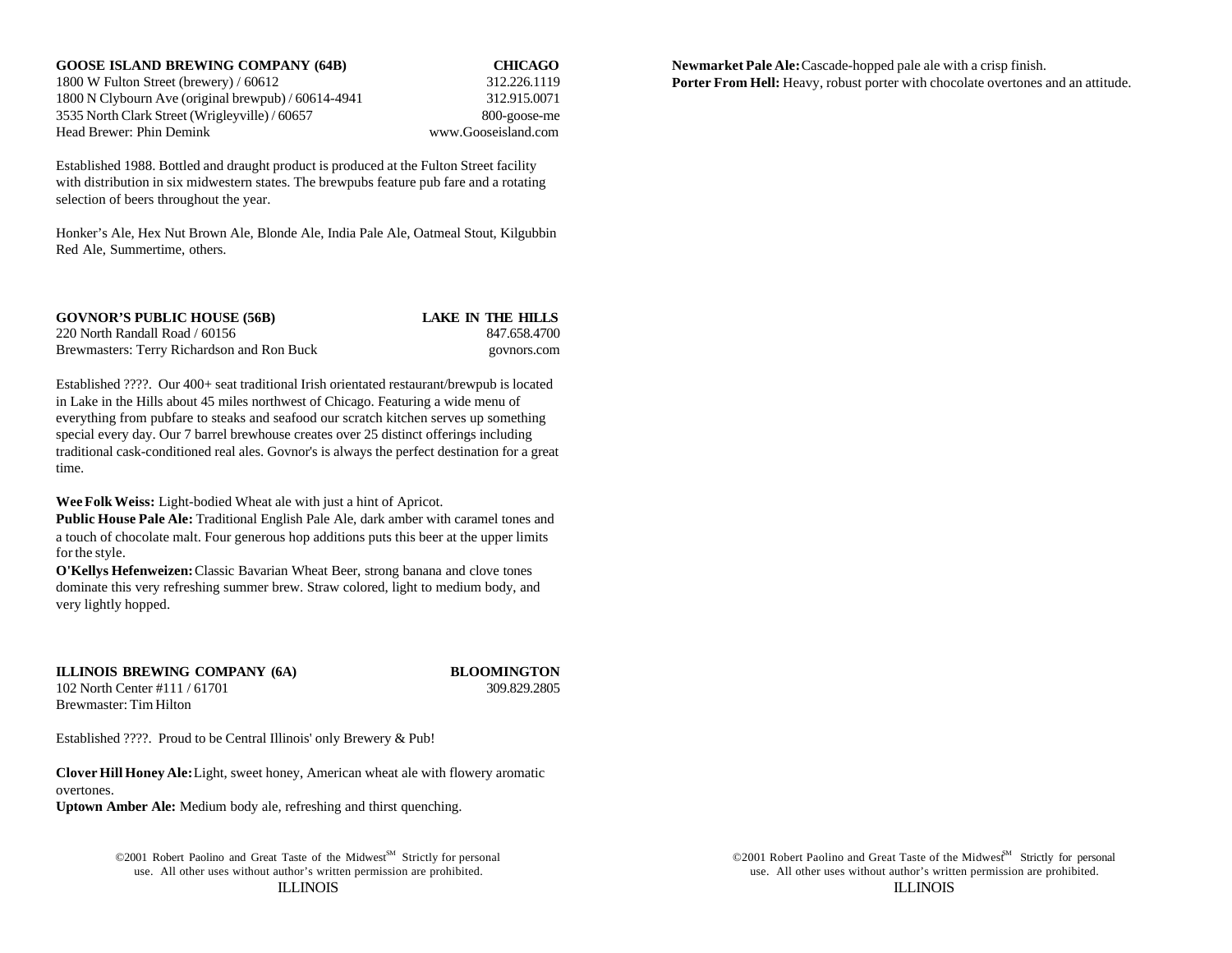**GOOSE ISLAND BREWING COMPANY (64B)** **CHICAGO**

1800 W Fulton Street (brewery) / 60612 312.226.1119
1800 N Clybourn Ave (original brewpub) / 60614-4941 312.915.0071
3535 North Clark Street (Wrigleyville) / 60657 800-goose-me
Head Brewer: Phin Demink www.Gooseisland.com

Established 1988. Bottled and draught product is produced at the Fulton Street facility with distribution in six midwestern states. The brewpubs feature pub fare and a rotating selection of beers throughout the year.

Honker's Ale, Hex Nut Brown Ale, Blonde Ale, India Pale Ale, Oatmeal Stout, Kilgubbin Red Ale, Summertime, others.

**GOVNOR'S PUBLIC HOUSE (56B)** **LAKE IN THE HILLS**

220 North Randall Road / 60156 847.658.4700
Brewmasters: Terry Richardson and Ron Buck govnors.com

Established ????. Our 400+ seat traditional Irish orientated restaurant/brewpub is located in Lake in the Hills about 45 miles northwest of Chicago. Featuring a wide menu of everything from pubfare to steaks and seafood our scratch kitchen serves up something special every day. Our 7 barrel brewhouse creates over 25 distinct offerings including traditional cask-conditioned real ales. Govnor's is always the perfect destination for a great time.

**Wee Folk Weiss:** Light-bodied Wheat ale with just a hint of Apricot.
**Public House Pale Ale:** Traditional English Pale Ale, dark amber with caramel tones and a touch of chocolate malt. Four generous hop additions puts this beer at the upper limits for the style.
**O'Kellys Hefenweizen:** Classic Bavarian Wheat Beer, strong banana and clove tones dominate this very refreshing summer brew. Straw colored, light to medium body, and very lightly hopped.

**ILLINOIS BREWING COMPANY (6A)** **BLOOMINGTON**

102 North Center #111 / 61701 309.829.2805
Brewmaster: Tim Hilton

Established ????. Proud to be Central Illinois' only Brewery & Pub!

**Clover Hill Honey Ale:** Light, sweet honey, American wheat ale with flowery aromatic overtones.
**Uptown Amber Ale:** Medium body ale, refreshing and thirst quenching.

**Newmarket Pale Ale:** Cascade-hopped pale ale with a crisp finish.
**Porter From Hell:** Heavy, robust porter with chocolate overtones and an attitude.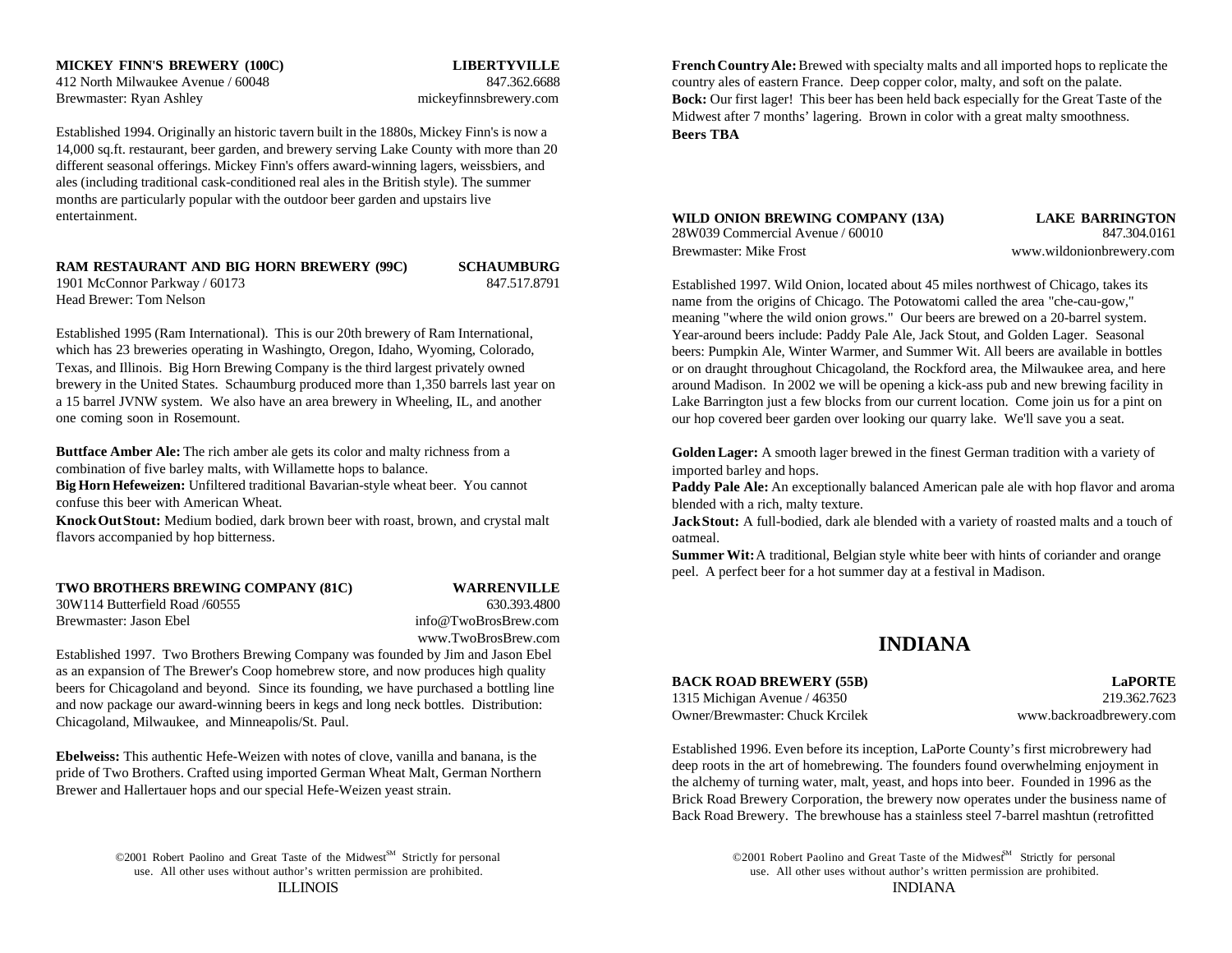**MICKEY FINN'S BREWERY (100C)** **LIBERTYVILLE**
412 North Milwaukee Avenue / 60048 847.362.6688
Brewmaster: Ryan Ashley mickeyfinnsbrewery.com

Established 1994. Originally an historic tavern built in the 1880s, Mickey Finn's is now a 14,000 sq.ft. restaurant, beer garden, and brewery serving Lake County with more than 20 different seasonal offerings. Mickey Finn's offers award-winning lagers, weissbiers, and ales (including traditional cask-conditioned real ales in the British style). The summer months are particularly popular with the outdoor beer garden and upstairs live entertainment.

**RAM RESTAURANT AND BIG HORN BREWERY (99C)** **SCHAUMBURG**
1901 McConnor Parkway / 60173 847.517.8791
Head Brewer: Tom Nelson

Established 1995 (Ram International). This is our 20th brewery of Ram International, which has 23 breweries operating in Washingto, Oregon, Idaho, Wyoming, Colorado, Texas, and Illinois. Big Horn Brewing Company is the third largest privately owned brewery in the United States. Schaumburg produced more than 1,350 barrels last year on a 15 barrel JVNW system. We also have an area brewery in Wheeling, IL, and another one coming soon in Rosemount.

**Buttface Amber Ale:** The rich amber ale gets its color and malty richness from a combination of five barley malts, with Willamette hops to balance.
**Big Horn Hefeweizen:** Unfiltered traditional Bavarian-style wheat beer. You cannot confuse this beer with American Wheat.
**Knock Out Stout:** Medium bodied, dark brown beer with roast, brown, and crystal malt flavors accompanied by hop bitterness.

**TWO BROTHERS BREWING COMPANY (81C)** **WARRENVILLE**
30W114 Butterfield Road /60555 630.393.4800
Brewmaster: Jason Ebel info@TwoBrosBrew.com
www.TwoBrosBrew.com

Established 1997. Two Brothers Brewing Company was founded by Jim and Jason Ebel as an expansion of The Brewer's Coop homebrew store, and now produces high quality beers for Chicagoland and beyond. Since its founding, we have purchased a bottling line and now package our award-winning beers in kegs and long neck bottles. Distribution: Chicagoland, Milwaukee, and Minneapolis/St. Paul.

**Ebelweiss:** This authentic Hefe-Weizen with notes of clove, vanilla and banana, is the pride of Two Brothers. Crafted using imported German Wheat Malt, German Northern Brewer and Hallertauer hops and our special Hefe-Weizen yeast strain.
**French Country Ale:** Brewed with specialty malts and all imported hops to replicate the country ales of eastern France. Deep copper color, malty, and soft on the palate.
**Bock:** Our first lager! This beer has been held back especially for the Great Taste of the Midwest after 7 months' lagering. Brown in color with a great malty smoothness.
**Beers TBA**

**WILD ONION BREWING COMPANY (13A)** **LAKE BARRINGTON**
28W039 Commercial Avenue / 60010 847.304.0161
Brewmaster: Mike Frost www.wildonionbrewery.com

Established 1997. Wild Onion, located about 45 miles northwest of Chicago, takes its name from the origins of Chicago. The Potowatomi called the area "che-cau-gow," meaning "where the wild onion grows." Our beers are brewed on a 20-barrel system. Year-around beers include: Paddy Pale Ale, Jack Stout, and Golden Lager. Seasonal beers: Pumpkin Ale, Winter Warmer, and Summer Wit. All beers are available in bottles or on draught throughout Chicagoland, the Rockford area, the Milwaukee area, and here around Madison. In 2002 we will be opening a kick-ass pub and new brewing facility in Lake Barrington just a few blocks from our current location. Come join us for a pint on our hop covered beer garden over looking our quarry lake. We'll save you a seat.

**Golden Lager:** A smooth lager brewed in the finest German tradition with a variety of imported barley and hops.
**Paddy Pale Ale:** An exceptionally balanced American pale ale with hop flavor and aroma blended with a rich, malty texture.
**Jack Stout:** A full-bodied, dark ale blended with a variety of roasted malts and a touch of oatmeal.
**Summer Wit:** A traditional, Belgian style white beer with hints of coriander and orange peel. A perfect beer for a hot summer day at a festival in Madison.

# INDIANA

**BACK ROAD BREWERY (55B)** **LaPORTE**
1315 Michigan Avenue / 46350 219.362.7623
Owner/Brewmaster: Chuck Krcilek www.backroadbrewery.com

Established 1996. Even before its inception, LaPorte County's first microbrewery had deep roots in the art of homebrewing. The founders found overwhelming enjoyment in the alchemy of turning water, malt, yeast, and hops into beer. Founded in 1996 as the Brick Road Brewery Corporation, the brewery now operates under the business name of Back Road Brewery. The brewhouse has a stainless steel 7-barrel mashtun (retrofitted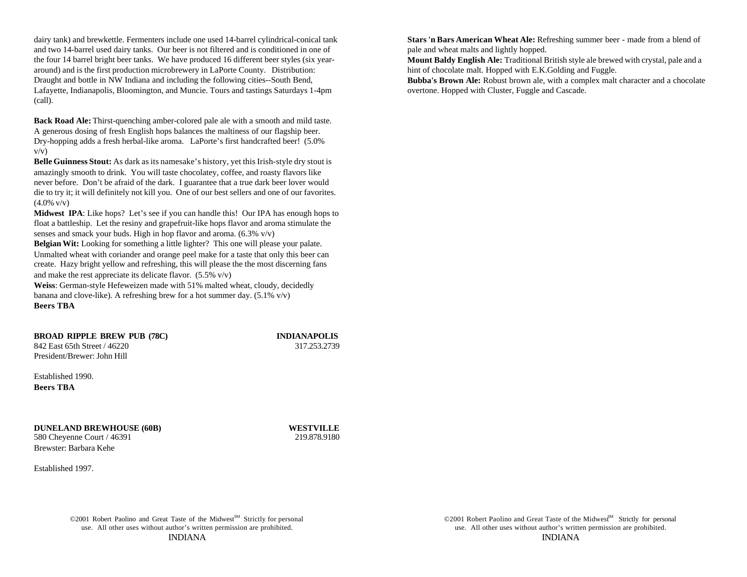dairy tank) and brewkettle. Fermenters include one used 14-barrel cylindrical-conical tank and two 14-barrel used dairy tanks. Our beer is not filtered and is conditioned in one of the four 14 barrel bright beer tanks. We have produced 16 different beer styles (six year-around) and is the first production microbrewery in LaPorte County. Distribution: Draught and bottle in NW Indiana and including the following cities--South Bend, Lafayette, Indianapolis, Bloomington, and Muncie. Tours and tastings Saturdays 1-4pm (call).

**Back Road Ale:** Thirst-quenching amber-colored pale ale with a smooth and mild taste. A generous dosing of fresh English hops balances the maltiness of our flagship beer. Dry-hopping adds a fresh herbal-like aroma. LaPorte's first handcrafted beer! (5.0% v/v)
**Belle Guinness Stout:** As dark as its namesake's history, yet this Irish-style dry stout is amazingly smooth to drink. You will taste chocolatey, coffee, and roasty flavors like never before. Don't be afraid of the dark. I guarantee that a true dark beer lover would die to try it; it will definitely not kill you. One of our best sellers and one of our favorites. (4.0% v/v)
**Midwest IPA**: Like hops? Let's see if you can handle this! Our IPA has enough hops to float a battleship. Let the resiny and grapefruit-like hops flavor and aroma stimulate the senses and smack your buds. High in hop flavor and aroma. (6.3% v/v)
**Belgian Wit:** Looking for something a little lighter? This one will please your palate. Unmalted wheat with coriander and orange peel make for a taste that only this beer can create. Hazy bright yellow and refreshing, this will please the the most discerning fans and make the rest appreciate its delicate flavor. (5.5% v/v)
**Weiss**: German-style Hefeweizen made with 51% malted wheat, cloudy, decidedly banana and clove-like). A refreshing brew for a hot summer day. (5.1% v/v)
**Beers TBA**

**BROAD RIPPLE BREW PUB (78C)** **INDIANAPOLIS**
842 East 65th Street / 46220 317.253.2739
President/Brewer: John Hill

Established 1990.
**Beers TBA**

**DUNELAND BREWHOUSE (60B)** **WESTVILLE**
580 Cheyenne Court / 46391 219.878.9180
Brewster: Barbara Kehe

Established 1997.

**Stars 'n Bars American Wheat Ale:** Refreshing summer beer - made from a blend of pale and wheat malts and lightly hopped.
**Mount Baldy English Ale:** Traditional British style ale brewed with crystal, pale and a hint of chocolate malt. Hopped with E.K.Golding and Fuggle.
**Bubba's Brown Ale:** Robust brown ale, with a complex malt character and a chocolate overtone. Hopped with Cluster, Fuggle and Cascade.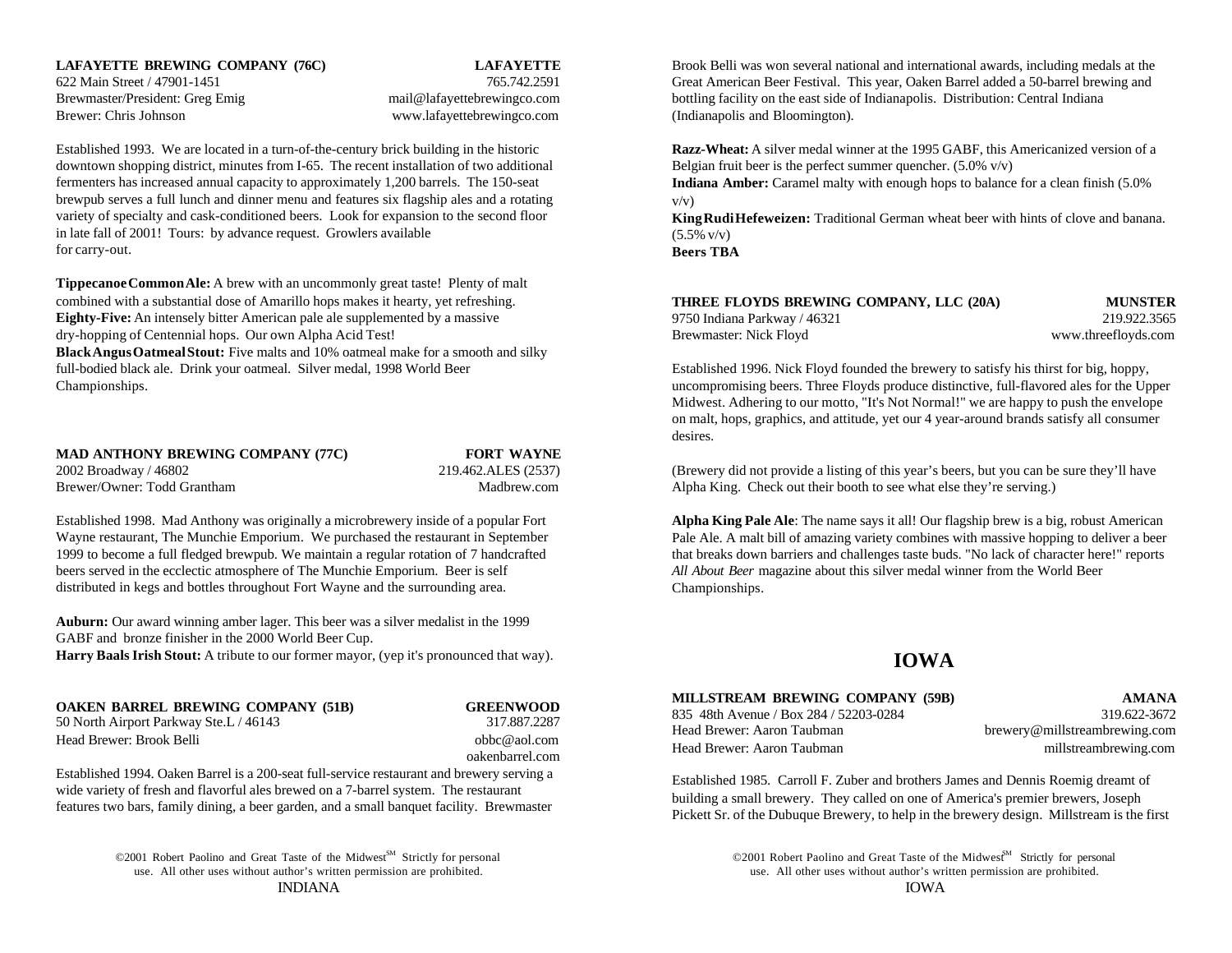**LAFAYETTE BREWING COMPANY (76C)** **LAFAYETTE**
622 Main Street / 47901-1451 765.742.2591
Brewmaster/President: Greg Emig mail@lafayettebrewingco.com
Brewer: Chris Johnson www.lafayettebrewingco.com

Established 1993. We are located in a turn-of-the-century brick building in the historic downtown shopping district, minutes from I-65. The recent installation of two additional fermenters has increased annual capacity to approximately 1,200 barrels. The 150-seat brewpub serves a full lunch and dinner menu and features six flagship ales and a rotating variety of specialty and cask-conditioned beers. Look for expansion to the second floor in late fall of 2001! Tours: by advance request. Growlers available for carry-out.

**Tippecanoe Common Ale:** A brew with an uncommonly great taste! Plenty of malt combined with a substantial dose of Amarillo hops makes it hearty, yet refreshing.
**Eighty-Five:** An intensely bitter American pale ale supplemented by a massive dry-hopping of Centennial hops. Our own Alpha Acid Test!
**Black Angus Oatmeal Stout:** Five malts and 10% oatmeal make for a smooth and silky full-bodied black ale. Drink your oatmeal. Silver medal, 1998 World Beer Championships.

**MAD ANTHONY BREWING COMPANY (77C)** **FORT WAYNE**
2002 Broadway / 46802 219.462.ALES (2537)
Brewer/Owner: Todd Grantham Madbrew.com

Established 1998. Mad Anthony was originally a microbrewery inside of a popular Fort Wayne restaurant, The Munchie Emporium. We purchased the restaurant in September 1999 to become a full fledged brewpub. We maintain a regular rotation of 7 handcrafted beers served in the ecclectic atmosphere of The Munchie Emporium. Beer is self distributed in kegs and bottles throughout Fort Wayne and the surrounding area.

**Auburn:** Our award winning amber lager. This beer was a silver medalist in the 1999 GABF and bronze finisher in the 2000 World Beer Cup.
**Harry Baals Irish Stout:** A tribute to our former mayor, (yep it's pronounced that way).

**OAKEN BARREL BREWING COMPANY (51B)** **GREENWOOD**
50 North Airport Parkway Ste.L / 46143 317.887.2287
Head Brewer: Brook Belli obbc@aol.com
oakenbarrel.com

Established 1994. Oaken Barrel is a 200-seat full-service restaurant and brewery serving a wide variety of fresh and flavorful ales brewed on a 7-barrel system. The restaurant features two bars, family dining, a beer garden, and a small banquet facility. Brewmaster Brook Belli was won several national and international awards, including medals at the Great American Beer Festival. This year, Oaken Barrel added a 50-barrel brewing and bottling facility on the east side of Indianapolis. Distribution: Central Indiana (Indianapolis and Bloomington).

**Razz-Wheat:** A silver medal winner at the 1995 GABF, this Americanized version of a Belgian fruit beer is the perfect summer quencher. (5.0% v/v)
**Indiana Amber:** Caramel malty with enough hops to balance for a clean finish (5.0% v/v)
**King Rudi Hefeweizen:** Traditional German wheat beer with hints of clove and banana. (5.5% v/v)
**Beers TBA**

**THREE FLOYDS BREWING COMPANY, LLC (20A)** **MUNSTER**
9750 Indiana Parkway / 46321 219.922.3565
Brewmaster: Nick Floyd www.threefloyds.com

Established 1996. Nick Floyd founded the brewery to satisfy his thirst for big, hoppy, uncompromising beers. Three Floyds produce distinctive, full-flavored ales for the Upper Midwest. Adhering to our motto, "It's Not Normal!" we are happy to push the envelope on malt, hops, graphics, and attitude, yet our 4 year-around brands satisfy all consumer desires.

(Brewery did not provide a listing of this year's beers, but you can be sure they'll have Alpha King. Check out their booth to see what else they're serving.)

**Alpha King Pale Ale**: The name says it all! Our flagship brew is a big, robust American Pale Ale. A malt bill of amazing variety combines with massive hopping to deliver a beer that breaks down barriers and challenges taste buds. "No lack of character here!" reports *All About Beer* magazine about this silver medal winner from the World Beer Championships.

# IOWA

**MILLSTREAM BREWING COMPANY (59B)** **AMANA**
835 48th Avenue / Box 284 / 52203-0284 319.622-3672
Head Brewer: Aaron Taubman brewery@millstreambrewing.com
Head Brewer: Aaron Taubman millstreambrewing.com

Established 1985. Carroll F. Zuber and brothers James and Dennis Roemig dreamt of building a small brewery. They called on one of America's premier brewers, Joseph Pickett Sr. of the Dubuque Brewery, to help in the brewery design. Millstream is the first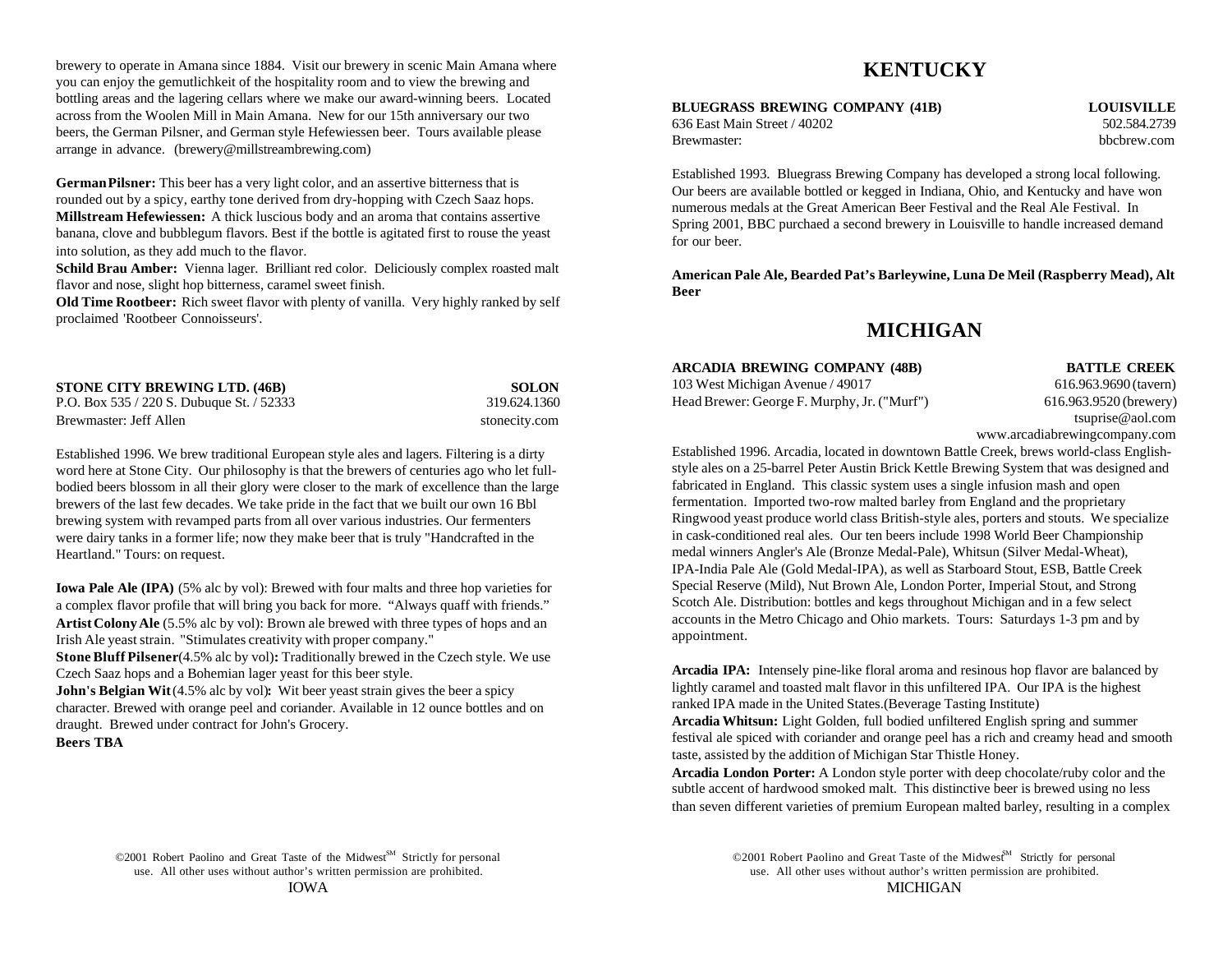brewery to operate in Amana since 1884. Visit our brewery in scenic Main Amana where you can enjoy the gemutlichkeit of the hospitality room and to view the brewing and bottling areas and the lagering cellars where we make our award-winning beers. Located across from the Woolen Mill in Main Amana. New for our 15th anniversary our two beers, the German Pilsner, and German style Hefewiessen beer. Tours available please arrange in advance. (brewery@millstreambrewing.com)

**German Pilsner:** This beer has a very light color, and an assertive bitterness that is rounded out by a spicy, earthy tone derived from dry-hopping with Czech Saaz hops.
**Millstream Hefewiessen:** A thick luscious body and an aroma that contains assertive banana, clove and bubblegum flavors. Best if the bottle is agitated first to rouse the yeast into solution, as they add much to the flavor.
**Schild Brau Amber:** Vienna lager. Brilliant red color. Deliciously complex roasted malt flavor and nose, slight hop bitterness, caramel sweet finish.
**Old Time Rootbeer:** Rich sweet flavor with plenty of vanilla. Very highly ranked by self proclaimed 'Rootbeer Connoisseurs'.

**STONE CITY BREWING LTD. (46B)** — **SOLON**
P.O. Box 535 / 220 S. Dubuque St. / 52333 — 319.624.1360
Brewmaster: Jeff Allen — stonecity.com

Established 1996. We brew traditional European style ales and lagers. Filtering is a dirty word here at Stone City. Our philosophy is that the brewers of centuries ago who let full-bodied beers blossom in all their glory were closer to the mark of excellence than the large brewers of the last few decades. We take pride in the fact that we built our own 16 Bbl brewing system with revamped parts from all over various industries. Our fermenters were dairy tanks in a former life; now they make beer that is truly "Handcrafted in the Heartland." Tours: on request.

**Iowa Pale Ale (IPA)** (5% alc by vol): Brewed with four malts and three hop varieties for a complex flavor profile that will bring you back for more. "Always quaff with friends."
**Artist Colony Ale** (5.5% alc by vol): Brown ale brewed with three types of hops and an Irish Ale yeast strain. "Stimulates creativity with proper company."
**Stone Bluff Pilsener**(4.5% alc by vol)**:** Traditionally brewed in the Czech style. We use Czech Saaz hops and a Bohemian lager yeast for this beer style.
**John's Belgian Wit** (4.5% alc by vol)**:** Wit beer yeast strain gives the beer a spicy character. Brewed with orange peel and coriander. Available in 12 ounce bottles and on draught. Brewed under contract for John's Grocery.
**Beers TBA**

# KENTUCKY

**BLUEGRASS BREWING COMPANY (41B)** — **LOUISVILLE**
636 East Main Street / 40202 — 502.584.2739
Brewmaster: — bbcbrew.com

Established 1993. Bluegrass Brewing Company has developed a strong local following. Our beers are available bottled or kegged in Indiana, Ohio, and Kentucky and have won numerous medals at the Great American Beer Festival and the Real Ale Festival. In Spring 2001, BBC purchaed a second brewery in Louisville to handle increased demand for our beer.

**American Pale Ale, Bearded Pat's Barleywine, Luna De Meil (Raspberry Mead), Alt Beer**

# MICHIGAN

**ARCADIA BREWING COMPANY (48B)** — **BATTLE CREEK**
103 West Michigan Avenue / 49017 — 616.963.9690 (tavern)
Head Brewer: George F. Murphy, Jr. ("Murf") — 616.963.9520 (brewery)
tsuprise@aol.com
www.arcadiabrewingcompany.com

Established 1996. Arcadia, located in downtown Battle Creek, brews world-class English-style ales on a 25-barrel Peter Austin Brick Kettle Brewing System that was designed and fabricated in England. This classic system uses a single infusion mash and open fermentation. Imported two-row malted barley from England and the proprietary Ringwood yeast produce world class British-style ales, porters and stouts. We specialize in cask-conditioned real ales. Our ten beers include 1998 World Beer Championship medal winners Angler's Ale (Bronze Medal-Pale), Whitsun (Silver Medal-Wheat), IPA-India Pale Ale (Gold Medal-IPA), as well as Starboard Stout, ESB, Battle Creek Special Reserve (Mild), Nut Brown Ale, London Porter, Imperial Stout, and Strong Scotch Ale. Distribution: bottles and kegs throughout Michigan and in a few select accounts in the Metro Chicago and Ohio markets. Tours: Saturdays 1-3 pm and by appointment.

**Arcadia IPA:** Intensely pine-like floral aroma and resinous hop flavor are balanced by lightly caramel and toasted malt flavor in this unfiltered IPA. Our IPA is the highest ranked IPA made in the United States.(Beverage Tasting Institute)
**Arcadia Whitsun:** Light Golden, full bodied unfiltered English spring and summer festival ale spiced with coriander and orange peel has a rich and creamy head and smooth taste, assisted by the addition of Michigan Star Thistle Honey.
**Arcadia London Porter:** A London style porter with deep chocolate/ruby color and the subtle accent of hardwood smoked malt. This distinctive beer is brewed using no less than seven different varieties of premium European malted barley, resulting in a complex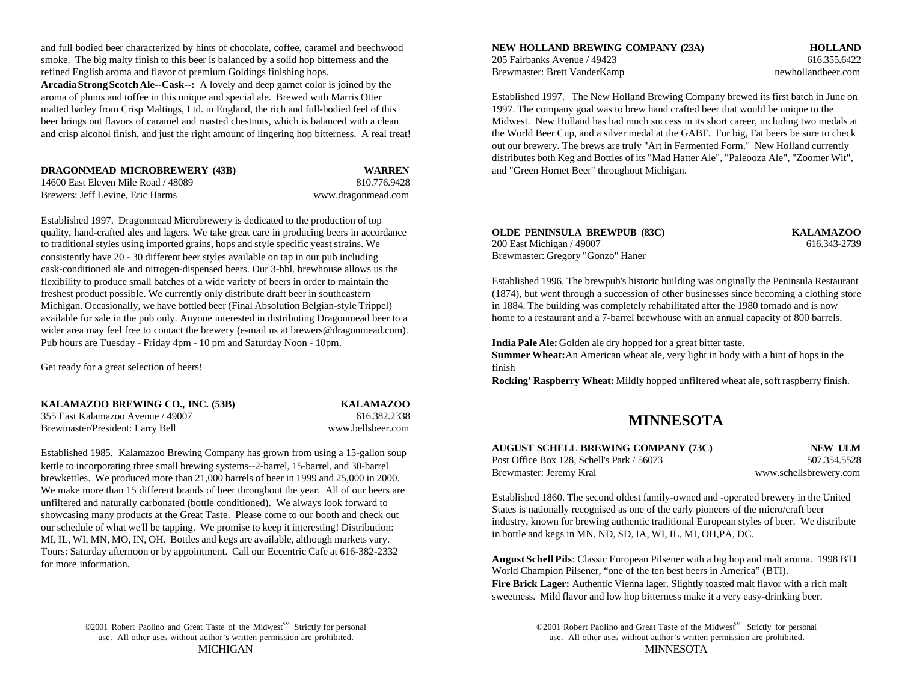and full bodied beer characterized by hints of chocolate, coffee, caramel and beechwood smoke. The big malty finish to this beer is balanced by a solid hop bitterness and the refined English aroma and flavor of premium Goldings finishing hops.

**Arcadia Strong Scotch Ale--Cask--:** A lovely and deep garnet color is joined by the aroma of plums and toffee in this unique and special ale. Brewed with Marris Otter malted barley from Crisp Maltings, Ltd. in England, the rich and full-bodied feel of this beer brings out flavors of caramel and roasted chestnuts, which is balanced with a clean and crisp alcohol finish, and just the right amount of lingering hop bitterness. A real treat!

**DRAGONMEAD MICROBREWERY (43B) — WARREN**
14600 East Eleven Mile Road / 48089 — 810.776.9428
Brewers: Jeff Levine, Eric Harms — www.dragonmead.com

Established 1997. Dragonmead Microbrewery is dedicated to the production of top quality, hand-crafted ales and lagers. We take great care in producing beers in accordance to traditional styles using imported grains, hops and style specific yeast strains. We consistently have 20 - 30 different beer styles available on tap in our pub including cask-conditioned ale and nitrogen-dispensed beers. Our 3-bbl. brewhouse allows us the flexibility to produce small batches of a wide variety of beers in order to maintain the freshest product possible. We currently only distribute draft beer in southeastern Michigan. Occasionally, we have bottled beer (Final Absolution Belgian-style Trippel) available for sale in the pub only. Anyone interested in distributing Dragonmead beer to a wider area may feel free to contact the brewery (e-mail us at brewers@dragonmead.com). Pub hours are Tuesday - Friday 4pm - 10 pm and Saturday Noon - 10pm.

Get ready for a great selection of beers!

**KALAMAZOO BREWING CO., INC. (53B) — KALAMAZOO**
355 East Kalamazoo Avenue / 49007 — 616.382.2338
Brewmaster/President: Larry Bell — www.bellsbeer.com

Established 1985. Kalamazoo Brewing Company has grown from using a 15-gallon soup kettle to incorporating three small brewing systems--2-barrel, 15-barrel, and 30-barrel brewkettles. We produced more than 21,000 barrels of beer in 1999 and 25,000 in 2000. We make more than 15 different brands of beer throughout the year. All of our beers are unfiltered and naturally carbonated (bottle conditioned). We always look forward to showcasing many products at the Great Taste. Please come to our booth and check out our schedule of what we'll be tapping. We promise to keep it interesting! Distribution: MI, IL, WI, MN, MO, IN, OH. Bottles and kegs are available, although markets vary. Tours: Saturday afternoon or by appointment. Call our Eccentric Cafe at 616-382-2332 for more information.

**NEW HOLLAND BREWING COMPANY (23A) — HOLLAND**
205 Fairbanks Avenue / 49423 — 616.355.6422
Brewmaster: Brett VanderKamp — newhollandbeer.com

Established 1997. The New Holland Brewing Company brewed its first batch in June on 1997. The company goal was to brew hand crafted beer that would be unique to the Midwest. New Holland has had much success in its short career, including two medals at the World Beer Cup, and a silver medal at the GABF. For big, Fat beers be sure to check out our brewery. The brews are truly "Art in Fermented Form." New Holland currently distributes both Keg and Bottles of its "Mad Hatter Ale", "Paleooza Ale", "Zoomer Wit", and "Green Hornet Beer" throughout Michigan.

**OLDE PENINSULA BREWPUB (83C) — KALAMAZOO**
200 East Michigan / 49007 — 616.343-2739
Brewmaster: Gregory "Gonzo" Haner

Established 1996. The brewpub's historic building was originally the Peninsula Restaurant (1874), but went through a succession of other businesses since becoming a clothing store in 1884. The building was completely rehabilitated after the 1980 tornado and is now home to a restaurant and a 7-barrel brewhouse with an annual capacity of 800 barrels.

**India Pale Ale:** Golden ale dry hopped for a great bitter taste.
**Summer Wheat:** An American wheat ale, very light in body with a hint of hops in the finish
**Rocking' Raspberry Wheat:** Mildly hopped unfiltered wheat ale, soft raspberry finish.

# MINNESOTA

**AUGUST SCHELL BREWING COMPANY (73C) — NEW ULM**
Post Office Box 128, Schell's Park / 56073 — 507.354.5528
Brewmaster: Jeremy Kral — www.schellsbrewery.com

Established 1860. The second oldest family-owned and -operated brewery in the United States is nationally recognised as one of the early pioneers of the micro/craft beer industry, known for brewing authentic traditional European styles of beer. We distribute in bottle and kegs in MN, ND, SD, IA, WI, IL, MI, OH,PA, DC.

**August Schell Pils**: Classic European Pilsener with a big hop and malt aroma. 1998 BTI World Champion Pilsener, "one of the ten best beers in America" (BTI).
**Fire Brick Lager:** Authentic Vienna lager. Slightly toasted malt flavor with a rich malt sweetness. Mild flavor and low hop bitterness make it a very easy-drinking beer.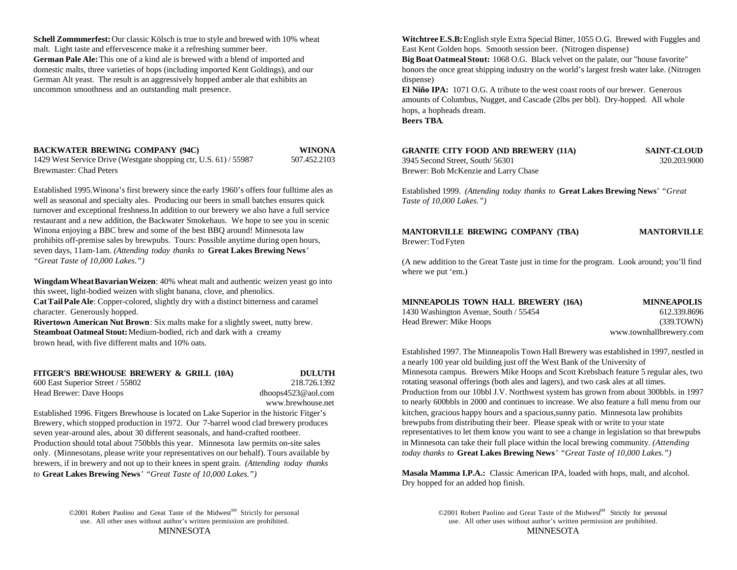**Schell Zommmerfest:** Our classic Kölsch is true to style and brewed with 10% wheat malt. Light taste and effervescence make it a refreshing summer beer.
**German Pale Ale:** This one of a kind ale is brewed with a blend of imported and domestic malts, three varieties of hops (including imported Kent Goldings), and our German Alt yeast. The result is an aggressively hopped amber ale that exhibits an uncommon smoothness and an outstanding malt presence.

### BACKWATER BREWING COMPANY (94C) — WINONA

1429 West Service Drive (Westgate shopping ctr, U.S. 61) / 55987 — 507.452.2103
Brewmaster: Chad Peters

Established 1995.Winona's first brewery since the early 1960's offers four fulltime ales as well as seasonal and specialty ales. Producing our beers in small batches ensures quick turnover and exceptional freshness.In addition to our brewery we also have a full service restaurant and a new addition, the Backwater Smokehaus. We hope to see you in scenic Winona enjoying a BBC brew and some of the best BBQ around! Minnesota law prohibits off-premise sales by brewpubs. Tours: Possible anytime during open hours, seven days, 11am-1am. *(Attending today thanks to* **Great Lakes Brewing News***' "Great Taste of 10,000 Lakes.")*

**Wingdam Wheat Bavarian Weizen**: 40% wheat malt and authentic weizen yeast go into this sweet, light-bodied weizen with slight banana, clove, and phenolics.
**Cat Tail Pale Ale**: Copper-colored, slightly dry with a distinct bitterness and caramel character. Generously hopped.
**Rivertown American Nut Brown**: Six malts make for a slightly sweet, nutty brew.
**Steamboat Oatmeal Stout:** Medium-bodied, rich and dark with a creamy brown head, with five different malts and 10% oats.

### FITGER'S BREWHOUSE BREWERY & GRILL (10A) — DULUTH

600 East Superior Street / 55802 — 218.726.1392
Head Brewer: Dave Hoops — dhoops4523@aol.com
www.brewhouse.net

Established 1996. Fitgers Brewhouse is located on Lake Superior in the historic Fitger's Brewery, which stopped production in 1972. Our 7-barrel wood clad brewery produces seven year-around ales, about 30 different seasonals, and hand-crafted rootbeer. Production should total about 750bbls this year. Minnesota law permits on-site sales only. (Minnesotans, please write your representatives on our behalf). Tours available by brewers, if in brewery and not up to their knees in spent grain. *(Attending today thanks to* **Great Lakes Brewing News***' "Great Taste of 10,000 Lakes.")*

**Witchtree E.S.B:** English style Extra Special Bitter, 1055 O.G. Brewed with Fuggles and East Kent Golden hops. Smooth session beer. (Nitrogen dispense)
**Big Boat Oatmeal Stout:** 1068 O.G. Black velvet on the palate, our "house favorite" honors the once great shipping industry on the world's largest fresh water lake. (Nitrogen dispense)
**El Niño IPA:** 1071 O.G. A tribute to the west coast roots of our brewer. Generous amounts of Columbus, Nugget, and Cascade (2lbs per bbl). Dry-hopped. All whole hops, a hopheads dream.
**Beers TBA**.

### GRANITE CITY FOOD AND BREWERY (11A) — SAINT-CLOUD

3945 Second Street, South/ 56301 — 320.203.9000
Brewer: Bob McKenzie and Larry Chase

Established 1999. *(Attending today thanks to* **Great Lakes Brewing News***' "Great Taste of 10,000 Lakes.")*

### MANTORVILLE BREWING COMPANY (TBA) — MANTORVILLE

Brewer: Tod Fyten

(A new addition to the Great Taste just in time for the program. Look around; you'll find where we put 'em.)

### MINNEAPOLIS TOWN HALL BREWERY (16A) — MINNEAPOLIS

1430 Washington Avenue, South / 55454 — 612.339.8696 (339.TOWN)
Head Brewer: Mike Hoops
www.townhallbrewery.com

Established 1997. The Minneapolis Town Hall Brewery was established in 1997, nestled in a nearly 100 year old building just off the West Bank of the University of Minnesota campus. Brewers Mike Hoops and Scott Krebsbach feature 5 regular ales, two rotating seasonal offerings (both ales and lagers), and two cask ales at all times. Production from our 10bbl J.V. Northwest system has grown from about 300bbls. in 1997 to nearly 600bbls in 2000 and continues to increase. We also feature a full menu from our kitchen, gracious happy hours and a spacious,sunny patio. Minnesota law prohibits brewpubs from distributing their beer. Please speak with or write to your state representatives to let them know you want to see a change in legislation so that brewpubs in Minnesota can take their full place within the local brewing community. *(Attending today thanks to* **Great Lakes Brewing News***' "Great Taste of 10,000 Lakes.")*

**Masala Mamma I.P.A.:** Classic American IPA, loaded with hops, malt, and alcohol. Dry hopped for an added hop finish.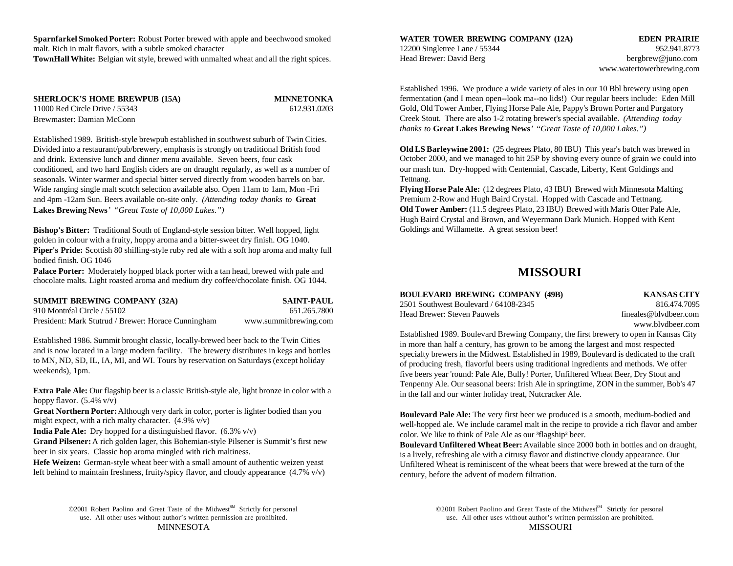**Sparnfarkel Smoked Porter:** Robust Porter brewed with apple and beechwood smoked malt. Rich in malt flavors, with a subtle smoked character
**TownHall White:** Belgian wit style, brewed with unmalted wheat and all the right spices.

**SHERLOCK'S HOME BREWPUB (15A)** **MINNETONKA**
11000 Red Circle Drive / 55343 612.931.0203
Brewmaster: Damian McConn

Established 1989. British-style brewpub established in southwest suburb of Twin Cities. Divided into a restaurant/pub/brewery, emphasis is strongly on traditional British food and drink. Extensive lunch and dinner menu available. Seven beers, four cask conditioned, and two hard English ciders are on draught regularly, as well as a number of seasonals. Winter warmer and special bitter served directly from wooden barrels on bar. Wide ranging single malt scotch selection available also. Open 11am to 1am, Mon -Fri and 4pm -12am Sun. Beers available on-site only. *(Attending today thanks to* **Great Lakes Brewing News***' "Great Taste of 10,000 Lakes.")*

**Bishop's Bitter:** Traditional South of England-style session bitter. Well hopped, light golden in colour with a fruity, hoppy aroma and a bitter-sweet dry finish. OG 1040.
**Piper's Pride:** Scottish 80 shilling-style ruby red ale with a soft hop aroma and malty full bodied finish. OG 1046
**Palace Porter:** Moderately hopped black porter with a tan head, brewed with pale and chocolate malts. Light roasted aroma and medium dry coffee/chocolate finish. OG 1044.

**SUMMIT BREWING COMPANY (32A)** **SAINT-PAUL**
910 Montréal Circle / 55102 651.265.7800
President: Mark Stutrud / Brewer: Horace Cunningham www.summitbrewing.com

Established 1986. Summit brought classic, locally-brewed beer back to the Twin Cities and is now located in a large modern facility. The brewery distributes in kegs and bottles to MN, ND, SD, IL, IA, MI, and WI. Tours by reservation on Saturdays (except holiday weekends), 1pm.

**Extra Pale Ale:** Our flagship beer is a classic British-style ale, light bronze in color with a hoppy flavor. (5.4% v/v)
**Great Northern Porter:** Although very dark in color, porter is lighter bodied than you might expect, with a rich malty character. (4.9% v/v)
**India Pale Ale:** Dry hopped for a distinguished flavor. (6.3% v/v)
**Grand Pilsener:** A rich golden lager, this Bohemian-style Pilsener is Summit's first new beer in six years. Classic hop aroma mingled with rich maltiness.
**Hefe Weizen:** German-style wheat beer with a small amount of authentic weizen yeast left behind to maintain freshness, fruity/spicy flavor, and cloudy appearance (4.7% v/v)

**WATER TOWER BREWING COMPANY (12A)** **EDEN PRAIRIE**
12200 Singletree Lane / 55344 952.941.8773
Head Brewer: David Berg bergbrew@juno.com
www.watertowerbrewing.com

Established 1996. We produce a wide variety of ales in our 10 Bbl brewery using open fermentation (and I mean open--look ma--no lids!) Our regular beers include: Eden Mill Gold, Old Tower Amber, Flying Horse Pale Ale, Pappy's Brown Porter and Purgatory Creek Stout. There are also 1-2 rotating brewer's special available. *(Attending today thanks to* **Great Lakes Brewing News***' "Great Taste of 10,000 Lakes.")*

**Old LS Barleywine 2001:** (25 degrees Plato, 80 IBU) This year's batch was brewed in October 2000, and we managed to hit 25P by shoving every ounce of grain we could into our mash tun. Dry-hopped with Centennial, Cascade, Liberty, Kent Goldings and Tettnang.
**Flying Horse Pale Ale:** (12 degrees Plato, 43 IBU) Brewed with Minnesota Malting Premium 2-Row and Hugh Baird Crystal. Hopped with Cascade and Tettnang.
**Old Tower Amber:** (11.5 degrees Plato, 23 IBU) Brewed with Maris Otter Pale Ale, Hugh Baird Crystal and Brown, and Weyermann Dark Munich. Hopped with Kent Goldings and Willamette. A great session beer!

# MISSOURI

**BOULEVARD BREWING COMPANY (49B)** **KANSAS CITY**
2501 Southwest Boulevard / 64108-2345 816.474.7095
Head Brewer: Steven Pauwels fineales@blvdbeer.com
www.blvdbeer.com

Established 1989. Boulevard Brewing Company, the first brewery to open in Kansas City in more than half a century, has grown to be among the largest and most respected specialty brewers in the Midwest. Established in 1989, Boulevard is dedicated to the craft of producing fresh, flavorful beers using traditional ingredients and methods. We offer five beers year 'round: Pale Ale, Bully! Porter, Unfiltered Wheat Beer, Dry Stout and Tenpenny Ale. Our seasonal beers: Irish Ale in springtime, ZON in the summer, Bob's 47 in the fall and our winter holiday treat, Nutcracker Ale.

**Boulevard Pale Ale:** The very first beer we produced is a smooth, medium-bodied and well-hopped ale. We include caramel malt in the recipe to provide a rich flavor and amber color. We like to think of Pale Ale as our ³flagship² beer.
**Boulevard Unfiltered Wheat Beer:** Available since 2000 both in bottles and on draught, is a lively, refreshing ale with a citrusy flavor and distinctive cloudy appearance. Our Unfiltered Wheat is reminiscent of the wheat beers that were brewed at the turn of the century, before the advent of modern filtration.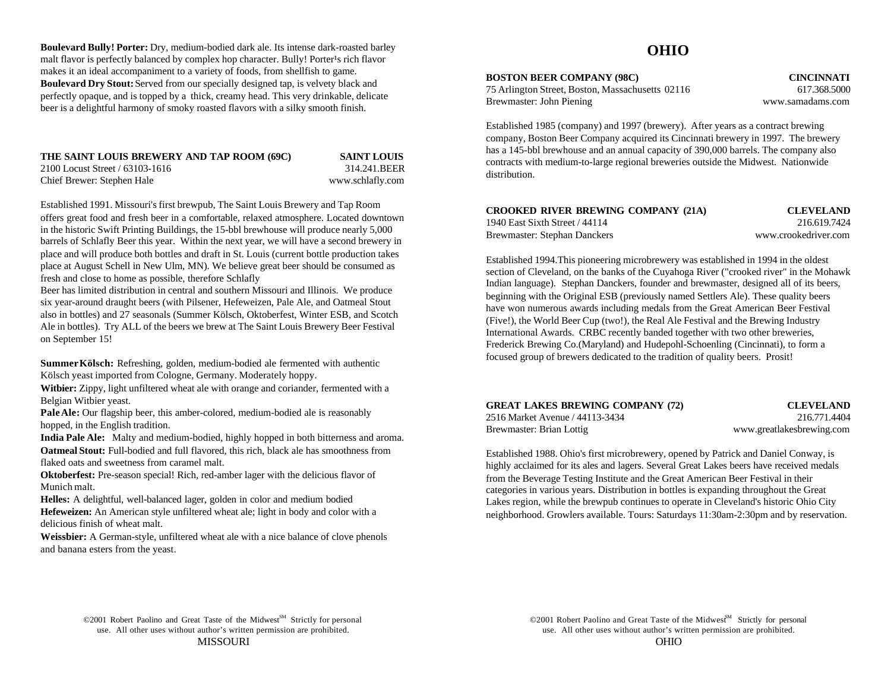**Boulevard Bully! Porter:** Dry, medium-bodied dark ale. Its intense dark-roasted barley malt flavor is perfectly balanced by complex hop character. Bully! Porter¹s rich flavor makes it an ideal accompaniment to a variety of foods, from shellfish to game.
**Boulevard Dry Stout:** Served from our specially designed tap, is velvety black and perfectly opaque, and is topped by a thick, creamy head. This very drinkable, delicate beer is a delightful harmony of smoky roasted flavors with a silky smooth finish.

**THE SAINT LOUIS BREWERY AND TAP ROOM (69C)** — **SAINT LOUIS**
2100 Locust Street / 63103-1616 — 314.241.BEER
Chief Brewer: Stephen Hale — www.schlafly.com

Established 1991. Missouri's first brewpub, The Saint Louis Brewery and Tap Room offers great food and fresh beer in a comfortable, relaxed atmosphere. Located downtown in the historic Swift Printing Buildings, the 15-bbl brewhouse will produce nearly 5,000 barrels of Schlafly Beer this year. Within the next year, we will have a second brewery in place and will produce both bottles and draft in St. Louis (current bottle production takes place at August Schell in New Ulm, MN). We believe great beer should be consumed as fresh and close to home as possible, therefore Schlafly Beer has limited distribution in central and southern Missouri and Illinois. We produce six year-around draught beers (with Pilsener, Hefeweizen, Pale Ale, and Oatmeal Stout also in bottles) and 27 seasonals (Summer Kölsch, Oktoberfest, Winter ESB, and Scotch Ale in bottles). Try ALL of the beers we brew at The Saint Louis Brewery Beer Festival on September 15!

**Summer Kölsch:** Refreshing, golden, medium-bodied ale fermented with authentic Kölsch yeast imported from Cologne, Germany. Moderately hoppy.
**Witbier:** Zippy, light unfiltered wheat ale with orange and coriander, fermented with a Belgian Witbier yeast.
**Pale Ale:** Our flagship beer, this amber-colored, medium-bodied ale is reasonably hopped, in the English tradition.
**India Pale Ale:** Malty and medium-bodied, highly hopped in both bitterness and aroma.
**Oatmeal Stout:** Full-bodied and full flavored, this rich, black ale has smoothness from flaked oats and sweetness from caramel malt.
**Oktoberfest:** Pre-season special! Rich, red-amber lager with the delicious flavor of Munich malt.
**Helles:** A delightful, well-balanced lager, golden in color and medium bodied
**Hefeweizen:** An American style unfiltered wheat ale; light in body and color with a delicious finish of wheat malt.
**Weissbier:** A German-style, unfiltered wheat ale with a nice balance of clove phenols and banana esters from the yeast.

# OHIO

**BOSTON BEER COMPANY (98C)** — **CINCINNATI**
75 Arlington Street, Boston, Massachusetts 02116 — 617.368.5000
Brewmaster: John Piening — www.samadams.com

Established 1985 (company) and 1997 (brewery). After years as a contract brewing company, Boston Beer Company acquired its Cincinnati brewery in 1997. The brewery has a 145-bbl brewhouse and an annual capacity of 390,000 barrels. The company also contracts with medium-to-large regional breweries outside the Midwest. Nationwide distribution.

**CROOKED RIVER BREWING COMPANY (21A)** — **CLEVELAND**
1940 East Sixth Street / 44114 — 216.619.7424
Brewmaster: Stephan Danckers — www.crookedriver.com

Established 1994.This pioneering microbrewery was established in 1994 in the oldest section of Cleveland, on the banks of the Cuyahoga River ("crooked river" in the Mohawk Indian language). Stephan Danckers, founder and brewmaster, designed all of its beers, beginning with the Original ESB (previously named Settlers Ale). These quality beers have won numerous awards including medals from the Great American Beer Festival (Five!), the World Beer Cup (two!), the Real Ale Festival and the Brewing Industry International Awards. CRBC recently banded together with two other breweries, Frederick Brewing Co.(Maryland) and Hudepohl-Schoenling (Cincinnati), to form a focused group of brewers dedicated to the tradition of quality beers. Prosit!

**GREAT LAKES BREWING COMPANY (72)** — **CLEVELAND**
2516 Market Avenue / 44113-3434 — 216.771.4404
Brewmaster: Brian Lottig — www.greatlakesbrewing.com

Established 1988. Ohio's first microbrewery, opened by Patrick and Daniel Conway, is highly acclaimed for its ales and lagers. Several Great Lakes beers have received medals from the Beverage Testing Institute and the Great American Beer Festival in their categories in various years. Distribution in bottles is expanding throughout the Great Lakes region, while the brewpub continues to operate in Cleveland's historic Ohio City neighborhood. Growlers available. Tours: Saturdays 11:30am-2:30pm and by reservation.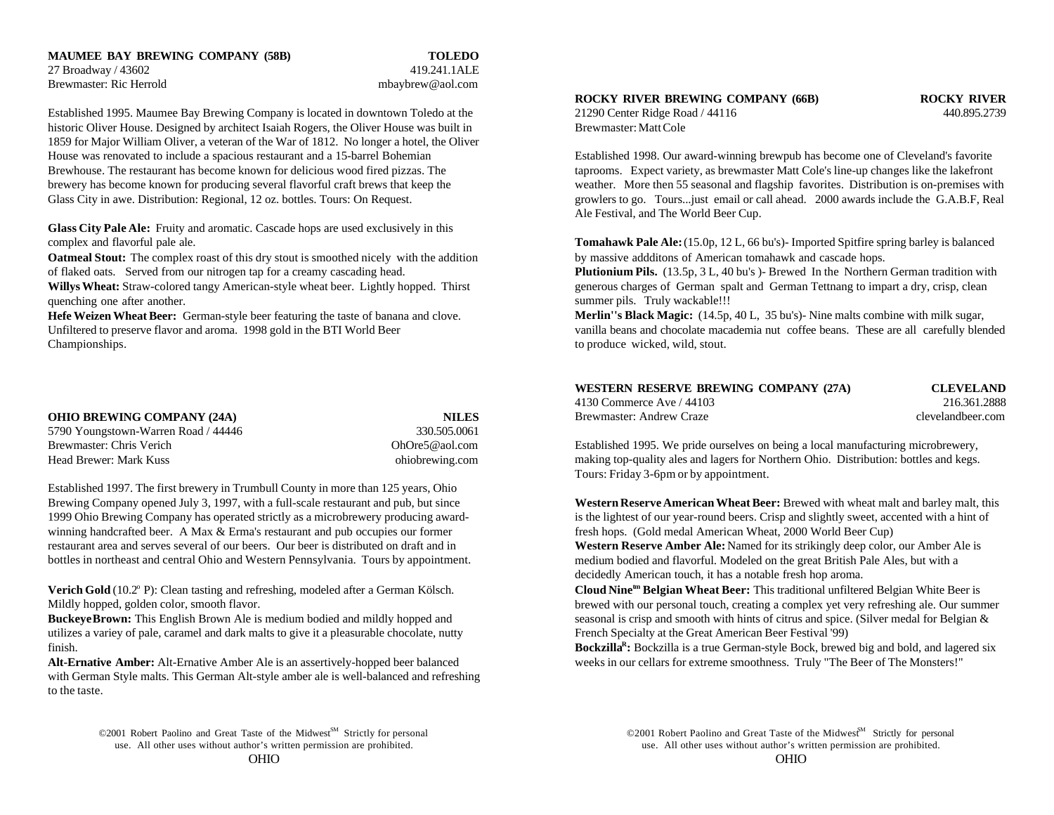**MAUMEE BAY BREWING COMPANY (58B)** **TOLEDO**

27 Broadway / 43602 419.241.1ALE

Brewmaster: Ric Herrold mbaybrew@aol.com

Established 1995. Maumee Bay Brewing Company is located in downtown Toledo at the historic Oliver House. Designed by architect Isaiah Rogers, the Oliver House was built in 1859 for Major William Oliver, a veteran of the War of 1812. No longer a hotel, the Oliver House was renovated to include a spacious restaurant and a 15-barrel Bohemian Brewhouse. The restaurant has become known for delicious wood fired pizzas. The brewery has become known for producing several flavorful craft brews that keep the Glass City in awe. Distribution: Regional, 12 oz. bottles. Tours: On Request.

**Glass City Pale Ale:** Fruity and aromatic. Cascade hops are used exclusively in this complex and flavorful pale ale.
**Oatmeal Stout:** The complex roast of this dry stout is smoothed nicely with the addition of flaked oats. Served from our nitrogen tap for a creamy cascading head.
**Willys Wheat:** Straw-colored tangy American-style wheat beer. Lightly hopped. Thirst quenching one after another.
**Hefe Weizen Wheat Beer:** German-style beer featuring the taste of banana and clove. Unfiltered to preserve flavor and aroma. 1998 gold in the BTI World Beer Championships.

**OHIO BREWING COMPANY (24A)** **NILES**

5790 Youngstown-Warren Road / 44446 330.505.0061

Brewmaster: Chris Verich OhOre5@aol.com

Head Brewer: Mark Kuss ohiobrewing.com

Established 1997. The first brewery in Trumbull County in more than 125 years, Ohio Brewing Company opened July 3, 1997, with a full-scale restaurant and pub, but since 1999 Ohio Brewing Company has operated strictly as a microbrewery producing award-winning handcrafted beer. A Max & Erma's restaurant and pub occupies our former restaurant area and serves several of our beers. Our beer is distributed on draft and in bottles in northeast and central Ohio and Western Pennsylvania. Tours by appointment.

**Verich Gold** (10.2º P): Clean tasting and refreshing, modeled after a German Kölsch. Mildly hopped, golden color, smooth flavor.
**Buckeye Brown:** This English Brown Ale is medium bodied and mildly hopped and utilizes a variey of pale, caramel and dark malts to give it a pleasurable chocolate, nutty finish.
**Alt-Ernative Amber:** Alt-Ernative Amber Ale is an assertively-hopped beer balanced with German Style malts. This German Alt-style amber ale is well-balanced and refreshing to the taste.

**ROCKY RIVER BREWING COMPANY (66B)** **ROCKY RIVER**

21290 Center Ridge Road / 44116 440.895.2739

Brewmaster: Matt Cole

Established 1998. Our award-winning brewpub has become one of Cleveland's favorite taprooms. Expect variety, as brewmaster Matt Cole's line-up changes like the lakefront weather. More then 55 seasonal and flagship favorites. Distribution is on-premises with growlers to go. Tours...just email or call ahead. 2000 awards include the G.A.B.F, Real Ale Festival, and The World Beer Cup.

**Tomahawk Pale Ale:** (15.0p, 12 L, 66 bu's)- Imported Spitfire spring barley is balanced by massive addditons of American tomahawk and cascade hops.
**Plutionium Pils.** (13.5p, 3 L, 40 bu's )- Brewed In the Northern German tradition with generous charges of German spalt and German Tettnang to impart a dry, crisp, clean summer pils. Truly wackable!!!
**Merlin''s Black Magic:** (14.5p, 40 L, 35 bu's)- Nine malts combine with milk sugar, vanilla beans and chocolate macademia nut coffee beans. These are all carefully blended to produce wicked, wild, stout.

**WESTERN RESERVE BREWING COMPANY (27A)** **CLEVELAND**

4130 Commerce Ave / 44103 216.361.2888

Brewmaster: Andrew Craze clevelandbeer.com

Established 1995. We pride ourselves on being a local manufacturing microbrewery, making top-quality ales and lagers for Northern Ohio. Distribution: bottles and kegs. Tours: Friday 3-6pm or by appointment.

**Western Reserve American Wheat Beer:** Brewed with wheat malt and barley malt, this is the lightest of our year-round beers. Crisp and slightly sweet, accented with a hint of fresh hops. (Gold medal American Wheat, 2000 World Beer Cup)
**Western Reserve Amber Ale:** Named for its strikingly deep color, our Amber Ale is medium bodied and flavorful. Modeled on the great British Pale Ales, but with a decidedly American touch, it has a notable fresh hop aroma.
**Cloud Nine™ Belgian Wheat Beer:** This traditional unfiltered Belgian White Beer is brewed with our personal touch, creating a complex yet very refreshing ale. Our summer seasonal is crisp and smooth with hints of citrus and spice. (Silver medal for Belgian & French Specialty at the Great American Beer Festival '99)
**Bockzilla®:** Bockzilla is a true German-style Bock, brewed big and bold, and lagered six weeks in our cellars for extreme smoothness. Truly "The Beer of The Monsters!"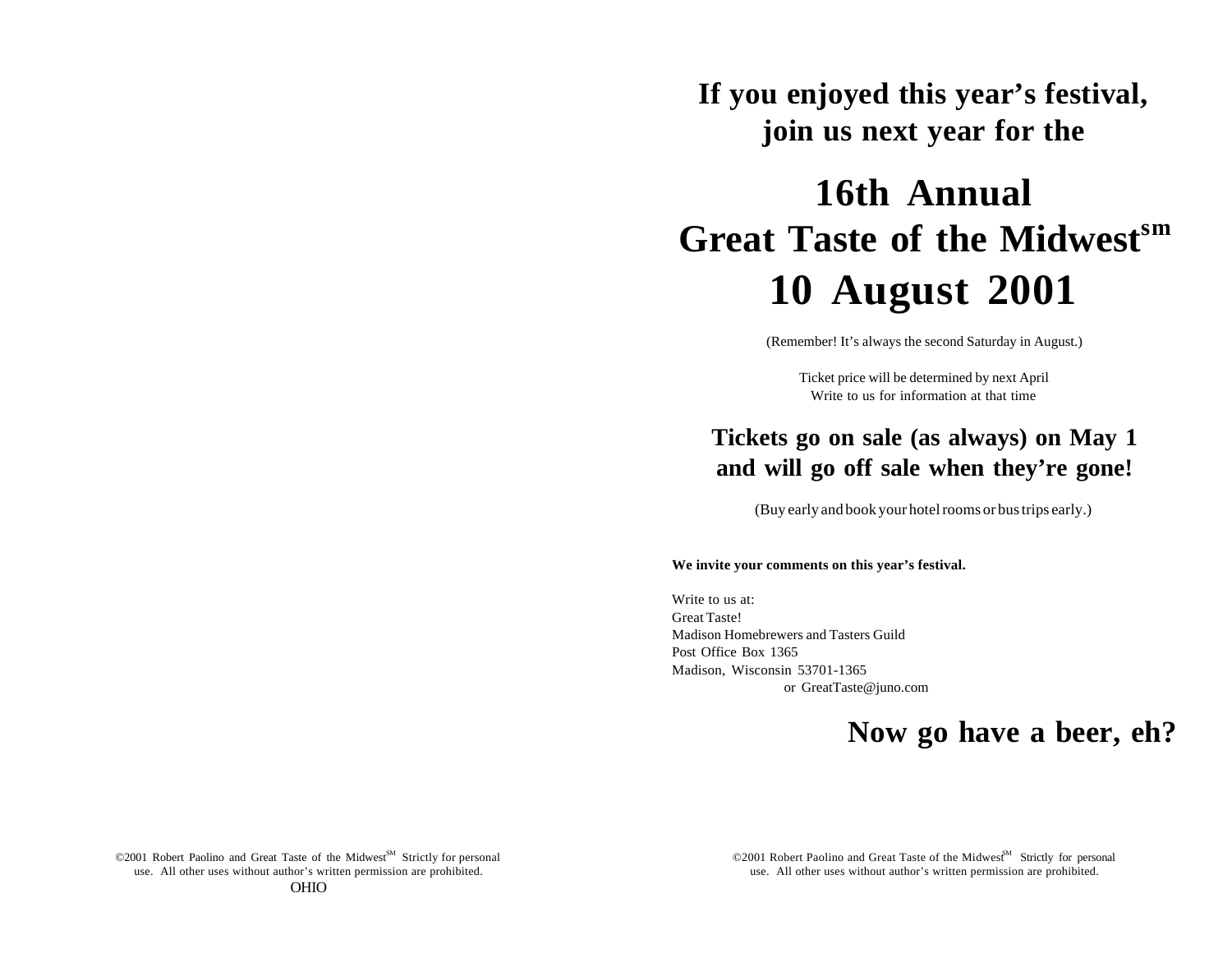**If you enjoyed this year's festival, join us next year for the**

# 16th Annual Great Taste of the Midwest[sm] 10 August 2001

(Remember! It's always the second Saturday in August.)

Ticket price will be determined by next April
Write to us for information at that time

## Tickets go on sale (as always) on May 1 and will go off sale when they're gone!

(Buy early and book your hotel rooms or bus trips early.)

**We invite your comments on this year's festival.**

Write to us at:
Great Taste!
Madison Homebrewers and Tasters Guild
Post Office Box 1365
Madison, Wisconsin 53701-1365
or GreatTaste@juno.com

## Now go have a beer, eh?

©2001 Robert Paolino and Great Taste of the Midwest[SM] Strictly for personal use. All other uses without author's written permission are prohibited.

OHIO

©2001 Robert Paolino and Great Taste of the Midwest[SM] Strictly for personal use. All other uses without author's written permission are prohibited.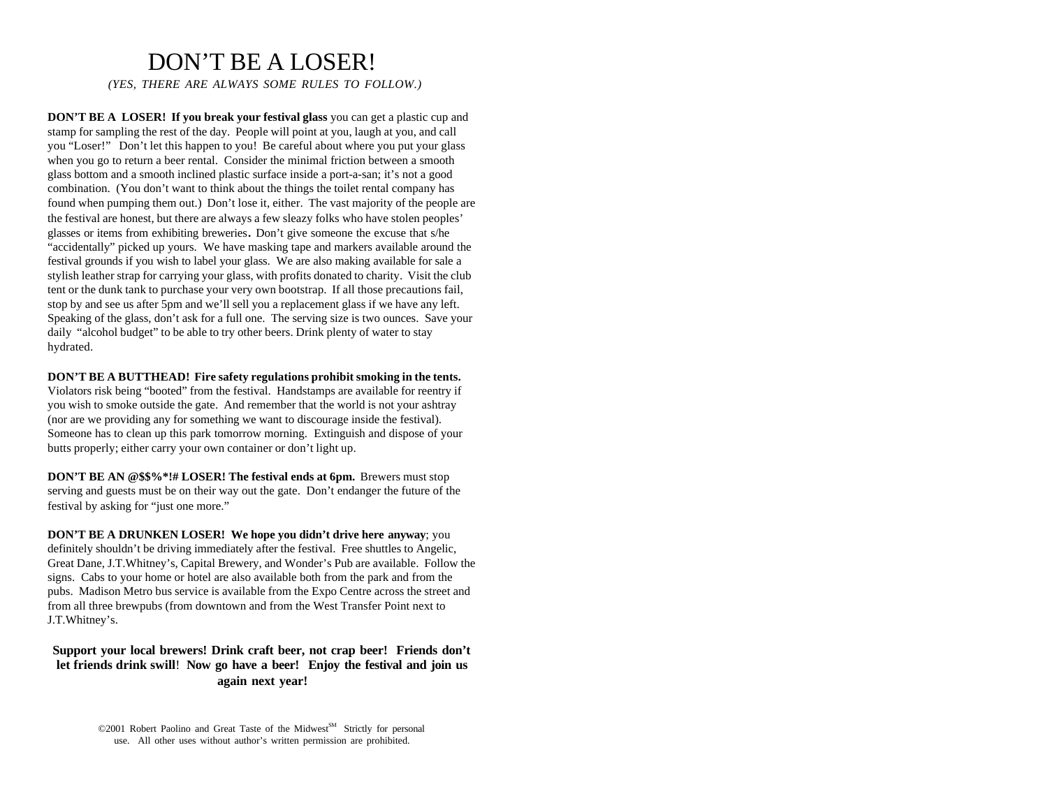# DON'T BE A LOSER!

*(YES, THERE ARE ALWAYS SOME RULES TO FOLLOW.)*

**DON'T BE A LOSER! If you break your festival glass** you can get a plastic cup and stamp for sampling the rest of the day. People will point at you, laugh at you, and call you "Loser!" Don't let this happen to you! Be careful about where you put your glass when you go to return a beer rental. Consider the minimal friction between a smooth glass bottom and a smooth inclined plastic surface inside a port-a-san; it's not a good combination. (You don't want to think about the things the toilet rental company has found when pumping them out.) Don't lose it, either. The vast majority of the people are the festival are honest, but there are always a few sleazy folks who have stolen peoples' glasses or items from exhibiting breweries**.** Don't give someone the excuse that s/he "accidentally" picked up yours. We have masking tape and markers available around the festival grounds if you wish to label your glass. We are also making available for sale a stylish leather strap for carrying your glass, with profits donated to charity. Visit the club tent or the dunk tank to purchase your very own bootstrap. If all those precautions fail, stop by and see us after 5pm and we'll sell you a replacement glass if we have any left. Speaking of the glass, don't ask for a full one. The serving size is two ounces. Save your daily "alcohol budget" to be able to try other beers. Drink plenty of water to stay hydrated.

**DON'T BE A BUTTHEAD! Fire safety regulations prohibit smoking in the tents.** Violators risk being "booted" from the festival. Handstamps are available for reentry if you wish to smoke outside the gate. And remember that the world is not your ashtray (nor are we providing any for something we want to discourage inside the festival). Someone has to clean up this park tomorrow morning. Extinguish and dispose of your butts properly; either carry your own container or don't light up.

**DON'T BE AN @$$%*!# LOSER! The festival ends at 6pm.** Brewers must stop serving and guests must be on their way out the gate. Don't endanger the future of the festival by asking for "just one more."

**DON'T BE A DRUNKEN LOSER! We hope you didn't drive here anyway**; you definitely shouldn't be driving immediately after the festival. Free shuttles to Angelic, Great Dane, J.T.Whitney's, Capital Brewery, and Wonder's Pub are available. Follow the signs. Cabs to your home or hotel are also available both from the park and from the pubs. Madison Metro bus service is available from the Expo Centre across the street and from all three brewpubs (from downtown and from the West Transfer Point next to J.T.Whitney's.

**Support your local brewers! Drink craft beer, not crap beer! Friends don't let friends drink swill! Now go have a beer! Enjoy the festival and join us again next year!**

©2001 Robert Paolino and Great Taste of the Midwest[SM] Strictly for personal use. All other uses without author's written permission are prohibited.